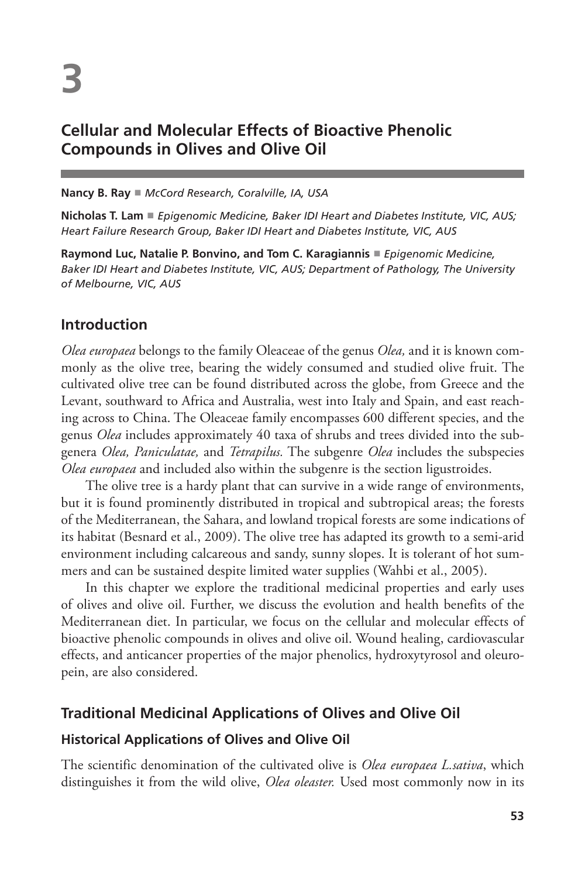# 3

## Cellular and Molecular Effects of Bioactive Phenolic Compounds in Olives and Olive Oil

**Nancy B. Ray** ■ *McCord Research, Coralville, IA, USA*

**Nicholas T. Lam** ■ *Epigenomic Medicine, Baker IDI Heart and Diabetes Institute, VIC, AUS; Heart Failure Research Group, Baker IDI Heart and Diabetes Institute, VIC, AUS*

**Raymond Luc, Natalie P. Bonvino, and Tom C. Karagiannis** ■ *Epigenomic Medicine, Baker IDI Heart and Diabetes Institute, VIC, AUS; Department of Pathology, The University of Melbourne, VIC, AUS*

### Introduction

*Olea europaea* belongs to the family Oleaceae of the genus *Olea,* and it is known commonly as the olive tree, bearing the widely consumed and studied olive fruit. The cultivated olive tree can be found distributed across the globe, from Greece and the Levant, southward to Africa and Australia, west into Italy and Spain, and east reaching across to China. The Oleaceae family encompasses 600 different species, and the genus *Olea* includes approximately 40 taxa of shrubs and trees divided into the subgenera *Olea, Paniculatae,* and *Tetrapilus.* The subgenre *Olea* includes the subspecies *Olea europaea* and included also within the subgenre is the section ligustroides.

The olive tree is a hardy plant that can survive in a wide range of environments, but it is found prominently distributed in tropical and subtropical areas; the forests of the Mediterranean, the Sahara, and lowland tropical forests are some indications of its habitat (Besnard et al., 2009). The olive tree has adapted its growth to a semi-arid environment including calcareous and sandy, sunny slopes. It is tolerant of hot summers and can be sustained despite limited water supplies (Wahbi et al., 2005).

In this chapter we explore the traditional medicinal properties and early uses of olives and olive oil. Further, we discuss the evolution and health benefits of the Mediterranean diet. In particular, we focus on the cellular and molecular effects of bioactive phenolic compounds in olives and olive oil. Wound healing, cardiovascular effects, and anticancer properties of the major phenolics, hydroxytyrosol and oleuropein, are also considered.

### Traditional Medicinal Applications of Olives and Olive Oil

#### Historical Applications of Olives and Olive Oil

The scientific denomination of the cultivated olive is *Olea europaea L.sativa*, which distinguishes it from the wild olive, *Olea oleaster.* Used most commonly now in its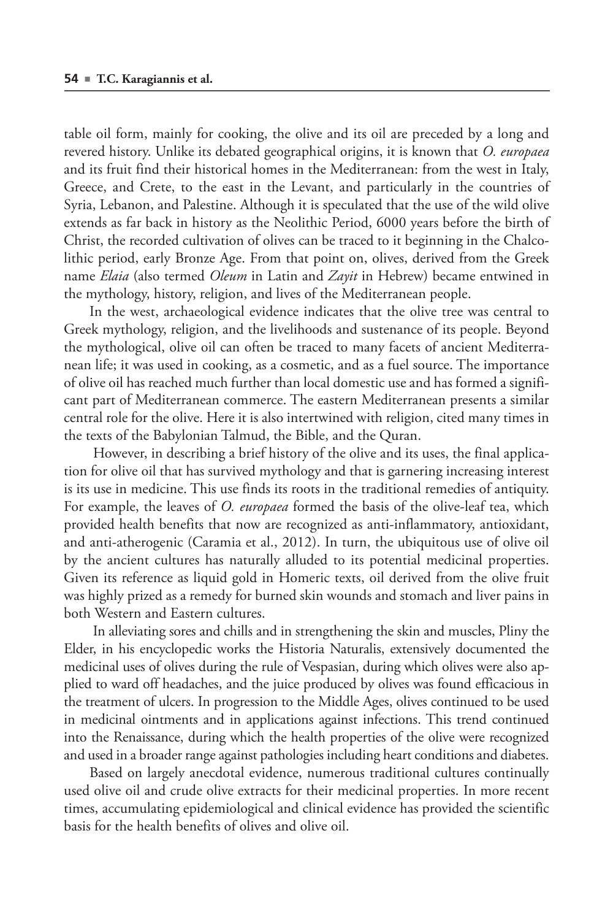table oil form, mainly for cooking, the olive and its oil are preceded by a long and revered history. Unlike its debated geographical origins, it is known that *O. europaea* and its fruit find their historical homes in the Mediterranean: from the west in Italy, Greece, and Crete, to the east in the Levant, and particularly in the countries of Syria, Lebanon, and Palestine. Although it is speculated that the use of the wild olive extends as far back in history as the Neolithic Period, 6000 years before the birth of Christ, the recorded cultivation of olives can be traced to it beginning in the Chalcolithic period, early Bronze Age. From that point on, olives, derived from the Greek name *Elaia* (also termed *Oleum* in Latin and *Zayit* in Hebrew) became entwined in the mythology, history, religion, and lives of the Mediterranean people.

In the west, archaeological evidence indicates that the olive tree was central to Greek mythology, religion, and the livelihoods and sustenance of its people. Beyond the mythological, olive oil can often be traced to many facets of ancient Mediterranean life; it was used in cooking, as a cosmetic, and as a fuel source. The importance of olive oil has reached much further than local domestic use and has formed a significant part of Mediterranean commerce. The eastern Mediterranean presents a similar central role for the olive. Here it is also intertwined with religion, cited many times in the texts of the Babylonian Talmud, the Bible, and the Quran.

However, in describing a brief history of the olive and its uses, the final application for olive oil that has survived mythology and that is garnering increasing interest is its use in medicine. This use finds its roots in the traditional remedies of antiquity. For example, the leaves of *O. europaea* formed the basis of the olive-leaf tea, which provided health benefits that now are recognized as anti-inflammatory, antioxidant, and anti-atherogenic (Caramia et al., 2012). In turn, the ubiquitous use of olive oil by the ancient cultures has naturally alluded to its potential medicinal properties. Given its reference as liquid gold in Homeric texts, oil derived from the olive fruit was highly prized as a remedy for burned skin wounds and stomach and liver pains in both Western and Eastern cultures.

In alleviating sores and chills and in strengthening the skin and muscles, Pliny the Elder, in his encyclopedic works the Historia Naturalis, extensively documented the medicinal uses of olives during the rule of Vespasian, during which olives were also applied to ward off headaches, and the juice produced by olives was found efficacious in the treatment of ulcers. In progression to the Middle Ages, olives continued to be used in medicinal ointments and in applications against infections. This trend continued into the Renaissance, during which the health properties of the olive were recognized and used in a broader range against pathologies including heart conditions and diabetes.

Based on largely anecdotal evidence, numerous traditional cultures continually used olive oil and crude olive extracts for their medicinal properties. In more recent times, accumulating epidemiological and clinical evidence has provided the scientific basis for the health benefits of olives and olive oil.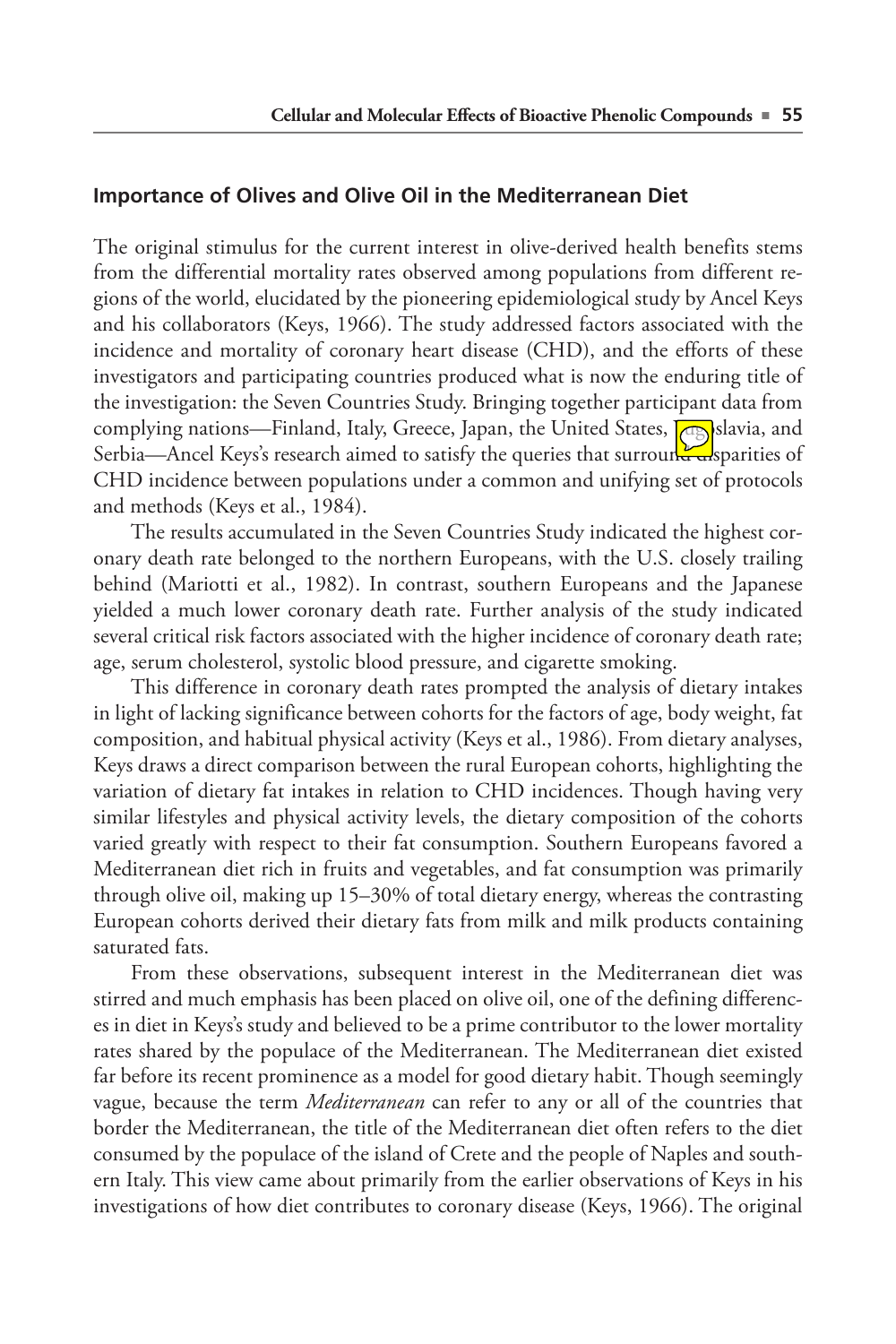## Importance of Olives and Olive Oil in the Mediterranean Diet

The original stimulus for the current interest in olive-derived health benefits stems from the differential mortality rates observed among populations from different regions of the world, elucidated by the pioneering epidemiological study by Ancel Keys and his collaborators (Keys, 1966). The study addressed factors associated with the incidence and mortality of coronary heart disease (CHD), and the efforts of these investigators and participating countries produced what is now the enduring title of the investigation: the Seven Countries Study. Bringing together participant data from complying nations—Finland, Italy, Greece, Japan, the United States, Yugoslavia, and Serbia—Ancel Keys's research aimed to satisfy the queries that surround disparities of CHD incidence between populations under a common and unifying set of protocols and methods (Keys et al., 1984).

The results accumulated in the Seven Countries Study indicated the highest coronary death rate belonged to the northern Europeans, with the U.S. closely trailing behind (Mariotti et al., 1982). In contrast, southern Europeans and the Japanese yielded a much lower coronary death rate. Further analysis of the study indicated several critical risk factors associated with the higher incidence of coronary death rate; age, serum cholesterol, systolic blood pressure, and cigarette smoking.

This difference in coronary death rates prompted the analysis of dietary intakes in light of lacking significance between cohorts for the factors of age, body weight, fat composition, and habitual physical activity (Keys et al., 1986). From dietary analyses, Keys draws a direct comparison between the rural European cohorts, highlighting the variation of dietary fat intakes in relation to CHD incidences. Though having very similar lifestyles and physical activity levels, the dietary composition of the cohorts varied greatly with respect to their fat consumption. Southern Europeans favored a Mediterranean diet rich in fruits and vegetables, and fat consumption was primarily through olive oil, making up 15–30% of total dietary energy, whereas the contrasting European cohorts derived their dietary fats from milk and milk products containing saturated fats.

From these observations, subsequent interest in the Mediterranean diet was stirred and much emphasis has been placed on olive oil, one of the defining differences in diet in Keys's study and believed to be a prime contributor to the lower mortality rates shared by the populace of the Mediterranean. The Mediterranean diet existed far before its recent prominence as a model for good dietary habit. Though seemingly vague, because the term *Mediterranean* can refer to any or all of the countries that border the Mediterranean, the title of the Mediterranean diet often refers to the diet consumed by the populace of the island of Crete and the people of Naples and southern Italy. This view came about primarily from the earlier observations of Keys in his investigations of how diet contributes to coronary disease (Keys, 1966). The original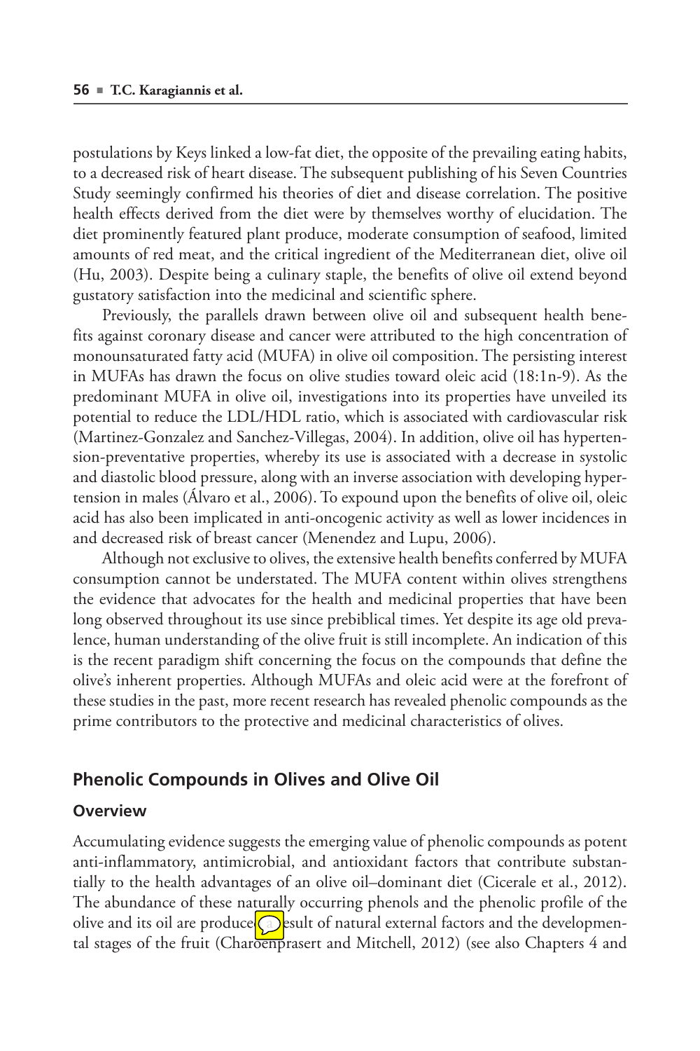postulations by Keys linked a low-fat diet, the opposite of the prevailing eating habits, to a decreased risk of heart disease. The subsequent publishing of his Seven Countries Study seemingly confirmed his theories of diet and disease correlation. The positive health effects derived from the diet were by themselves worthy of elucidation. The diet prominently featured plant produce, moderate consumption of seafood, limited amounts of red meat, and the critical ingredient of the Mediterranean diet, olive oil (Hu, 2003). Despite being a culinary staple, the benefits of olive oil extend beyond gustatory satisfaction into the medicinal and scientific sphere.

Previously, the parallels drawn between olive oil and subsequent health benefits against coronary disease and cancer were attributed to the high concentration of monounsaturated fatty acid (MUFA) in olive oil composition. The persisting interest in MUFAs has drawn the focus on olive studies toward oleic acid (18:1n-9). As the predominant MUFA in olive oil, investigations into its properties have unveiled its potential to reduce the LDL/HDL ratio, which is associated with cardiovascular risk (Martinez-Gonzalez and Sanchez-Villegas, 2004). In addition, olive oil has hypertension-preventative properties, whereby its use is associated with a decrease in systolic and diastolic blood pressure, along with an inverse association with developing hypertension in males (Álvaro et al., 2006). To expound upon the benefits of olive oil, oleic acid has also been implicated in anti-oncogenic activity as well as lower incidences in and decreased risk of breast cancer (Menendez and Lupu, 2006).

Although not exclusive to olives, the extensive health benefits conferred by MUFA consumption cannot be understated. The MUFA content within olives strengthens the evidence that advocates for the health and medicinal properties that have been long observed throughout its use since prebiblical times. Yet despite its age old prevalence, human understanding of the olive fruit is still incomplete. An indication of this is the recent paradigm shift concerning the focus on the compounds that define the olive's inherent properties. Although MUFAs and oleic acid were at the forefront of these studies in the past, more recent research has revealed phenolic compounds as the prime contributors to the protective and medicinal characteristics of olives.

## Phenolic Compounds in Olives and Olive Oil

### Overview

Accumulating evidence suggests the emerging value of phenolic compounds as potent anti-inflammatory, antimicrobial, and antioxidant factors that contribute substantially to the health advantages of an olive oil–dominant diet (Cicerale et al., 2012). The abundance of these naturally occurring phenols and the phenolic profile of the olive and its oil are produced a result of natural external factors and the developmental stages of the fruit (Charoenprasert and Mitchell, 2012) (see also Chapters 4 and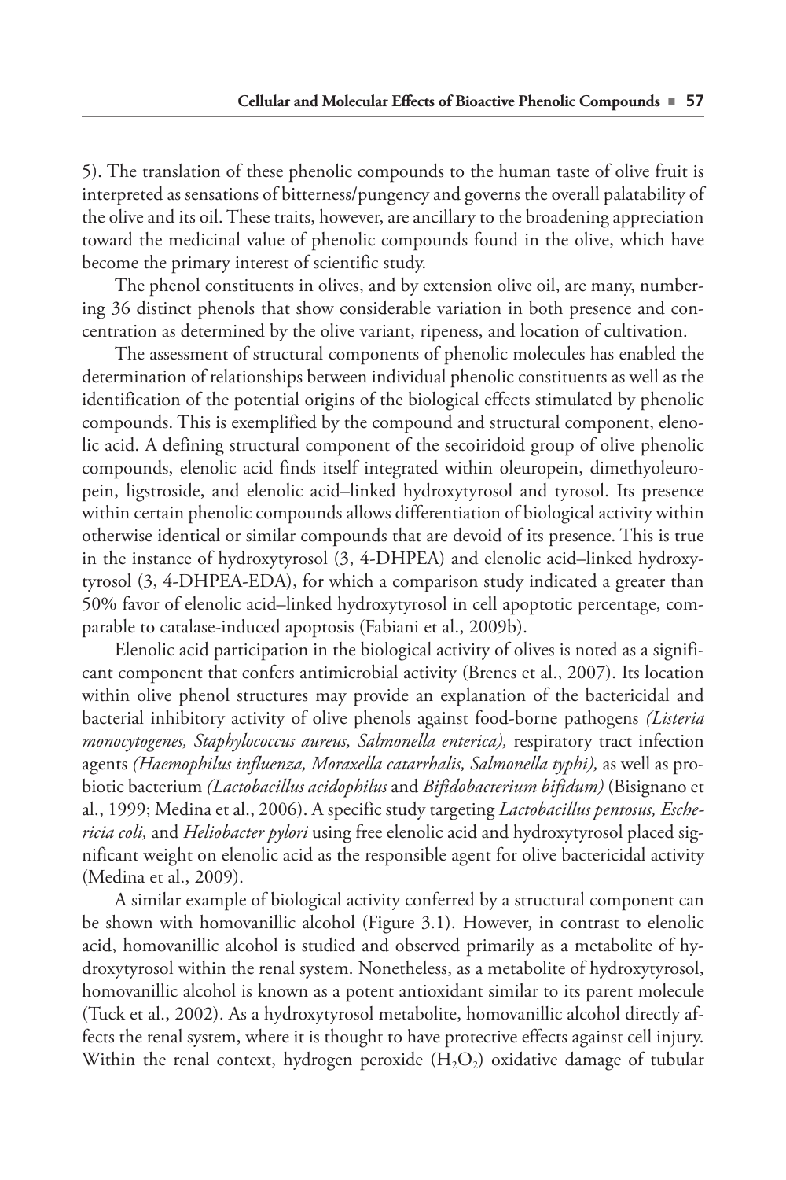5). The translation of these phenolic compounds to the human taste of olive fruit is interpreted as sensations of bitterness/pungency and governs the overall palatability of the olive and its oil. These traits, however, are ancillary to the broadening appreciation toward the medicinal value of phenolic compounds found in the olive, which have become the primary interest of scientific study.

The phenol constituents in olives, and by extension olive oil, are many, numbering 36 distinct phenols that show considerable variation in both presence and concentration as determined by the olive variant, ripeness, and location of cultivation.

The assessment of structural components of phenolic molecules has enabled the determination of relationships between individual phenolic constituents as well as the identification of the potential origins of the biological effects stimulated by phenolic compounds. This is exemplified by the compound and structural component, elenolic acid. A defining structural component of the secoiridoid group of olive phenolic compounds, elenolic acid finds itself integrated within oleuropein, dimethyoleuropein, ligstroside, and elenolic acid–linked hydroxytyrosol and tyrosol. Its presence within certain phenolic compounds allows differentiation of biological activity within otherwise identical or similar compounds that are devoid of its presence. This is true in the instance of hydroxytyrosol (3, 4-DHPEA) and elenolic acid–linked hydroxytyrosol (3, 4-DHPEA-EDA), for which a comparison study indicated a greater than 50% favor of elenolic acid–linked hydroxytyrosol in cell apoptotic percentage, comparable to catalase-induced apoptosis (Fabiani et al., 2009b).

Elenolic acid participation in the biological activity of olives is noted as a significant component that confers antimicrobial activity (Brenes et al., 2007). Its location within olive phenol structures may provide an explanation of the bactericidal and bacterial inhibitory activity of olive phenols against food-borne pathogens *(Listeria monocytogenes, Staphylococcus aureus, Salmonella enterica),* respiratory tract infection agents *(Haemophilus influenza, Moraxella catarrhalis, Salmonella typhi),* as well as probiotic bacterium *(Lactobacillus acidophilus* and *Bifidobacterium bifidum)* (Bisignano et al., 1999; Medina et al., 2006). A specific study targeting *Lactobacillus pentosus, Eschericia coli,* and *Heliobacter pylori* using free elenolic acid and hydroxytyrosol placed significant weight on elenolic acid as the responsible agent for olive bactericidal activity (Medina et al., 2009).

A similar example of biological activity conferred by a structural component can be shown with homovanillic alcohol (Figure 3.1). However, in contrast to elenolic acid, homovanillic alcohol is studied and observed primarily as a metabolite of hydroxytyrosol within the renal system. Nonetheless, as a metabolite of hydroxytyrosol, homovanillic alcohol is known as a potent antioxidant similar to its parent molecule (Tuck et al., 2002). As a hydroxytyrosol metabolite, homovanillic alcohol directly affects the renal system, where it is thought to have protective effects against cell injury. Within the renal context, hydrogen peroxide ($H_2O_2$) oxidative damage of tubular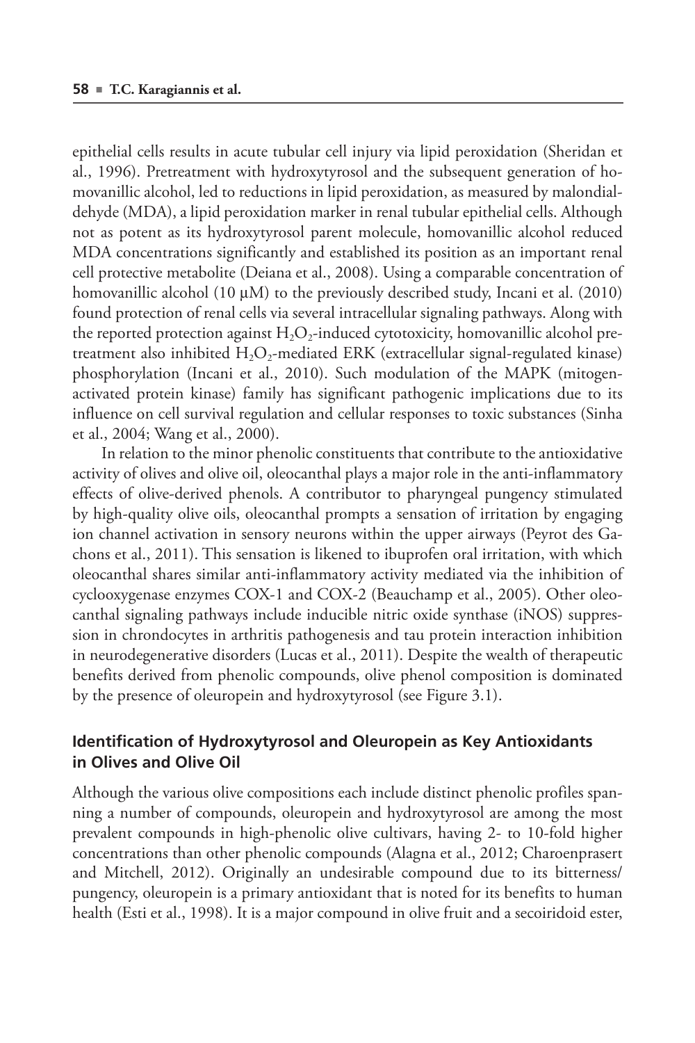epithelial cells results in acute tubular cell injury via lipid peroxidation (Sheridan et al., 1996). Pretreatment with hydroxytyrosol and the subsequent generation of homovanillic alcohol, led to reductions in lipid peroxidation, as measured by malondialdehyde (MDA), a lipid peroxidation marker in renal tubular epithelial cells. Although not as potent as its hydroxytyrosol parent molecule, homovanillic alcohol reduced MDA concentrations significantly and established its position as an important renal cell protective metabolite (Deiana et al., 2008). Using a comparable concentration of homovanillic alcohol (10 µM) to the previously described study, Incani et al. (2010) found protection of renal cells via several intracellular signaling pathways. Along with the reported protection against $H_2O_2$-induced cytotoxicity, homovanillic alcohol pretreatment also inhibited $H_2O_2$-mediated ERK (extracellular signal-regulated kinase) phosphorylation (Incani et al., 2010). Such modulation of the MAPK (mitogen-activated protein kinase) family has significant pathogenic implications due to its influence on cell survival regulation and cellular responses to toxic substances (Sinha et al., 2004; Wang et al., 2000).

In relation to the minor phenolic constituents that contribute to the antioxidative activity of olives and olive oil, oleocanthal plays a major role in the anti-inflammatory effects of olive-derived phenols. A contributor to pharyngeal pungency stimulated by high-quality olive oils, oleocanthal prompts a sensation of irritation by engaging ion channel activation in sensory neurons within the upper airways (Peyrot des Gachons et al., 2011). This sensation is likened to ibuprofen oral irritation, with which oleocanthal shares similar anti-inflammatory activity mediated via the inhibition of cyclooxygenase enzymes COX-1 and COX-2 (Beauchamp et al., 2005). Other oleocanthal signaling pathways include inducible nitric oxide synthase (iNOS) suppression in chrondocytes in arthritis pathogenesis and tau protein interaction inhibition in neurodegenerative disorders (Lucas et al., 2011). Despite the wealth of therapeutic benefits derived from phenolic compounds, olive phenol composition is dominated by the presence of oleuropein and hydroxytyrosol (see Figure 3.1).

## Identification of Hydroxytyrosol and Oleuropein as Key Antioxidants in Olives and Olive Oil

Although the various olive compositions each include distinct phenolic profiles spanning a number of compounds, oleuropein and hydroxytyrosol are among the most prevalent compounds in high-phenolic olive cultivars, having 2- to 10-fold higher concentrations than other phenolic compounds (Alagna et al., 2012; Charoenprasert and Mitchell, 2012). Originally an undesirable compound due to its bitterness/pungency, oleuropein is a primary antioxidant that is noted for its benefits to human health (Esti et al., 1998). It is a major compound in olive fruit and a secoiridoid ester,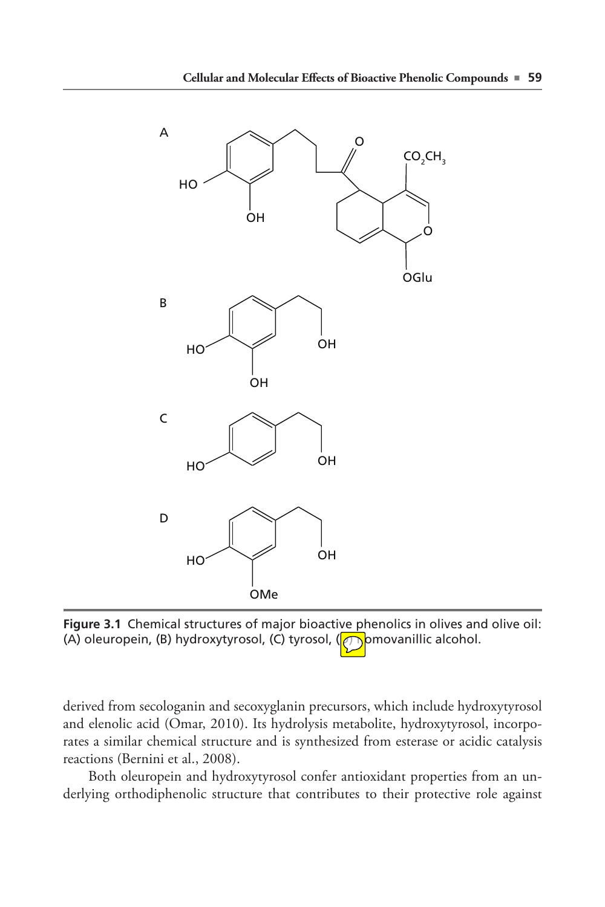**Figure 3.1** Chemical structures of major bioactive phenolics in olives and olive oil: (A) oleuropein, (B) hydroxytyrosol, (C) tyrosol, (D) homovanillic alcohol.

derived from secologanin and secoxyglanin precursors, which include hydroxytyrosol and elenolic acid (Omar, 2010). Its hydrolysis metabolite, hydroxytyrosol, incorporates a similar chemical structure and is synthesized from esterase or acidic catalysis reactions (Bernini et al., 2008).

Both oleuropein and hydroxytyrosol confer antioxidant properties from an underlying orthodiphenolic structure that contributes to their protective role against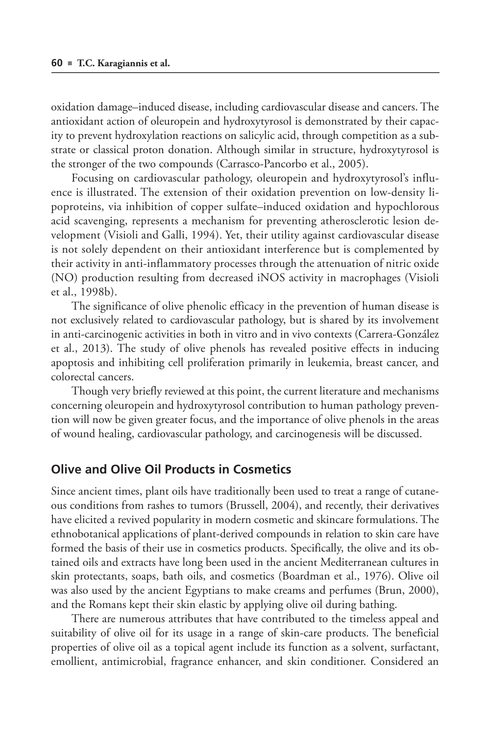oxidation damage–induced disease, including cardiovascular disease and cancers. The antioxidant action of oleuropein and hydroxytyrosol is demonstrated by their capacity to prevent hydroxylation reactions on salicylic acid, through competition as a substrate or classical proton donation. Although similar in structure, hydroxytyrosol is the stronger of the two compounds (Carrasco-Pancorbo et al., 2005).

Focusing on cardiovascular pathology, oleuropein and hydroxytyrosol's influence is illustrated. The extension of their oxidation prevention on low-density lipoproteins, via inhibition of copper sulfate–induced oxidation and hypochlorous acid scavenging, represents a mechanism for preventing atherosclerotic lesion development (Visioli and Galli, 1994). Yet, their utility against cardiovascular disease is not solely dependent on their antioxidant interference but is complemented by their activity in anti-inflammatory processes through the attenuation of nitric oxide (NO) production resulting from decreased iNOS activity in macrophages (Visioli et al., 1998b).

The significance of olive phenolic efficacy in the prevention of human disease is not exclusively related to cardiovascular pathology, but is shared by its involvement in anti-carcinogenic activities in both in vitro and in vivo contexts (Carrera-González et al., 2013). The study of olive phenols has revealed positive effects in inducing apoptosis and inhibiting cell proliferation primarily in leukemia, breast cancer, and colorectal cancers.

Though very briefly reviewed at this point, the current literature and mechanisms concerning oleuropein and hydroxytyrosol contribution to human pathology prevention will now be given greater focus, and the importance of olive phenols in the areas of wound healing, cardiovascular pathology, and carcinogenesis will be discussed.

## Olive and Olive Oil Products in Cosmetics

Since ancient times, plant oils have traditionally been used to treat a range of cutaneous conditions from rashes to tumors (Brussell, 2004), and recently, their derivatives have elicited a revived popularity in modern cosmetic and skincare formulations. The ethnobotanical applications of plant-derived compounds in relation to skin care have formed the basis of their use in cosmetics products. Specifically, the olive and its obtained oils and extracts have long been used in the ancient Mediterranean cultures in skin protectants, soaps, bath oils, and cosmetics (Boardman et al., 1976). Olive oil was also used by the ancient Egyptians to make creams and perfumes (Brun, 2000), and the Romans kept their skin elastic by applying olive oil during bathing.

There are numerous attributes that have contributed to the timeless appeal and suitability of olive oil for its usage in a range of skin-care products. The beneficial properties of olive oil as a topical agent include its function as a solvent, surfactant, emollient, antimicrobial, fragrance enhancer, and skin conditioner. Considered an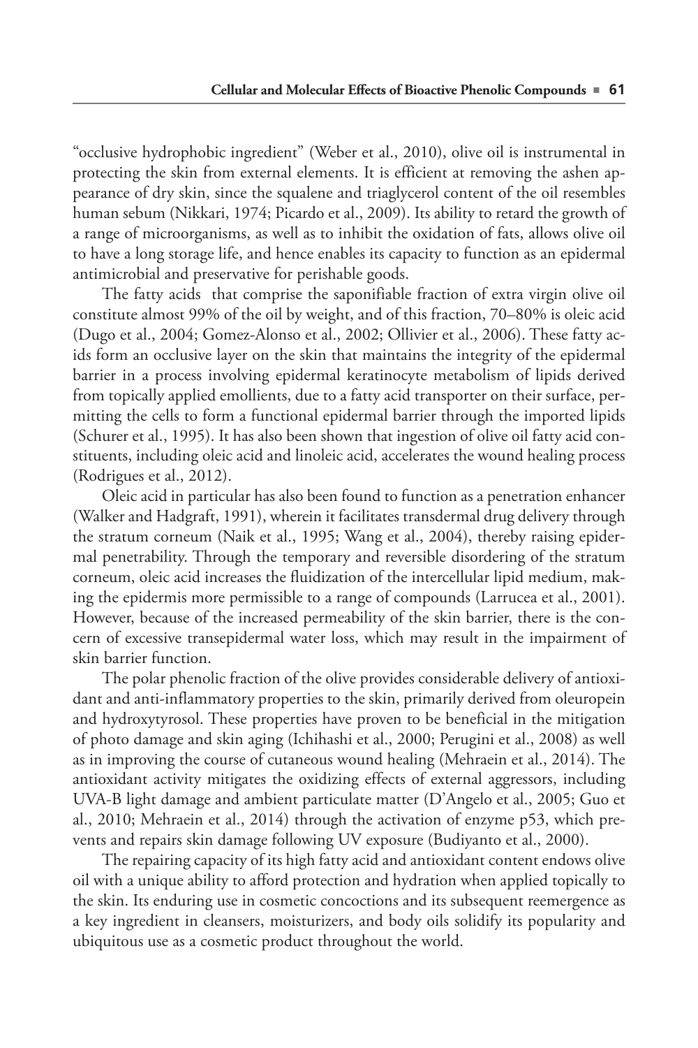"occlusive hydrophobic ingredient" (Weber et al., 2010), olive oil is instrumental in protecting the skin from external elements. It is efficient at removing the ashen appearance of dry skin, since the squalene and triaglycerol content of the oil resembles human sebum (Nikkari, 1974; Picardo et al., 2009). Its ability to retard the growth of a range of microorganisms, as well as to inhibit the oxidation of fats, allows olive oil to have a long storage life, and hence enables its capacity to function as an epidermal antimicrobial and preservative for perishable goods.

The fatty acids that comprise the saponifiable fraction of extra virgin olive oil constitute almost 99% of the oil by weight, and of this fraction, 70–80% is oleic acid (Dugo et al., 2004; Gomez-Alonso et al., 2002; Ollivier et al., 2006). These fatty acids form an occlusive layer on the skin that maintains the integrity of the epidermal barrier in a process involving epidermal keratinocyte metabolism of lipids derived from topically applied emollients, due to a fatty acid transporter on their surface, permitting the cells to form a functional epidermal barrier through the imported lipids (Schurer et al., 1995). It has also been shown that ingestion of olive oil fatty acid constituents, including oleic acid and linoleic acid, accelerates the wound healing process (Rodrigues et al., 2012).

Oleic acid in particular has also been found to function as a penetration enhancer (Walker and Hadgraft, 1991), wherein it facilitates transdermal drug delivery through the stratum corneum (Naik et al., 1995; Wang et al., 2004), thereby raising epidermal penetrability. Through the temporary and reversible disordering of the stratum corneum, oleic acid increases the fluidization of the intercellular lipid medium, making the epidermis more permissible to a range of compounds (Larrucea et al., 2001). However, because of the increased permeability of the skin barrier, there is the concern of excessive transepidermal water loss, which may result in the impairment of skin barrier function.

The polar phenolic fraction of the olive provides considerable delivery of antioxidant and anti-inflammatory properties to the skin, primarily derived from oleuropein and hydroxytyrosol. These properties have proven to be beneficial in the mitigation of photo damage and skin aging (Ichihashi et al., 2000; Perugini et al., 2008) as well as in improving the course of cutaneous wound healing (Mehraein et al., 2014). The antioxidant activity mitigates the oxidizing effects of external aggressors, including UVA-B light damage and ambient particulate matter (D'Angelo et al., 2005; Guo et al., 2010; Mehraein et al., 2014) through the activation of enzyme p53, which prevents and repairs skin damage following UV exposure (Budiyanto et al., 2000).

The repairing capacity of its high fatty acid and antioxidant content endows olive oil with a unique ability to afford protection and hydration when applied topically to the skin. Its enduring use in cosmetic concoctions and its subsequent reemergence as a key ingredient in cleansers, moisturizers, and body oils solidify its popularity and ubiquitous use as a cosmetic product throughout the world.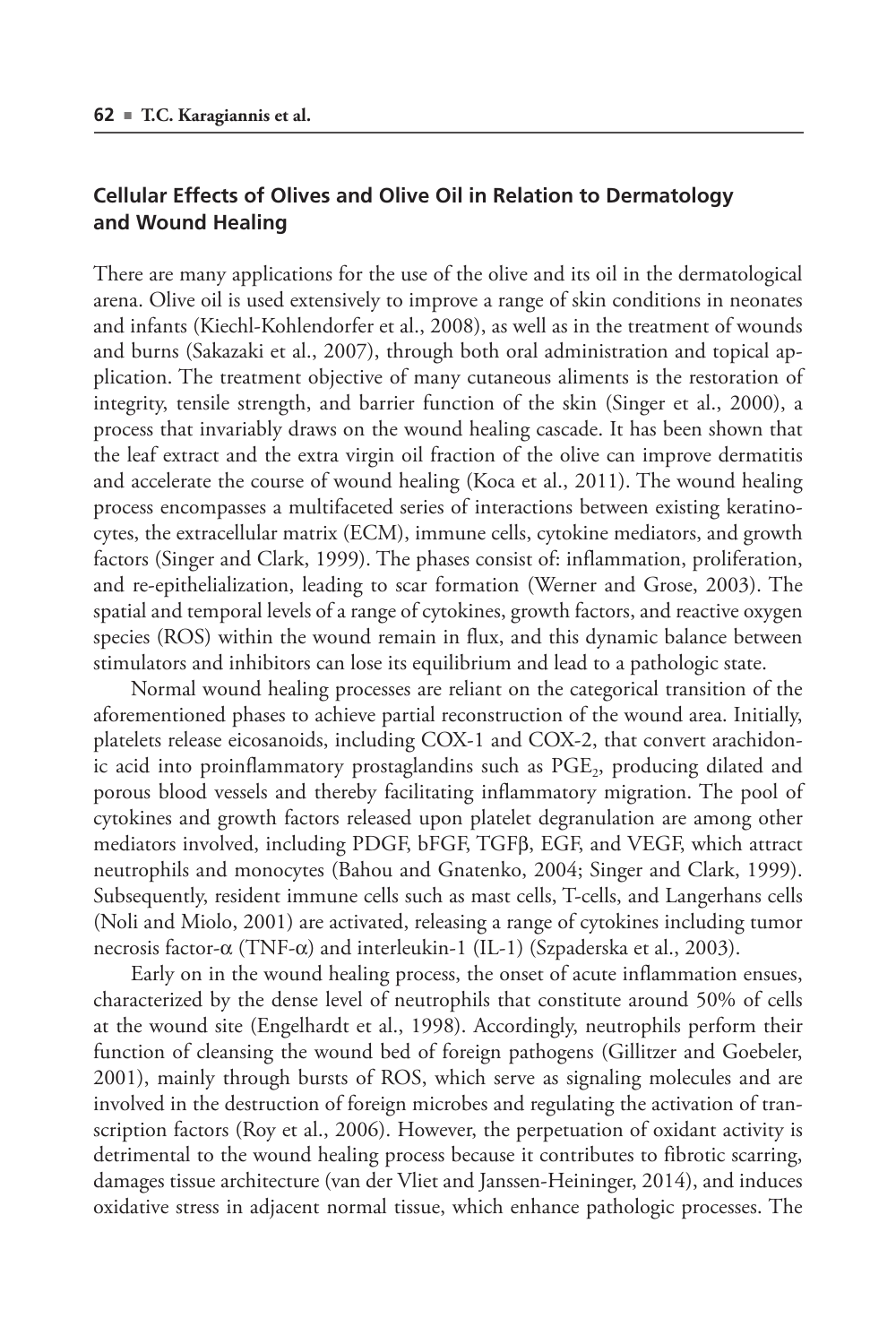## Cellular Effects of Olives and Olive Oil in Relation to Dermatology and Wound Healing

There are many applications for the use of the olive and its oil in the dermatological arena. Olive oil is used extensively to improve a range of skin conditions in neonates and infants (Kiechl-Kohlendorfer et al., 2008), as well as in the treatment of wounds and burns (Sakazaki et al., 2007), through both oral administration and topical application. The treatment objective of many cutaneous aliments is the restoration of integrity, tensile strength, and barrier function of the skin (Singer et al., 2000), a process that invariably draws on the wound healing cascade. It has been shown that the leaf extract and the extra virgin oil fraction of the olive can improve dermatitis and accelerate the course of wound healing (Koca et al., 2011). The wound healing process encompasses a multifaceted series of interactions between existing keratinocytes, the extracellular matrix (ECM), immune cells, cytokine mediators, and growth factors (Singer and Clark, 1999). The phases consist of: inflammation, proliferation, and re-epithelialization, leading to scar formation (Werner and Grose, 2003). The spatial and temporal levels of a range of cytokines, growth factors, and reactive oxygen species (ROS) within the wound remain in flux, and this dynamic balance between stimulators and inhibitors can lose its equilibrium and lead to a pathologic state.

Normal wound healing processes are reliant on the categorical transition of the aforementioned phases to achieve partial reconstruction of the wound area. Initially, platelets release eicosanoids, including COX-1 and COX-2, that convert arachidonic acid into proinflammatory prostaglandins such as $PGE_2$, producing dilated and porous blood vessels and thereby facilitating inflammatory migration. The pool of cytokines and growth factors released upon platelet degranulation are among other mediators involved, including PDGF, bFGF, TGFβ, EGF, and VEGF, which attract neutrophils and monocytes (Bahou and Gnatenko, 2004; Singer and Clark, 1999). Subsequently, resident immune cells such as mast cells, T-cells, and Langerhans cells (Noli and Miolo, 2001) are activated, releasing a range of cytokines including tumor necrosis factor-α (TNF-α) and interleukin-1 (IL-1) (Szpaderska et al., 2003).

Early on in the wound healing process, the onset of acute inflammation ensues, characterized by the dense level of neutrophils that constitute around 50% of cells at the wound site (Engelhardt et al., 1998). Accordingly, neutrophils perform their function of cleansing the wound bed of foreign pathogens (Gillitzer and Goebeler, 2001), mainly through bursts of ROS, which serve as signaling molecules and are involved in the destruction of foreign microbes and regulating the activation of transcription factors (Roy et al., 2006). However, the perpetuation of oxidant activity is detrimental to the wound healing process because it contributes to fibrotic scarring, damages tissue architecture (van der Vliet and Janssen-Heininger, 2014), and induces oxidative stress in adjacent normal tissue, which enhance pathologic processes. The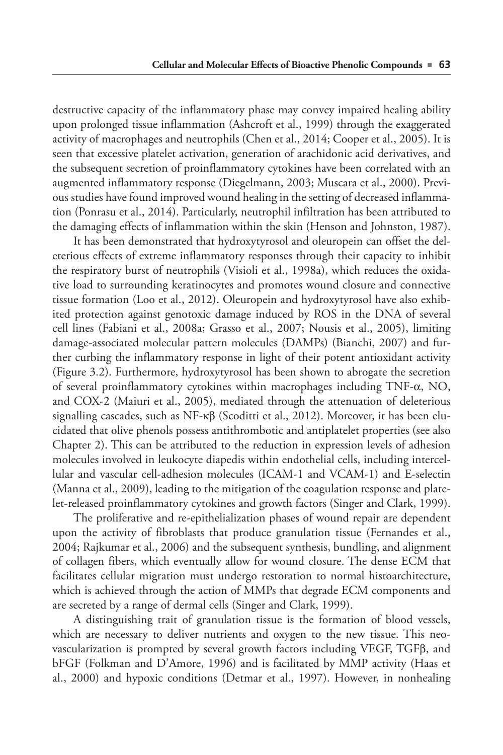destructive capacity of the inflammatory phase may convey impaired healing ability upon prolonged tissue inflammation (Ashcroft et al., 1999) through the exaggerated activity of macrophages and neutrophils (Chen et al., 2014; Cooper et al., 2005). It is seen that excessive platelet activation, generation of arachidonic acid derivatives, and the subsequent secretion of proinflammatory cytokines have been correlated with an augmented inflammatory response (Diegelmann, 2003; Muscara et al., 2000). Previous studies have found improved wound healing in the setting of decreased inflammation (Ponrasu et al., 2014). Particularly, neutrophil infiltration has been attributed to the damaging effects of inflammation within the skin (Henson and Johnston, 1987).

It has been demonstrated that hydroxytyrosol and oleuropein can offset the deleterious effects of extreme inflammatory responses through their capacity to inhibit the respiratory burst of neutrophils (Visioli et al., 1998a), which reduces the oxidative load to surrounding keratinocytes and promotes wound closure and connective tissue formation (Loo et al., 2012). Oleuropein and hydroxytyrosol have also exhibited protection against genotoxic damage induced by ROS in the DNA of several cell lines (Fabiani et al., 2008a; Grasso et al., 2007; Nousis et al., 2005), limiting damage-associated molecular pattern molecules (DAMPs) (Bianchi, 2007) and further curbing the inflammatory response in light of their potent antioxidant activity (Figure 3.2). Furthermore, hydroxytyrosol has been shown to abrogate the secretion of several proinflammatory cytokines within macrophages including TNF-α, NO, and COX-2 (Maiuri et al., 2005), mediated through the attenuation of deleterious signalling cascades, such as NF-κβ (Scoditti et al., 2012). Moreover, it has been elucidated that olive phenols possess antithrombotic and antiplatelet properties (see also Chapter 2). This can be attributed to the reduction in expression levels of adhesion molecules involved in leukocyte diapedis within endothelial cells, including intercellular and vascular cell-adhesion molecules (ICAM-1 and VCAM-1) and E-selectin (Manna et al., 2009), leading to the mitigation of the coagulation response and platelet-released proinflammatory cytokines and growth factors (Singer and Clark, 1999).

The proliferative and re-epithelialization phases of wound repair are dependent upon the activity of fibroblasts that produce granulation tissue (Fernandes et al., 2004; Rajkumar et al., 2006) and the subsequent synthesis, bundling, and alignment of collagen fibers, which eventually allow for wound closure. The dense ECM that facilitates cellular migration must undergo restoration to normal histoarchitecture, which is achieved through the action of MMPs that degrade ECM components and are secreted by a range of dermal cells (Singer and Clark, 1999).

A distinguishing trait of granulation tissue is the formation of blood vessels, which are necessary to deliver nutrients and oxygen to the new tissue. This neovascularization is prompted by several growth factors including VEGF, TGFβ, and bFGF (Folkman and D'Amore, 1996) and is facilitated by MMP activity (Haas et al., 2000) and hypoxic conditions (Detmar et al., 1997). However, in nonhealing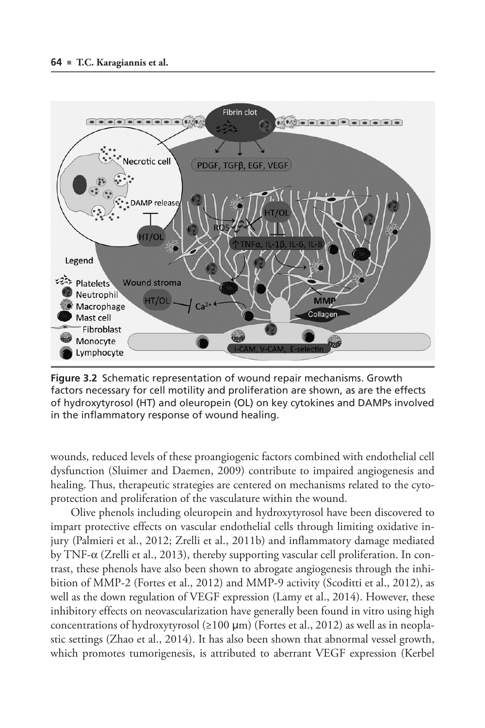Figure 3.2 Schematic representation of wound repair mechanisms. Growth factors necessary for cell motility and proliferation are shown, as are the effects of hydroxytyrosol (HT) and oleuropein (OL) on key cytokines and DAMPs involved in the inflammatory response of wound healing.

wounds, reduced levels of these proangiogenic factors combined with endothelial cell dysfunction (Sluimer and Daemen, 2009) contribute to impaired angiogenesis and healing. Thus, therapeutic strategies are centered on mechanisms related to the cytoprotection and proliferation of the vasculature within the wound.

Olive phenols including oleuropein and hydroxytyrosol have been discovered to impart protective effects on vascular endothelial cells through limiting oxidative injury (Palmieri et al., 2012; Zrelli et al., 2011b) and inflammatory damage mediated by TNF-α (Zrelli et al., 2013), thereby supporting vascular cell proliferation. In contrast, these phenols have also been shown to abrogate angiogenesis through the inhibition of MMP-2 (Fortes et al., 2012) and MMP-9 activity (Scoditti et al., 2012), as well as the down regulation of VEGF expression (Lamy et al., 2014). However, these inhibitory effects on neovascularization have generally been found in vitro using high concentrations of hydroxytyrosol (≥100 μm) (Fortes et al., 2012) as well as in neoplastic settings (Zhao et al., 2014). It has also been shown that abnormal vessel growth, which promotes tumorigenesis, is attributed to aberrant VEGF expression (Kerbel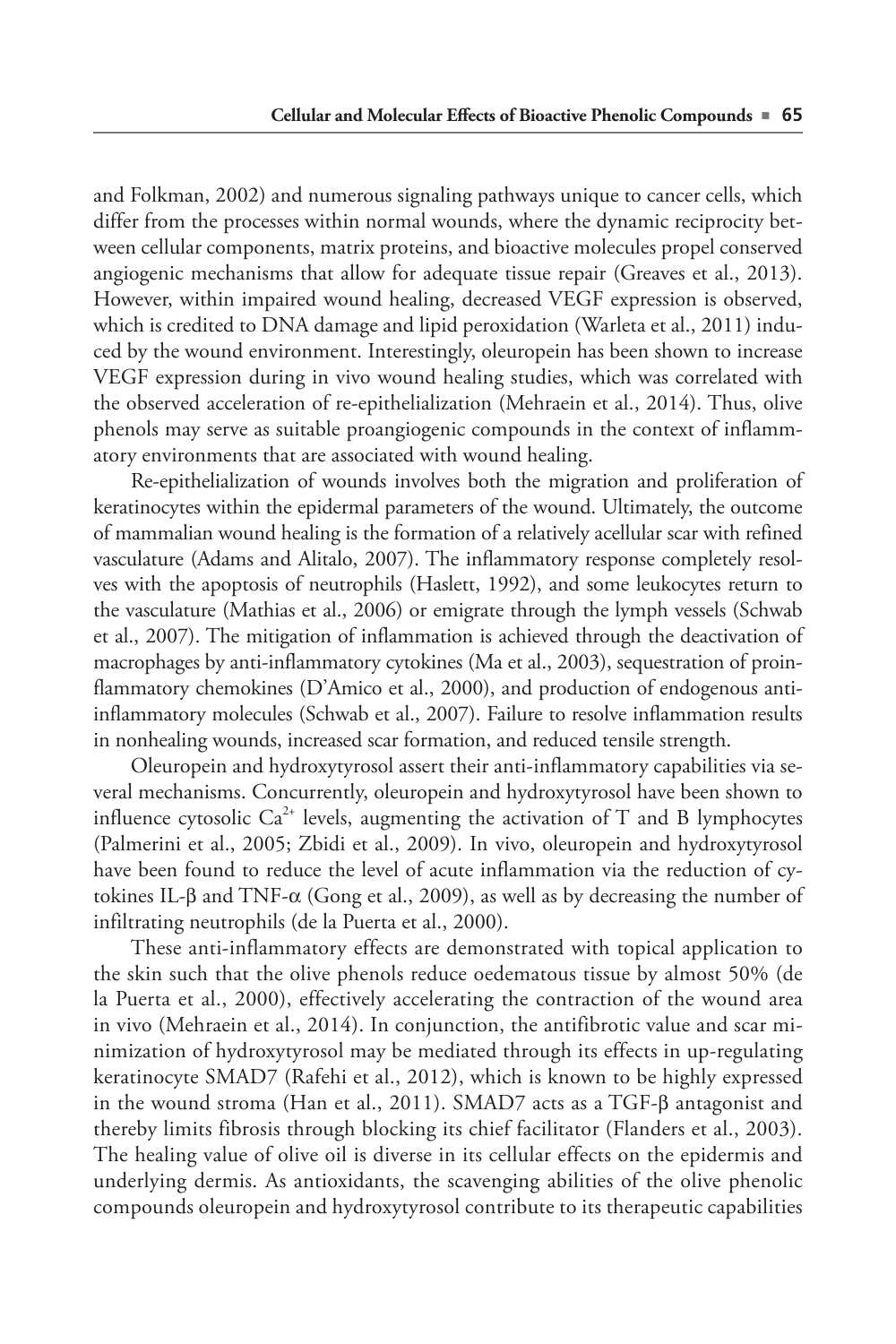and Folkman, 2002) and numerous signaling pathways unique to cancer cells, which differ from the processes within normal wounds, where the dynamic reciprocity between cellular components, matrix proteins, and bioactive molecules propel conserved angiogenic mechanisms that allow for adequate tissue repair (Greaves et al., 2013). However, within impaired wound healing, decreased VEGF expression is observed, which is credited to DNA damage and lipid peroxidation (Warleta et al., 2011) induced by the wound environment. Interestingly, oleuropein has been shown to increase VEGF expression during in vivo wound healing studies, which was correlated with the observed acceleration of re-epithelialization (Mehraein et al., 2014). Thus, olive phenols may serve as suitable proangiogenic compounds in the context of inflammatory environments that are associated with wound healing.

Re-epithelialization of wounds involves both the migration and proliferation of keratinocytes within the epidermal parameters of the wound. Ultimately, the outcome of mammalian wound healing is the formation of a relatively acellular scar with refined vasculature (Adams and Alitalo, 2007). The inflammatory response completely resolves with the apoptosis of neutrophils (Haslett, 1992), and some leukocytes return to the vasculature (Mathias et al., 2006) or emigrate through the lymph vessels (Schwab et al., 2007). The mitigation of inflammation is achieved through the deactivation of macrophages by anti-inflammatory cytokines (Ma et al., 2003), sequestration of proinflammatory chemokines (D'Amico et al., 2000), and production of endogenous anti-inflammatory molecules (Schwab et al., 2007). Failure to resolve inflammation results in nonhealing wounds, increased scar formation, and reduced tensile strength.

Oleuropein and hydroxytyrosol assert their anti-inflammatory capabilities via several mechanisms. Concurrently, oleuropein and hydroxytyrosol have been shown to influence cytosolic $Ca^{2+}$ levels, augmenting the activation of T and B lymphocytes (Palmerini et al., 2005; Zbidi et al., 2009). In vivo, oleuropein and hydroxytyrosol have been found to reduce the level of acute inflammation via the reduction of cytokines IL-β and TNF-α (Gong et al., 2009), as well as by decreasing the number of infiltrating neutrophils (de la Puerta et al., 2000).

These anti-inflammatory effects are demonstrated with topical application to the skin such that the olive phenols reduce oedematous tissue by almost 50% (de la Puerta et al., 2000), effectively accelerating the contraction of the wound area in vivo (Mehraein et al., 2014). In conjunction, the antifibrotic value and scar minimization of hydroxytyrosol may be mediated through its effects in up-regulating keratinocyte SMAD7 (Rafehi et al., 2012), which is known to be highly expressed in the wound stroma (Han et al., 2011). SMAD7 acts as a TGF-β antagonist and thereby limits fibrosis through blocking its chief facilitator (Flanders et al., 2003). The healing value of olive oil is diverse in its cellular effects on the epidermis and underlying dermis. As antioxidants, the scavenging abilities of the olive phenolic compounds oleuropein and hydroxytyrosol contribute to its therapeutic capabilities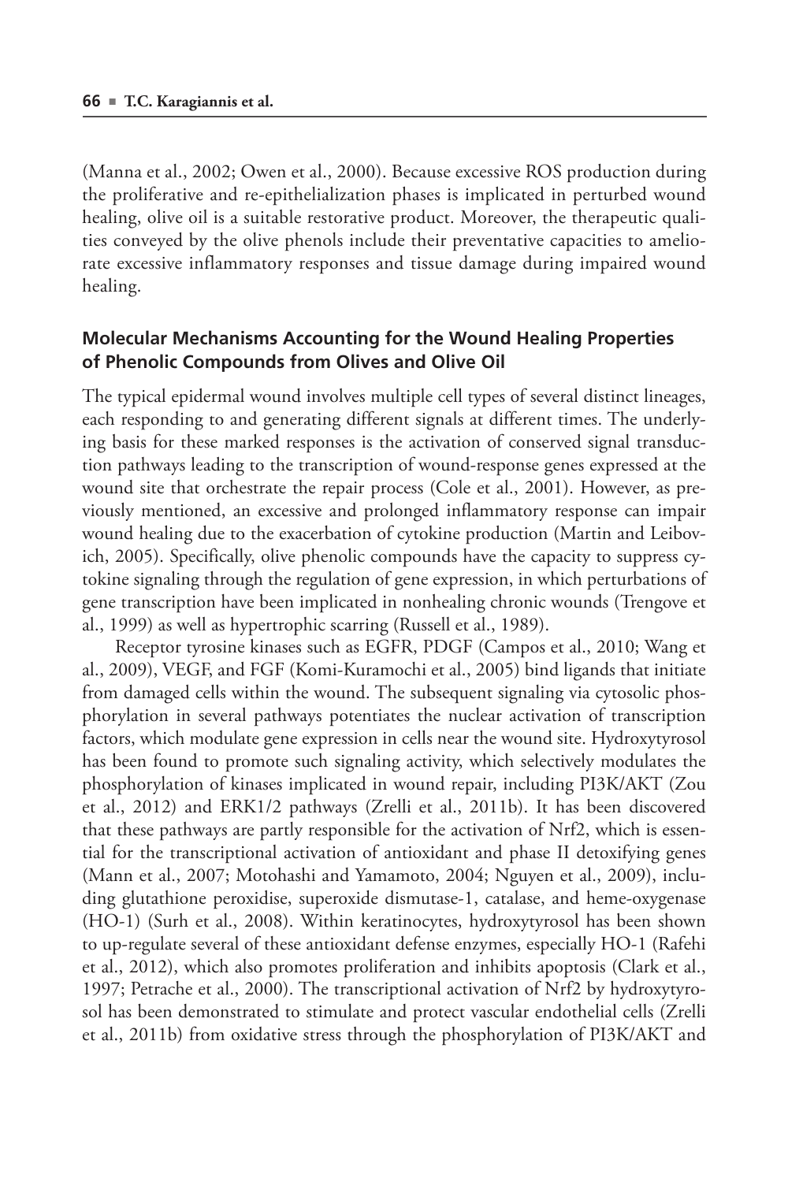(Manna et al., 2002; Owen et al., 2000). Because excessive ROS production during the proliferative and re-epithelialization phases is implicated in perturbed wound healing, olive oil is a suitable restorative product. Moreover, the therapeutic qualities conveyed by the olive phenols include their preventative capacities to ameliorate excessive inflammatory responses and tissue damage during impaired wound healing.

## Molecular Mechanisms Accounting for the Wound Healing Properties of Phenolic Compounds from Olives and Olive Oil

The typical epidermal wound involves multiple cell types of several distinct lineages, each responding to and generating different signals at different times. The underlying basis for these marked responses is the activation of conserved signal transduction pathways leading to the transcription of wound-response genes expressed at the wound site that orchestrate the repair process (Cole et al., 2001). However, as previously mentioned, an excessive and prolonged inflammatory response can impair wound healing due to the exacerbation of cytokine production (Martin and Leibovich, 2005). Specifically, olive phenolic compounds have the capacity to suppress cytokine signaling through the regulation of gene expression, in which perturbations of gene transcription have been implicated in nonhealing chronic wounds (Trengove et al., 1999) as well as hypertrophic scarring (Russell et al., 1989).

Receptor tyrosine kinases such as EGFR, PDGF (Campos et al., 2010; Wang et al., 2009), VEGF, and FGF (Komi-Kuramochi et al., 2005) bind ligands that initiate from damaged cells within the wound. The subsequent signaling via cytosolic phosphorylation in several pathways potentiates the nuclear activation of transcription factors, which modulate gene expression in cells near the wound site. Hydroxytyrosol has been found to promote such signaling activity, which selectively modulates the phosphorylation of kinases implicated in wound repair, including PI3K/AKT (Zou et al., 2012) and ERK1/2 pathways (Zrelli et al., 2011b). It has been discovered that these pathways are partly responsible for the activation of Nrf2, which is essential for the transcriptional activation of antioxidant and phase II detoxifying genes (Mann et al., 2007; Motohashi and Yamamoto, 2004; Nguyen et al., 2009), including glutathione peroxidise, superoxide dismutase-1, catalase, and heme-oxygenase (HO-1) (Surh et al., 2008). Within keratinocytes, hydroxytyrosol has been shown to up-regulate several of these antioxidant defense enzymes, especially HO-1 (Rafehi et al., 2012), which also promotes proliferation and inhibits apoptosis (Clark et al., 1997; Petrache et al., 2000). The transcriptional activation of Nrf2 by hydroxytyrosol has been demonstrated to stimulate and protect vascular endothelial cells (Zrelli et al., 2011b) from oxidative stress through the phosphorylation of PI3K/AKT and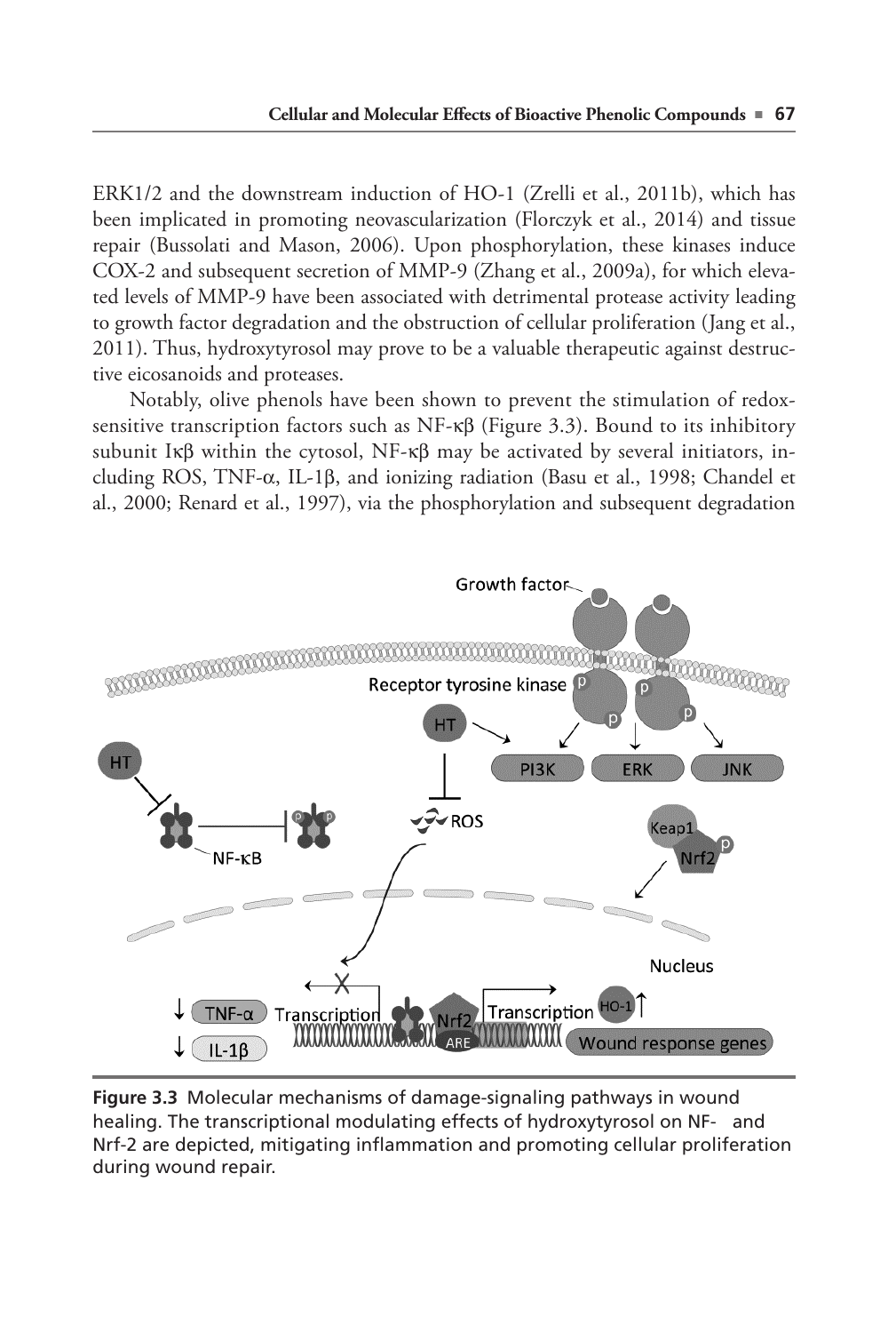ERK1/2 and the downstream induction of HO-1 (Zrelli et al., 2011b), which has been implicated in promoting neovascularization (Florczyk et al., 2014) and tissue repair (Bussolati and Mason, 2006). Upon phosphorylation, these kinases induce COX-2 and subsequent secretion of MMP-9 (Zhang et al., 2009a), for which elevated levels of MMP-9 have been associated with detrimental protease activity leading to growth factor degradation and the obstruction of cellular proliferation (Jang et al., 2011). Thus, hydroxytyrosol may prove to be a valuable therapeutic against destructive eicosanoids and proteases.

Notably, olive phenols have been shown to prevent the stimulation of redox-sensitive transcription factors such as NF-κβ (Figure 3.3). Bound to its inhibitory subunit Iκβ within the cytosol, NF-κβ may be activated by several initiators, including ROS, TNF-α, IL-1β, and ionizing radiation (Basu et al., 1998; Chandel et al., 2000; Renard et al., 1997), via the phosphorylation and subsequent degradation

**Figure 3.3** Molecular mechanisms of damage-signaling pathways in wound healing. The transcriptional modulating effects of hydroxytyrosol on NF- and Nrf-2 are depicted, mitigating inflammation and promoting cellular proliferation during wound repair.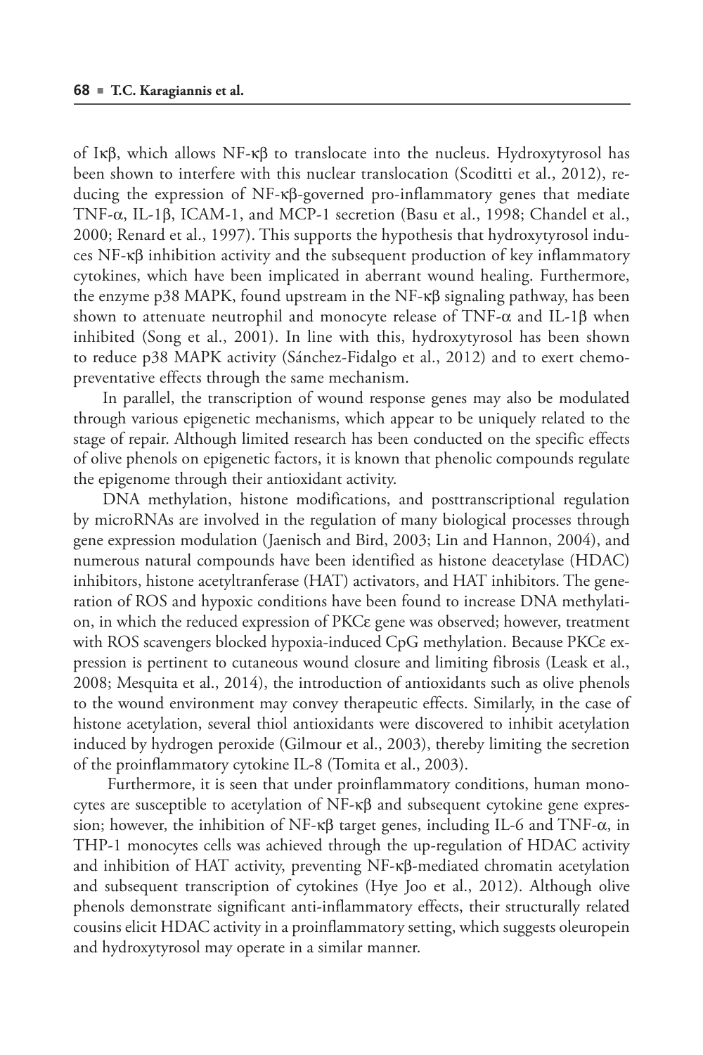of Iκβ, which allows NF-κβ to translocate into the nucleus. Hydroxytyrosol has been shown to interfere with this nuclear translocation (Scoditti et al., 2012), reducing the expression of NF-κβ-governed pro-inflammatory genes that mediate TNF-α, IL-1β, ICAM-1, and MCP-1 secretion (Basu et al., 1998; Chandel et al., 2000; Renard et al., 1997). This supports the hypothesis that hydroxytyrosol induces NF-κβ inhibition activity and the subsequent production of key inflammatory cytokines, which have been implicated in aberrant wound healing. Furthermore, the enzyme p38 MAPK, found upstream in the NF-κβ signaling pathway, has been shown to attenuate neutrophil and monocyte release of TNF-α and IL-1β when inhibited (Song et al., 2001). In line with this, hydroxytyrosol has been shown to reduce p38 MAPK activity (Sánchez-Fidalgo et al., 2012) and to exert chemopreventative effects through the same mechanism.

In parallel, the transcription of wound response genes may also be modulated through various epigenetic mechanisms, which appear to be uniquely related to the stage of repair. Although limited research has been conducted on the specific effects of olive phenols on epigenetic factors, it is known that phenolic compounds regulate the epigenome through their antioxidant activity.

DNA methylation, histone modifications, and posttranscriptional regulation by microRNAs are involved in the regulation of many biological processes through gene expression modulation (Jaenisch and Bird, 2003; Lin and Hannon, 2004), and numerous natural compounds have been identified as histone deacetylase (HDAC) inhibitors, histone acetyltranferase (HAT) activators, and HAT inhibitors. The generation of ROS and hypoxic conditions have been found to increase DNA methylation, in which the reduced expression of PKCε gene was observed; however, treatment with ROS scavengers blocked hypoxia-induced CpG methylation. Because PKCε expression is pertinent to cutaneous wound closure and limiting fibrosis (Leask et al., 2008; Mesquita et al., 2014), the introduction of antioxidants such as olive phenols to the wound environment may convey therapeutic effects. Similarly, in the case of histone acetylation, several thiol antioxidants were discovered to inhibit acetylation induced by hydrogen peroxide (Gilmour et al., 2003), thereby limiting the secretion of the proinflammatory cytokine IL-8 (Tomita et al., 2003).

Furthermore, it is seen that under proinflammatory conditions, human monocytes are susceptible to acetylation of NF-κβ and subsequent cytokine gene expression; however, the inhibition of NF-κβ target genes, including IL-6 and TNF-α, in THP-1 monocytes cells was achieved through the up-regulation of HDAC activity and inhibition of HAT activity, preventing NF-κβ-mediated chromatin acetylation and subsequent transcription of cytokines (Hye Joo et al., 2012). Although olive phenols demonstrate significant anti-inflammatory effects, their structurally related cousins elicit HDAC activity in a proinflammatory setting, which suggests oleuropein and hydroxytyrosol may operate in a similar manner.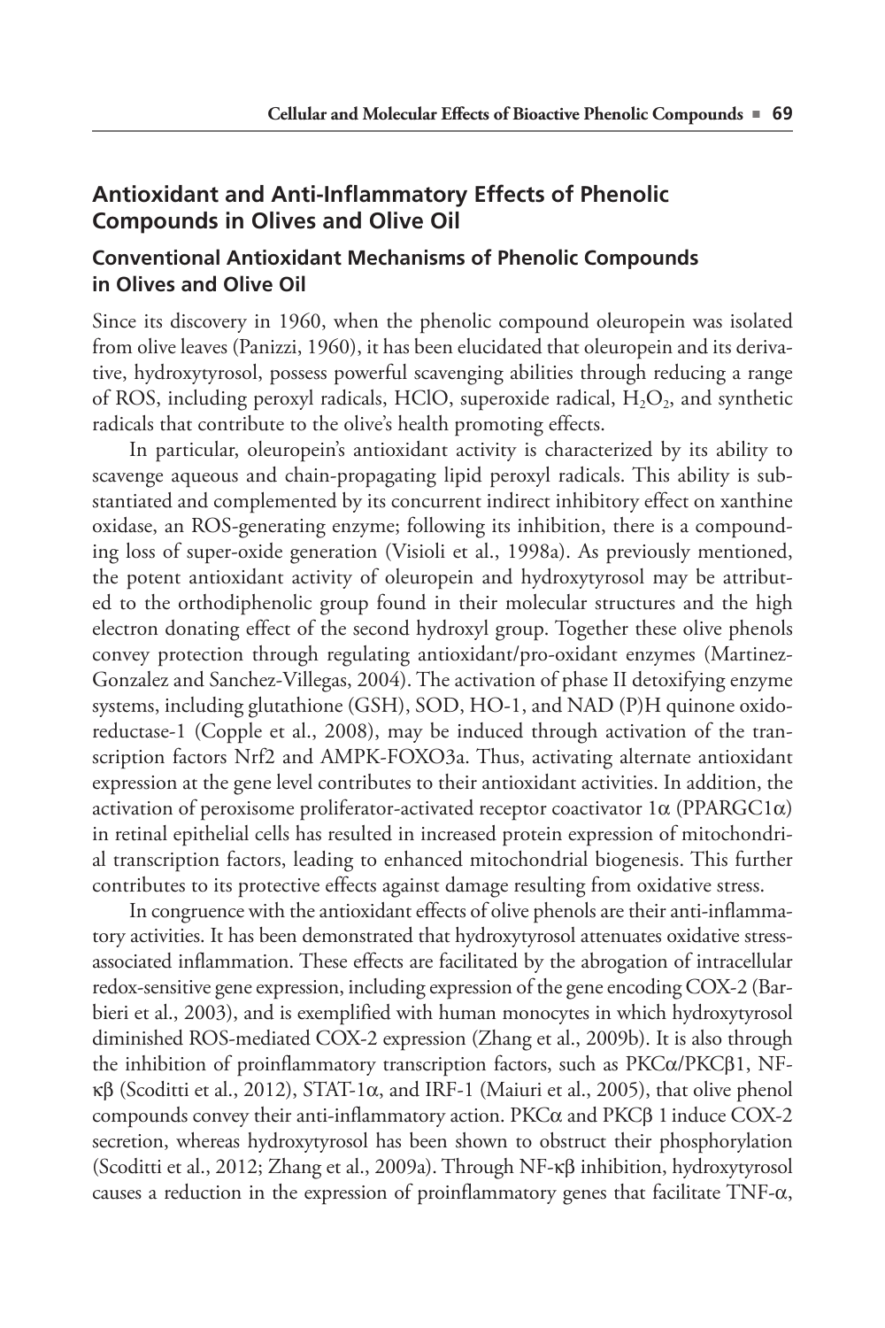## Antioxidant and Anti-Inflammatory Effects of Phenolic Compounds in Olives and Olive Oil

### Conventional Antioxidant Mechanisms of Phenolic Compounds in Olives and Olive Oil

Since its discovery in 1960, when the phenolic compound oleuropein was isolated from olive leaves (Panizzi, 1960), it has been elucidated that oleuropein and its derivative, hydroxytyrosol, possess powerful scavenging abilities through reducing a range of ROS, including peroxyl radicals, HClO, superoxide radical, $H_2O_2$, and synthetic radicals that contribute to the olive's health promoting effects.

In particular, oleuropein's antioxidant activity is characterized by its ability to scavenge aqueous and chain-propagating lipid peroxyl radicals. This ability is substantiated and complemented by its concurrent indirect inhibitory effect on xanthine oxidase, an ROS-generating enzyme; following its inhibition, there is a compounding loss of super-oxide generation (Visioli et al., 1998a). As previously mentioned, the potent antioxidant activity of oleuropein and hydroxytyrosol may be attributed to the orthodiphenolic group found in their molecular structures and the high electron donating effect of the second hydroxyl group. Together these olive phenols convey protection through regulating antioxidant/pro-oxidant enzymes (Martinez-Gonzalez and Sanchez-Villegas, 2004). The activation of phase II detoxifying enzyme systems, including glutathione (GSH), SOD, HO-1, and NAD (P)H quinone oxidoreductase-1 (Copple et al., 2008), may be induced through activation of the transcription factors Nrf2 and AMPK-FOXO3a. Thus, activating alternate antioxidant expression at the gene level contributes to their antioxidant activities. In addition, the activation of peroxisome proliferator-activated receptor coactivator 1α (PPARGC1α) in retinal epithelial cells has resulted in increased protein expression of mitochondrial transcription factors, leading to enhanced mitochondrial biogenesis. This further contributes to its protective effects against damage resulting from oxidative stress.

In congruence with the antioxidant effects of olive phenols are their anti-inflammatory activities. It has been demonstrated that hydroxytyrosol attenuates oxidative stress-associated inflammation. These effects are facilitated by the abrogation of intracellular redox-sensitive gene expression, including expression of the gene encoding COX-2 (Barbieri et al., 2003), and is exemplified with human monocytes in which hydroxytyrosol diminished ROS-mediated COX-2 expression (Zhang et al., 2009b). It is also through the inhibition of proinflammatory transcription factors, such as PKCα/PKCβ1, NF-κβ (Scoditti et al., 2012), STAT-1α, and IRF-1 (Maiuri et al., 2005), that olive phenol compounds convey their anti-inflammatory action. PKCα and PKCβ 1 induce COX-2 secretion, whereas hydroxytyrosol has been shown to obstruct their phosphorylation (Scoditti et al., 2012; Zhang et al., 2009a). Through NF-κβ inhibition, hydroxytyrosol causes a reduction in the expression of proinflammatory genes that facilitate TNF-α,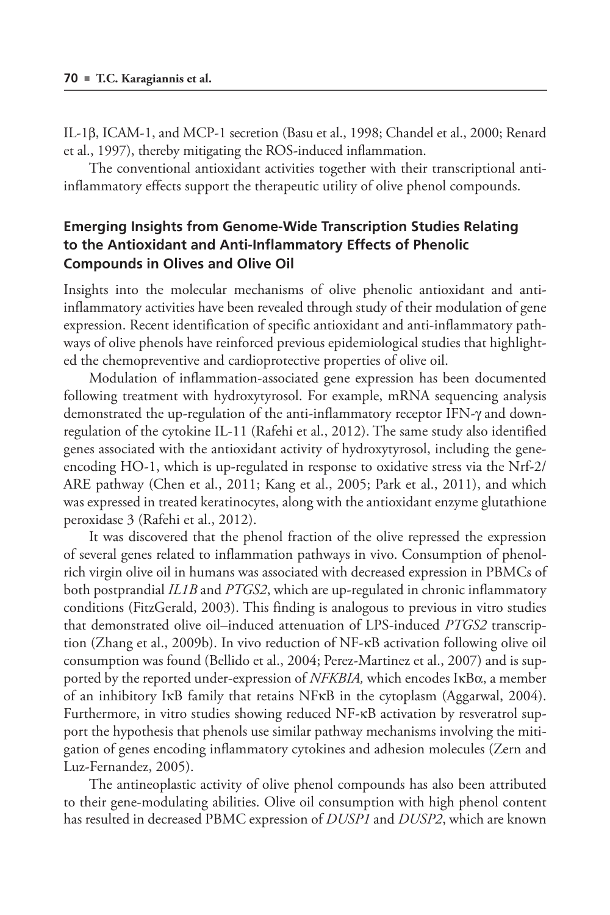IL-1β, ICAM-1, and MCP-1 secretion (Basu et al., 1998; Chandel et al., 2000; Renard et al., 1997), thereby mitigating the ROS-induced inflammation.

The conventional antioxidant activities together with their transcriptional anti-inflammatory effects support the therapeutic utility of olive phenol compounds.

### Emerging Insights from Genome-Wide Transcription Studies Relating to the Antioxidant and Anti-Inflammatory Effects of Phenolic Compounds in Olives and Olive Oil

Insights into the molecular mechanisms of olive phenolic antioxidant and anti-inflammatory activities have been revealed through study of their modulation of gene expression. Recent identification of specific antioxidant and anti-inflammatory pathways of olive phenols have reinforced previous epidemiological studies that highlighted the chemopreventive and cardioprotective properties of olive oil.

Modulation of inflammation-associated gene expression has been documented following treatment with hydroxytyrosol. For example, mRNA sequencing analysis demonstrated the up-regulation of the anti-inflammatory receptor IFN-γ and down-regulation of the cytokine IL-11 (Rafehi et al., 2012). The same study also identified genes associated with the antioxidant activity of hydroxytyrosol, including the gene-encoding HO-1, which is up-regulated in response to oxidative stress via the Nrf-2/ARE pathway (Chen et al., 2011; Kang et al., 2005; Park et al., 2011), and which was expressed in treated keratinocytes, along with the antioxidant enzyme glutathione peroxidase 3 (Rafehi et al., 2012).

It was discovered that the phenol fraction of the olive repressed the expression of several genes related to inflammation pathways in vivo. Consumption of phenol-rich virgin olive oil in humans was associated with decreased expression in PBMCs of both postprandial *IL1B* and *PTGS2*, which are up-regulated in chronic inflammatory conditions (FitzGerald, 2003). This finding is analogous to previous in vitro studies that demonstrated olive oil–induced attenuation of LPS-induced *PTGS2* transcription (Zhang et al., 2009b). In vivo reduction of NF-κB activation following olive oil consumption was found (Bellido et al., 2004; Perez-Martinez et al., 2007) and is supported by the reported under-expression of *NFKBIA,* which encodes IκBα, a member of an inhibitory IκB family that retains NFκB in the cytoplasm (Aggarwal, 2004). Furthermore, in vitro studies showing reduced NF-κB activation by resveratrol support the hypothesis that phenols use similar pathway mechanisms involving the mitigation of genes encoding inflammatory cytokines and adhesion molecules (Zern and Luz-Fernandez, 2005).

The antineoplastic activity of olive phenol compounds has also been attributed to their gene-modulating abilities. Olive oil consumption with high phenol content has resulted in decreased PBMC expression of *DUSP1* and *DUSP2*, which are known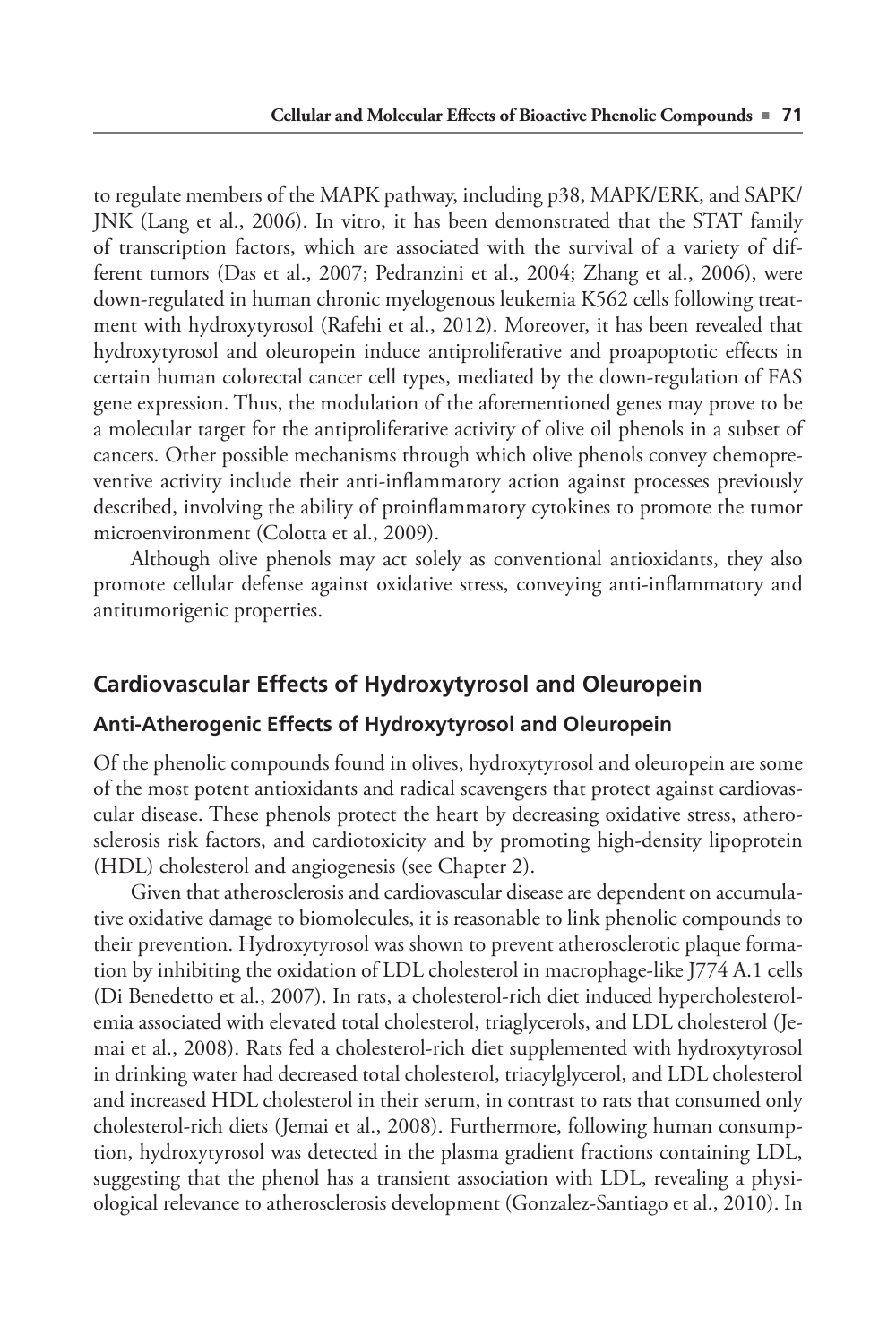to regulate members of the MAPK pathway, including p38, MAPK/ERK, and SAPK/JNK (Lang et al., 2006). In vitro, it has been demonstrated that the STAT family of transcription factors, which are associated with the survival of a variety of different tumors (Das et al., 2007; Pedranzini et al., 2004; Zhang et al., 2006), were down-regulated in human chronic myelogenous leukemia K562 cells following treatment with hydroxytyrosol (Rafehi et al., 2012). Moreover, it has been revealed that hydroxytyrosol and oleuropein induce antiproliferative and proapoptotic effects in certain human colorectal cancer cell types, mediated by the down-regulation of FAS gene expression. Thus, the modulation of the aforementioned genes may prove to be a molecular target for the antiproliferative activity of olive oil phenols in a subset of cancers. Other possible mechanisms through which olive phenols convey chemopreventive activity include their anti-inflammatory action against processes previously described, involving the ability of proinflammatory cytokines to promote the tumor microenvironment (Colotta et al., 2009).

Although olive phenols may act solely as conventional antioxidants, they also promote cellular defense against oxidative stress, conveying anti-inflammatory and antitumorigenic properties.

## Cardiovascular Effects of Hydroxytyrosol and Oleuropein

### Anti-Atherogenic Effects of Hydroxytyrosol and Oleuropein

Of the phenolic compounds found in olives, hydroxytyrosol and oleuropein are some of the most potent antioxidants and radical scavengers that protect against cardiovascular disease. These phenols protect the heart by decreasing oxidative stress, atherosclerosis risk factors, and cardiotoxicity and by promoting high-density lipoprotein (HDL) cholesterol and angiogenesis (see Chapter 2).

Given that atherosclerosis and cardiovascular disease are dependent on accumulative oxidative damage to biomolecules, it is reasonable to link phenolic compounds to their prevention. Hydroxytyrosol was shown to prevent atherosclerotic plaque formation by inhibiting the oxidation of LDL cholesterol in macrophage-like J774 A.1 cells (Di Benedetto et al., 2007). In rats, a cholesterol-rich diet induced hypercholesterolemia associated with elevated total cholesterol, triaglycerols, and LDL cholesterol (Jemai et al., 2008). Rats fed a cholesterol-rich diet supplemented with hydroxytyrosol in drinking water had decreased total cholesterol, triacylglycerol, and LDL cholesterol and increased HDL cholesterol in their serum, in contrast to rats that consumed only cholesterol-rich diets (Jemai et al., 2008). Furthermore, following human consumption, hydroxytyrosol was detected in the plasma gradient fractions containing LDL, suggesting that the phenol has a transient association with LDL, revealing a physiological relevance to atherosclerosis development (Gonzalez-Santiago et al., 2010). In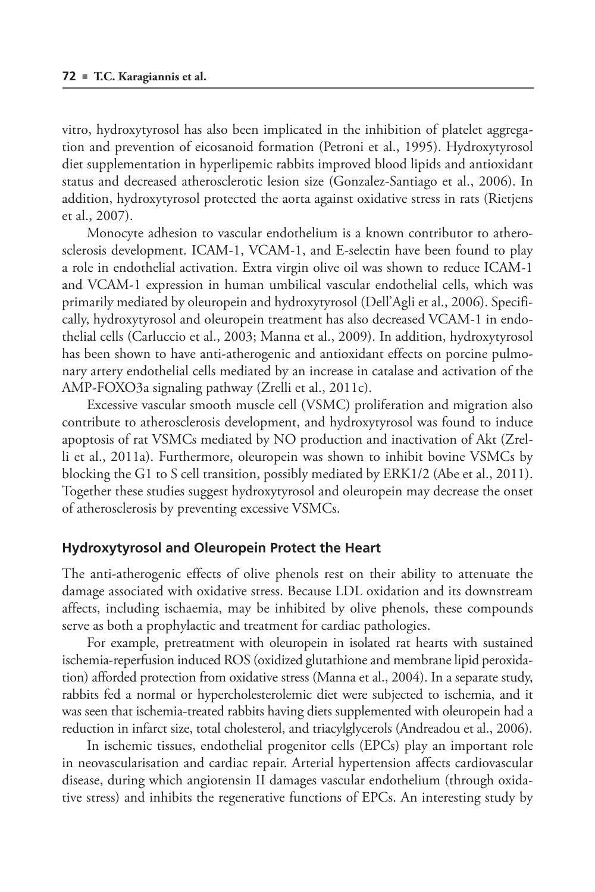vitro, hydroxytyrosol has also been implicated in the inhibition of platelet aggregation and prevention of eicosanoid formation (Petroni et al., 1995). Hydroxytyrosol diet supplementation in hyperlipemic rabbits improved blood lipids and antioxidant status and decreased atherosclerotic lesion size (Gonzalez-Santiago et al., 2006). In addition, hydroxytyrosol protected the aorta against oxidative stress in rats (Rietjens et al., 2007).

Monocyte adhesion to vascular endothelium is a known contributor to atherosclerosis development. ICAM-1, VCAM-1, and E-selectin have been found to play a role in endothelial activation. Extra virgin olive oil was shown to reduce ICAM-1 and VCAM-1 expression in human umbilical vascular endothelial cells, which was primarily mediated by oleuropein and hydroxytyrosol (Dell'Agli et al., 2006). Specifically, hydroxytyrosol and oleuropein treatment has also decreased VCAM-1 in endothelial cells (Carluccio et al., 2003; Manna et al., 2009). In addition, hydroxytyrosol has been shown to have anti-atherogenic and antioxidant effects on porcine pulmonary artery endothelial cells mediated by an increase in catalase and activation of the AMP-FOXO3a signaling pathway (Zrelli et al., 2011c).

Excessive vascular smooth muscle cell (VSMC) proliferation and migration also contribute to atherosclerosis development, and hydroxytyrosol was found to induce apoptosis of rat VSMCs mediated by NO production and inactivation of Akt (Zrelli et al., 2011a). Furthermore, oleuropein was shown to inhibit bovine VSMCs by blocking the G1 to S cell transition, possibly mediated by ERK1/2 (Abe et al., 2011). Together these studies suggest hydroxytyrosol and oleuropein may decrease the onset of atherosclerosis by preventing excessive VSMCs.

### Hydroxytyrosol and Oleuropein Protect the Heart

The anti-atherogenic effects of olive phenols rest on their ability to attenuate the damage associated with oxidative stress. Because LDL oxidation and its downstream affects, including ischaemia, may be inhibited by olive phenols, these compounds serve as both a prophylactic and treatment for cardiac pathologies.

For example, pretreatment with oleuropein in isolated rat hearts with sustained ischemia-reperfusion induced ROS (oxidized glutathione and membrane lipid peroxidation) afforded protection from oxidative stress (Manna et al., 2004). In a separate study, rabbits fed a normal or hypercholesterolemic diet were subjected to ischemia, and it was seen that ischemia-treated rabbits having diets supplemented with oleuropein had a reduction in infarct size, total cholesterol, and triacylglycerols (Andreadou et al., 2006).

In ischemic tissues, endothelial progenitor cells (EPCs) play an important role in neovascularisation and cardiac repair. Arterial hypertension affects cardiovascular disease, during which angiotensin II damages vascular endothelium (through oxidative stress) and inhibits the regenerative functions of EPCs. An interesting study by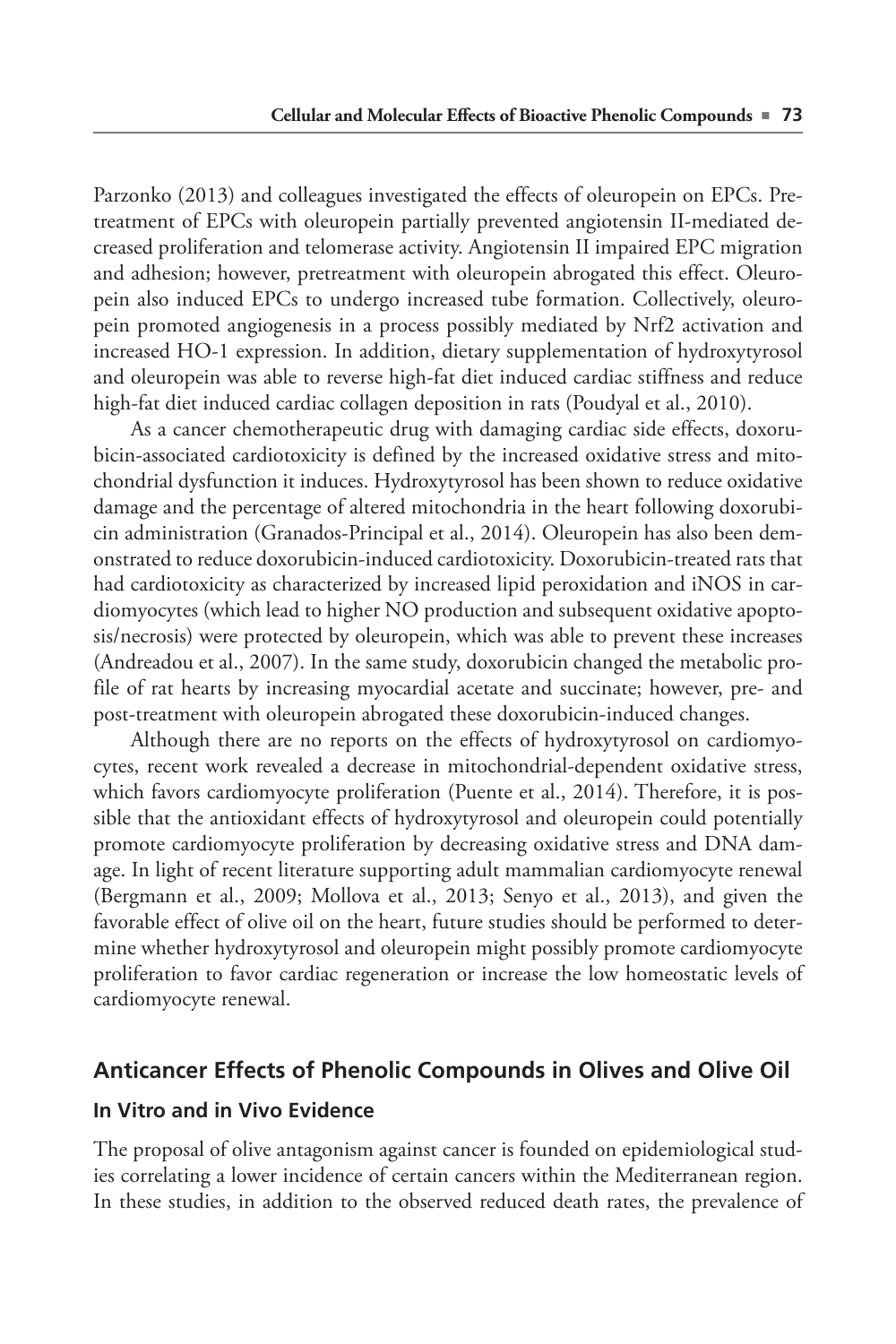Parzonko (2013) and colleagues investigated the effects of oleuropein on EPCs. Pretreatment of EPCs with oleuropein partially prevented angiotensin II-mediated decreased proliferation and telomerase activity. Angiotensin II impaired EPC migration and adhesion; however, pretreatment with oleuropein abrogated this effect. Oleuropein also induced EPCs to undergo increased tube formation. Collectively, oleuropein promoted angiogenesis in a process possibly mediated by Nrf2 activation and increased HO-1 expression. In addition, dietary supplementation of hydroxytyrosol and oleuropein was able to reverse high-fat diet induced cardiac stiffness and reduce high-fat diet induced cardiac collagen deposition in rats (Poudyal et al., 2010).

As a cancer chemotherapeutic drug with damaging cardiac side effects, doxorubicin-associated cardiotoxicity is defined by the increased oxidative stress and mitochondrial dysfunction it induces. Hydroxytyrosol has been shown to reduce oxidative damage and the percentage of altered mitochondria in the heart following doxorubicin administration (Granados-Principal et al., 2014). Oleuropein has also been demonstrated to reduce doxorubicin-induced cardiotoxicity. Doxorubicin-treated rats that had cardiotoxicity as characterized by increased lipid peroxidation and iNOS in cardiomyocytes (which lead to higher NO production and subsequent oxidative apoptosis/necrosis) were protected by oleuropein, which was able to prevent these increases (Andreadou et al., 2007). In the same study, doxorubicin changed the metabolic profile of rat hearts by increasing myocardial acetate and succinate; however, pre- and post-treatment with oleuropein abrogated these doxorubicin-induced changes.

Although there are no reports on the effects of hydroxytyrosol on cardiomyocytes, recent work revealed a decrease in mitochondrial-dependent oxidative stress, which favors cardiomyocyte proliferation (Puente et al., 2014). Therefore, it is possible that the antioxidant effects of hydroxytyrosol and oleuropein could potentially promote cardiomyocyte proliferation by decreasing oxidative stress and DNA damage. In light of recent literature supporting adult mammalian cardiomyocyte renewal (Bergmann et al., 2009; Mollova et al., 2013; Senyo et al., 2013), and given the favorable effect of olive oil on the heart, future studies should be performed to determine whether hydroxytyrosol and oleuropein might possibly promote cardiomyocyte proliferation to favor cardiac regeneration or increase the low homeostatic levels of cardiomyocyte renewal.

## Anticancer Effects of Phenolic Compounds in Olives and Olive Oil

### In Vitro and in Vivo Evidence

The proposal of olive antagonism against cancer is founded on epidemiological studies correlating a lower incidence of certain cancers within the Mediterranean region. In these studies, in addition to the observed reduced death rates, the prevalence of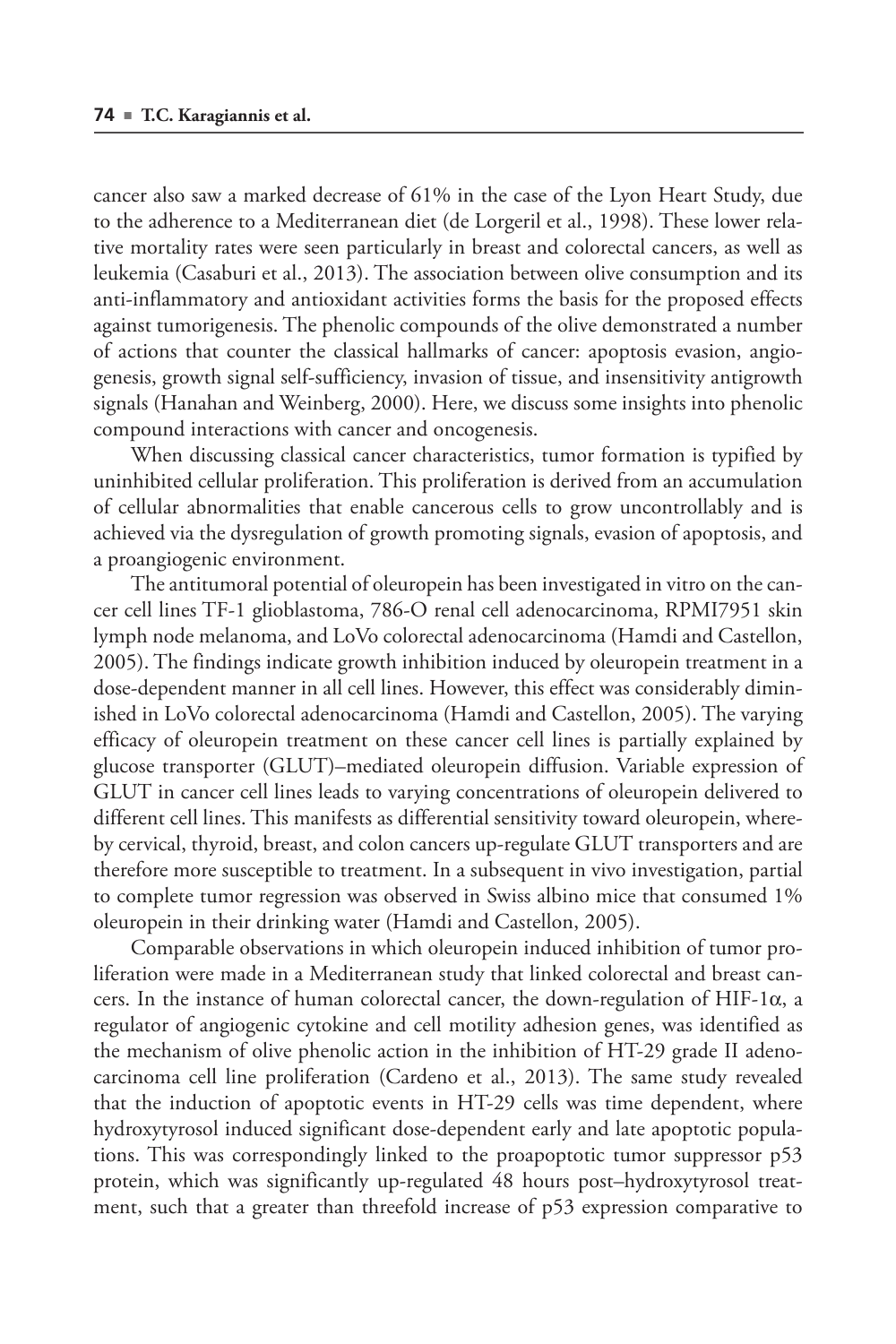cancer also saw a marked decrease of 61% in the case of the Lyon Heart Study, due to the adherence to a Mediterranean diet (de Lorgeril et al., 1998). These lower relative mortality rates were seen particularly in breast and colorectal cancers, as well as leukemia (Casaburi et al., 2013). The association between olive consumption and its anti-inflammatory and antioxidant activities forms the basis for the proposed effects against tumorigenesis. The phenolic compounds of the olive demonstrated a number of actions that counter the classical hallmarks of cancer: apoptosis evasion, angiogenesis, growth signal self-sufficiency, invasion of tissue, and insensitivity antigrowth signals (Hanahan and Weinberg, 2000). Here, we discuss some insights into phenolic compound interactions with cancer and oncogenesis.

When discussing classical cancer characteristics, tumor formation is typified by uninhibited cellular proliferation. This proliferation is derived from an accumulation of cellular abnormalities that enable cancerous cells to grow uncontrollably and is achieved via the dysregulation of growth promoting signals, evasion of apoptosis, and a proangiogenic environment.

The antitumoral potential of oleuropein has been investigated in vitro on the cancer cell lines TF-1 glioblastoma, 786-O renal cell adenocarcinoma, RPMI7951 skin lymph node melanoma, and LoVo colorectal adenocarcinoma (Hamdi and Castellon, 2005). The findings indicate growth inhibition induced by oleuropein treatment in a dose-dependent manner in all cell lines. However, this effect was considerably diminished in LoVo colorectal adenocarcinoma (Hamdi and Castellon, 2005). The varying efficacy of oleuropein treatment on these cancer cell lines is partially explained by glucose transporter (GLUT)–mediated oleuropein diffusion. Variable expression of GLUT in cancer cell lines leads to varying concentrations of oleuropein delivered to different cell lines. This manifests as differential sensitivity toward oleuropein, whereby cervical, thyroid, breast, and colon cancers up-regulate GLUT transporters and are therefore more susceptible to treatment. In a subsequent in vivo investigation, partial to complete tumor regression was observed in Swiss albino mice that consumed 1% oleuropein in their drinking water (Hamdi and Castellon, 2005).

Comparable observations in which oleuropein induced inhibition of tumor proliferation were made in a Mediterranean study that linked colorectal and breast cancers. In the instance of human colorectal cancer, the down-regulation of HIF-1α, a regulator of angiogenic cytokine and cell motility adhesion genes, was identified as the mechanism of olive phenolic action in the inhibition of HT-29 grade II adenocarcinoma cell line proliferation (Cardeno et al., 2013). The same study revealed that the induction of apoptotic events in HT-29 cells was time dependent, where hydroxytyrosol induced significant dose-dependent early and late apoptotic populations. This was correspondingly linked to the proapoptotic tumor suppressor p53 protein, which was significantly up-regulated 48 hours post–hydroxytyrosol treatment, such that a greater than threefold increase of p53 expression comparative to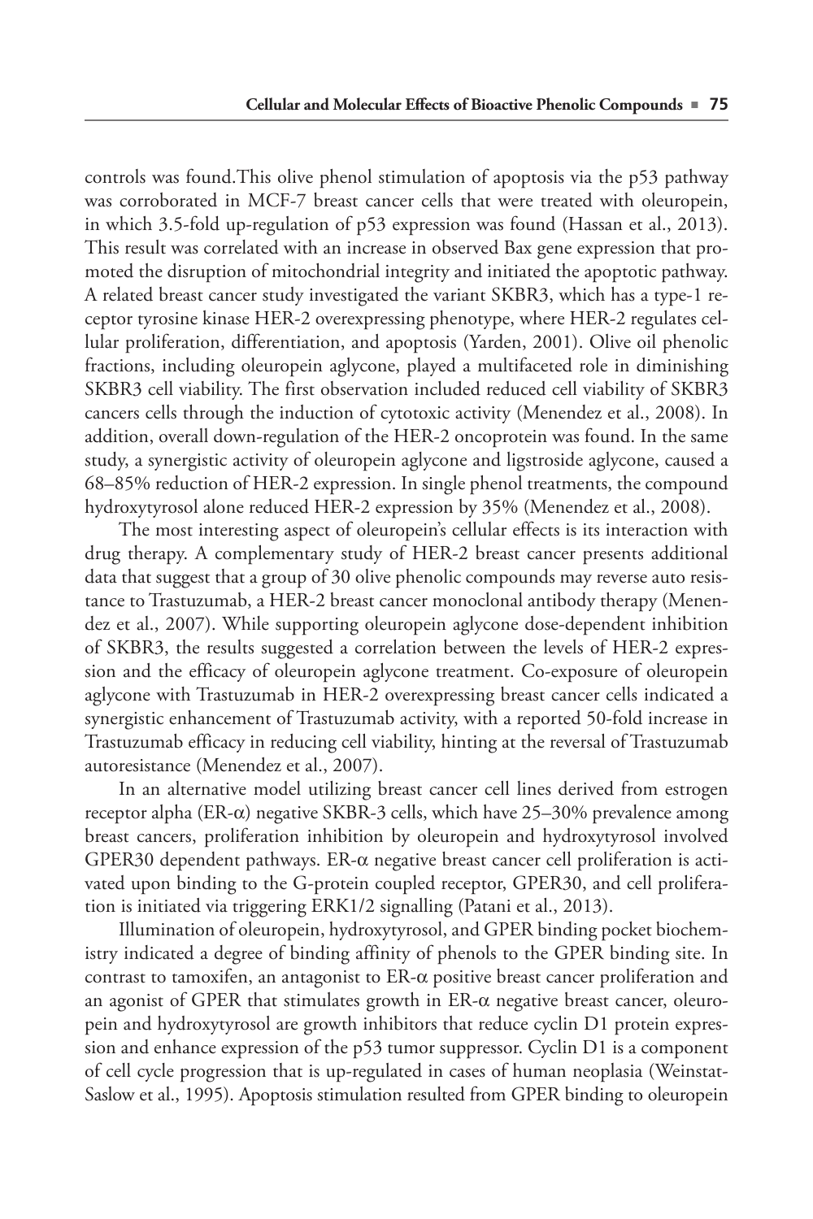controls was found.This olive phenol stimulation of apoptosis via the p53 pathway was corroborated in MCF-7 breast cancer cells that were treated with oleuropein, in which 3.5-fold up-regulation of p53 expression was found (Hassan et al., 2013). This result was correlated with an increase in observed Bax gene expression that promoted the disruption of mitochondrial integrity and initiated the apoptotic pathway. A related breast cancer study investigated the variant SKBR3, which has a type-1 receptor tyrosine kinase HER-2 overexpressing phenotype, where HER-2 regulates cellular proliferation, differentiation, and apoptosis (Yarden, 2001). Olive oil phenolic fractions, including oleuropein aglycone, played a multifaceted role in diminishing SKBR3 cell viability. The first observation included reduced cell viability of SKBR3 cancers cells through the induction of cytotoxic activity (Menendez et al., 2008). In addition, overall down-regulation of the HER-2 oncoprotein was found. In the same study, a synergistic activity of oleuropein aglycone and ligstroside aglycone, caused a 68–85% reduction of HER-2 expression. In single phenol treatments, the compound hydroxytyrosol alone reduced HER-2 expression by 35% (Menendez et al., 2008).

The most interesting aspect of oleuropein's cellular effects is its interaction with drug therapy. A complementary study of HER-2 breast cancer presents additional data that suggest that a group of 30 olive phenolic compounds may reverse auto resistance to Trastuzumab, a HER-2 breast cancer monoclonal antibody therapy (Menendez et al., 2007). While supporting oleuropein aglycone dose-dependent inhibition of SKBR3, the results suggested a correlation between the levels of HER-2 expression and the efficacy of oleuropein aglycone treatment. Co-exposure of oleuropein aglycone with Trastuzumab in HER-2 overexpressing breast cancer cells indicated a synergistic enhancement of Trastuzumab activity, with a reported 50-fold increase in Trastuzumab efficacy in reducing cell viability, hinting at the reversal of Trastuzumab autoresistance (Menendez et al., 2007).

In an alternative model utilizing breast cancer cell lines derived from estrogen receptor alpha (ER-$\alpha$) negative SKBR-3 cells, which have 25–30% prevalence among breast cancers, proliferation inhibition by oleuropein and hydroxytyrosol involved GPER30 dependent pathways. ER-$\alpha$ negative breast cancer cell proliferation is activated upon binding to the G-protein coupled receptor, GPER30, and cell proliferation is initiated via triggering ERK1/2 signalling (Patani et al., 2013).

Illumination of oleuropein, hydroxytyrosol, and GPER binding pocket biochemistry indicated a degree of binding affinity of phenols to the GPER binding site. In contrast to tamoxifen, an antagonist to ER-$\alpha$ positive breast cancer proliferation and an agonist of GPER that stimulates growth in ER-$\alpha$ negative breast cancer, oleuropein and hydroxytyrosol are growth inhibitors that reduce cyclin D1 protein expression and enhance expression of the p53 tumor suppressor. Cyclin D1 is a component of cell cycle progression that is up-regulated in cases of human neoplasia (Weinstat-Saslow et al., 1995). Apoptosis stimulation resulted from GPER binding to oleuropein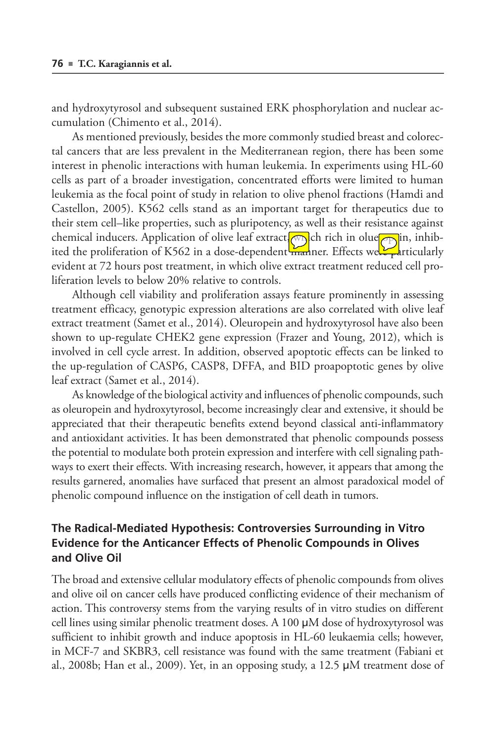and hydroxytyrosol and subsequent sustained ERK phosphorylation and nuclear accumulation (Chimento et al., 2014).

As mentioned previously, besides the more commonly studied breast and colorectal cancers that are less prevalent in the Mediterranean region, there has been some interest in phenolic interactions with human leukemia. In experiments using HL-60 cells as part of a broader investigation, concentrated efforts were limited to human leukemia as the focal point of study in relation to olive phenol fractions (Hamdi and Castellon, 2005). K562 cells stand as an important target for therapeutics due to their stem cell–like properties, such as pluripotency, as well as their resistance against chemical inducers. Application of olive leaf extract, which rich in oleuropein, inhibited the proliferation of K562 in a dose-dependent manner. Effects were particularly evident at 72 hours post treatment, in which olive extract treatment reduced cell proliferation levels to below 20% relative to controls.

Although cell viability and proliferation assays feature prominently in assessing treatment efficacy, genotypic expression alterations are also correlated with olive leaf extract treatment (Samet et al., 2014). Oleuropein and hydroxytyrosol have also been shown to up-regulate CHEK2 gene expression (Frazer and Young, 2012), which is involved in cell cycle arrest. In addition, observed apoptotic effects can be linked to the up-regulation of CASP6, CASP8, DFFA, and BID proapoptotic genes by olive leaf extract (Samet et al., 2014).

As knowledge of the biological activity and influences of phenolic compounds, such as oleuropein and hydroxytyrosol, become increasingly clear and extensive, it should be appreciated that their therapeutic benefits extend beyond classical anti-inflammatory and antioxidant activities. It has been demonstrated that phenolic compounds possess the potential to modulate both protein expression and interfere with cell signaling pathways to exert their effects. With increasing research, however, it appears that among the results garnered, anomalies have surfaced that present an almost paradoxical model of phenolic compound influence on the instigation of cell death in tumors.

## The Radical-Mediated Hypothesis: Controversies Surrounding in Vitro Evidence for the Anticancer Effects of Phenolic Compounds in Olives and Olive Oil

The broad and extensive cellular modulatory effects of phenolic compounds from olives and olive oil on cancer cells have produced conflicting evidence of their mechanism of action. This controversy stems from the varying results of in vitro studies on different cell lines using similar phenolic treatment doses. A 100 μM dose of hydroxytyrosol was sufficient to inhibit growth and induce apoptosis in HL-60 leukaemia cells; however, in MCF-7 and SKBR3, cell resistance was found with the same treatment (Fabiani et al., 2008b; Han et al., 2009). Yet, in an opposing study, a 12.5 μM treatment dose of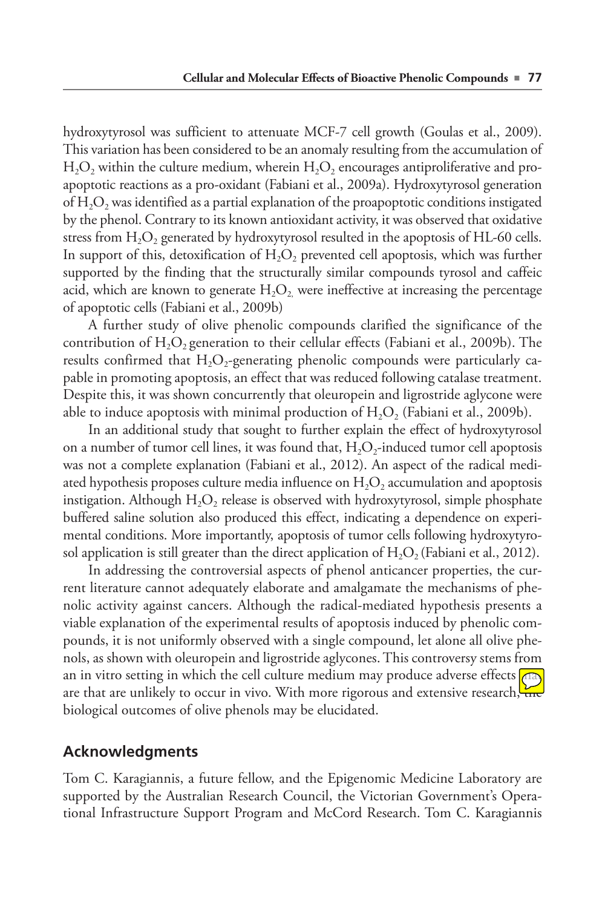hydroxytyrosol was sufficient to attenuate MCF-7 cell growth (Goulas et al., 2009). This variation has been considered to be an anomaly resulting from the accumulation of $H_2O_2$ within the culture medium, wherein $H_2O_2$ encourages antiproliferative and pro-apoptotic reactions as a pro-oxidant (Fabiani et al., 2009a). Hydroxytyrosol generation of $H_2O_2$ was identified as a partial explanation of the proapoptotic conditions instigated by the phenol. Contrary to its known antioxidant activity, it was observed that oxidative stress from $H_2O_2$ generated by hydroxytyrosol resulted in the apoptosis of HL-60 cells. In support of this, detoxification of $H_2O_2$ prevented cell apoptosis, which was further supported by the finding that the structurally similar compounds tyrosol and caffeic acid, which are known to generate $H_2O_2$, were ineffective at increasing the percentage of apoptotic cells (Fabiani et al., 2009b)

A further study of olive phenolic compounds clarified the significance of the contribution of $H_2O_2$ generation to their cellular effects (Fabiani et al., 2009b). The results confirmed that $H_2O_2$-generating phenolic compounds were particularly capable in promoting apoptosis, an effect that was reduced following catalase treatment. Despite this, it was shown concurrently that oleuropein and ligrostride aglycone were able to induce apoptosis with minimal production of $H_2O_2$ (Fabiani et al., 2009b).

In an additional study that sought to further explain the effect of hydroxytyrosol on a number of tumor cell lines, it was found that, $H_2O_2$-induced tumor cell apoptosis was not a complete explanation (Fabiani et al., 2012). An aspect of the radical mediated hypothesis proposes culture media influence on $H_2O_2$ accumulation and apoptosis instigation. Although $H_2O_2$ release is observed with hydroxytyrosol, simple phosphate buffered saline solution also produced this effect, indicating a dependence on experimental conditions. More importantly, apoptosis of tumor cells following hydroxytyrosol application is still greater than the direct application of $H_2O_2$ (Fabiani et al., 2012).

In addressing the controversial aspects of phenol anticancer properties, the current literature cannot adequately elaborate and amalgamate the mechanisms of phenolic activity against cancers. Although the radical-mediated hypothesis presents a viable explanation of the experimental results of apoptosis induced by phenolic compounds, it is not uniformly observed with a single compound, let alone all olive phenols, as shown with oleuropein and ligrostride aglycones. This controversy stems from an in vitro setting in which the cell culture medium may produce adverse effects that are that are unlikely to occur in vivo. With more rigorous and extensive research, the biological outcomes of olive phenols may be elucidated.

## Acknowledgments

Tom C. Karagiannis, a future fellow, and the Epigenomic Medicine Laboratory are supported by the Australian Research Council, the Victorian Government's Operational Infrastructure Support Program and McCord Research. Tom C. Karagiannis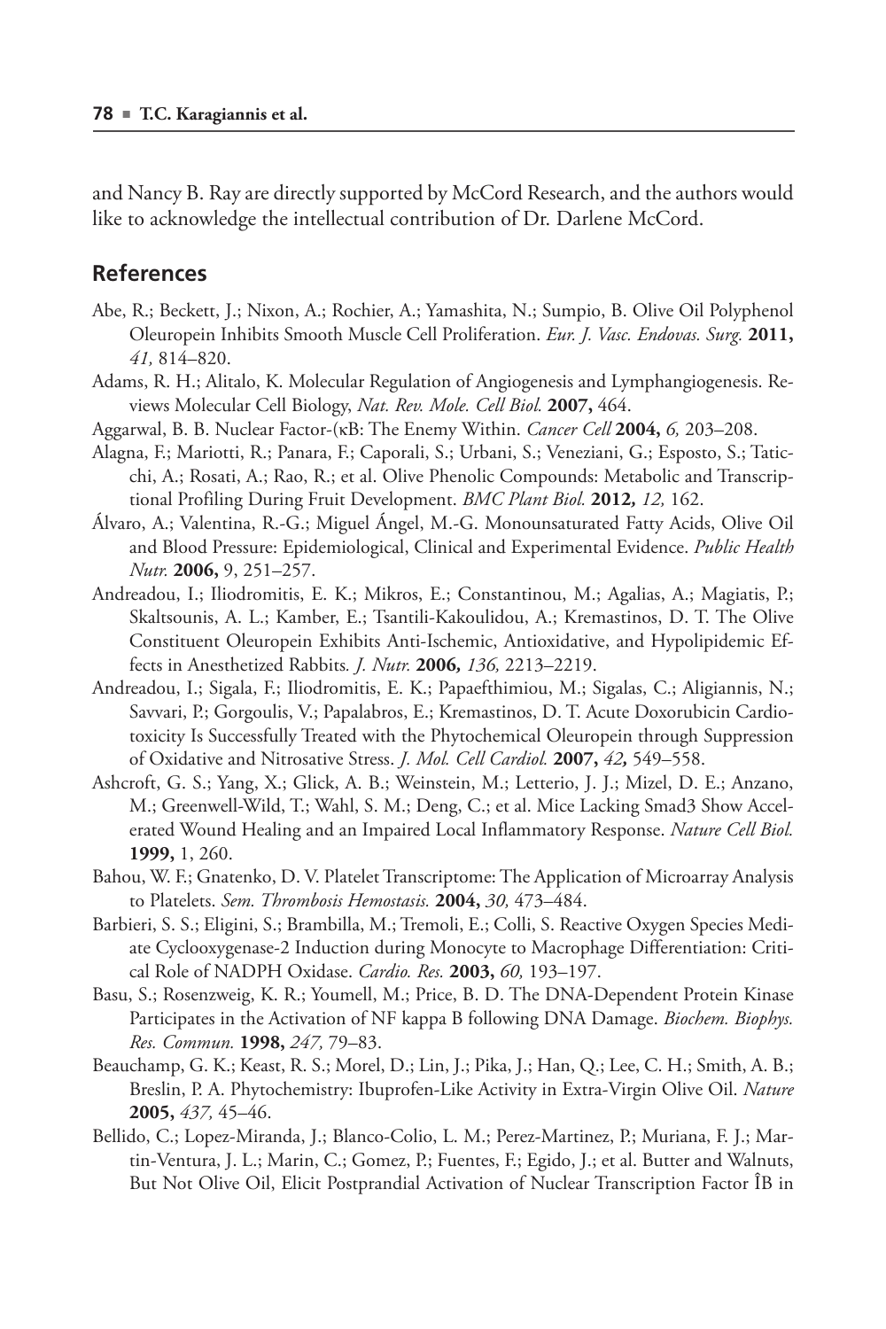and Nancy B. Ray are directly supported by McCord Research, and the authors would like to acknowledge the intellectual contribution of Dr. Darlene McCord.

## References

Abe, R.; Beckett, J.; Nixon, A.; Rochier, A.; Yamashita, N.; Sumpio, B. Olive Oil Polyphenol Oleuropein Inhibits Smooth Muscle Cell Proliferation. *Eur. J. Vasc. Endovas. Surg.* **2011,** *41,* 814–820.

Adams, R. H.; Alitalo, K. Molecular Regulation of Angiogenesis and Lymphangiogenesis. Reviews Molecular Cell Biology, *Nat. Rev. Mole. Cell Biol.* **2007,** 464.

Aggarwal, B. B. Nuclear Factor-(κB: The Enemy Within. *Cancer Cell* **2004,** *6,* 203–208.

Alagna, F.; Mariotti, R.; Panara, F.; Caporali, S.; Urbani, S.; Veneziani, G.; Esposto, S.; Taticchi, A.; Rosati, A.; Rao, R.; et al. Olive Phenolic Compounds: Metabolic and Transcriptional Profiling During Fruit Development. *BMC Plant Biol.* **2012,** *12,* 162.

Álvaro, A.; Valentina, R.-G.; Miguel Ángel, M.-G. Monounsaturated Fatty Acids, Olive Oil and Blood Pressure: Epidemiological, Clinical and Experimental Evidence. *Public Health Nutr.* **2006,** 9, 251–257.

Andreadou, I.; Iliodromitis, E. K.; Mikros, E.; Constantinou, M.; Agalias, A.; Magiatis, P.; Skaltsounis, A. L.; Kamber, E.; Tsantili-Kakoulidou, A.; Kremastinos, D. T. The Olive Constituent Oleuropein Exhibits Anti-Ischemic, Antioxidative, and Hypolipidemic Effects in Anesthetized Rabbits. *J. Nutr.* **2006,** *136,* 2213–2219.

Andreadou, I.; Sigala, F.; Iliodromitis, E. K.; Papaefthimiou, M.; Sigalas, C.; Aligiannis, N.; Savvari, P.; Gorgoulis, V.; Papalabros, E.; Kremastinos, D. T. Acute Doxorubicin Cardiotoxicity Is Successfully Treated with the Phytochemical Oleuropein through Suppression of Oxidative and Nitrosative Stress. *J. Mol. Cell Cardiol.* **2007,** *42,* 549–558.

Ashcroft, G. S.; Yang, X.; Glick, A. B.; Weinstein, M.; Letterio, J. J.; Mizel, D. E.; Anzano, M.; Greenwell-Wild, T.; Wahl, S. M.; Deng, C.; et al. Mice Lacking Smad3 Show Accelerated Wound Healing and an Impaired Local Inflammatory Response. *Nature Cell Biol.* **1999,** 1, 260.

Bahou, W. F.; Gnatenko, D. V. Platelet Transcriptome: The Application of Microarray Analysis to Platelets. *Sem. Thrombosis Hemostasis.* **2004,** *30,* 473–484.

Barbieri, S. S.; Eligini, S.; Brambilla, M.; Tremoli, E.; Colli, S. Reactive Oxygen Species Mediate Cyclooxygenase-2 Induction during Monocyte to Macrophage Differentiation: Critical Role of NADPH Oxidase. *Cardio. Res.* **2003,** *60,* 193–197.

Basu, S.; Rosenzweig, K. R.; Youmell, M.; Price, B. D. The DNA-Dependent Protein Kinase Participates in the Activation of NF kappa B following DNA Damage. *Biochem. Biophys. Res. Commun.* **1998,** *247,* 79–83.

Beauchamp, G. K.; Keast, R. S.; Morel, D.; Lin, J.; Pika, J.; Han, Q.; Lee, C. H.; Smith, A. B.; Breslin, P. A. Phytochemistry: Ibuprofen-Like Activity in Extra-Virgin Olive Oil. *Nature* **2005,** *437,* 45–46.

Bellido, C.; Lopez-Miranda, J.; Blanco-Colio, L. M.; Perez-Martinez, P.; Muriana, F. J.; Martin-Ventura, J. L.; Marin, C.; Gomez, P.; Fuentes, F.; Egido, J.; et al. Butter and Walnuts, But Not Olive Oil, Elicit Postprandial Activation of Nuclear Transcription Factor ÎB in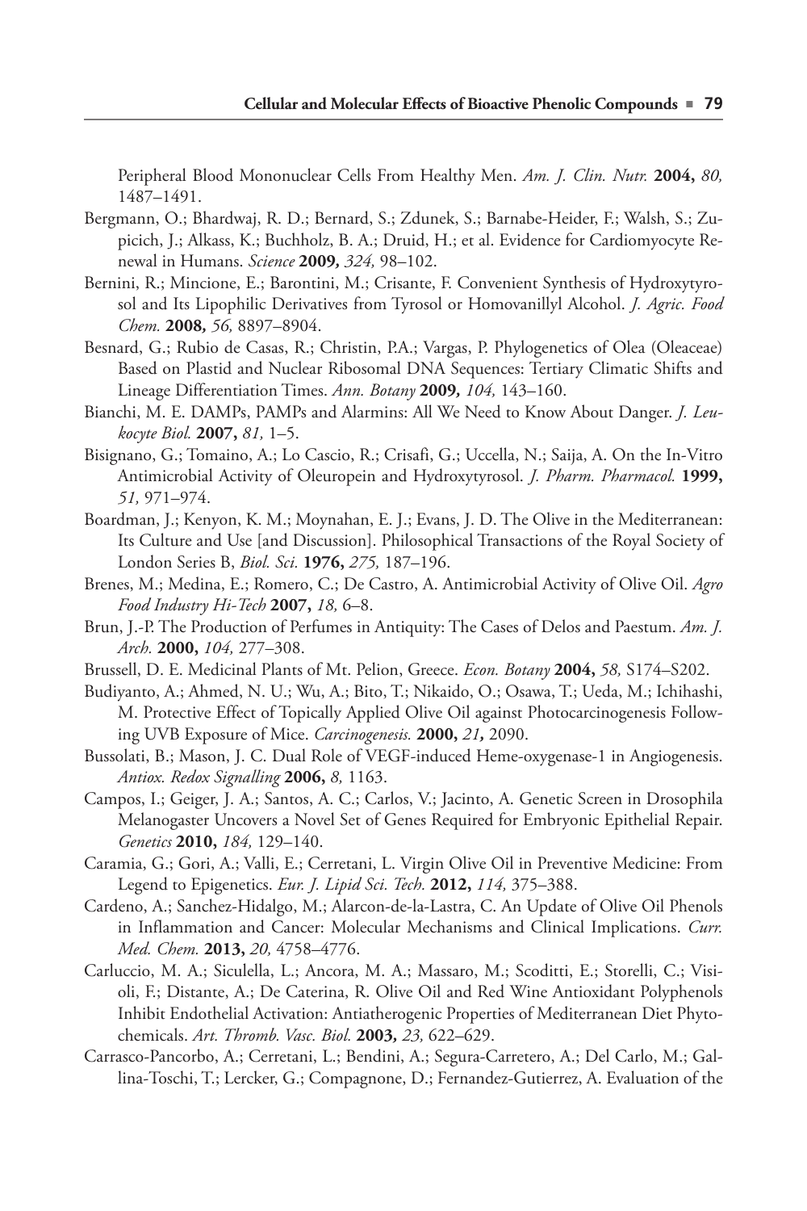Peripheral Blood Mononuclear Cells From Healthy Men. *Am. J. Clin. Nutr.* **2004,** *80,* 1487–1491.

Bergmann, O.; Bhardwaj, R. D.; Bernard, S.; Zdunek, S.; Barnabe-Heider, F.; Walsh, S.; Zupicich, J.; Alkass, K.; Buchholz, B. A.; Druid, H.; et al. Evidence for Cardiomyocyte Renewal in Humans. *Science* **2009***, 324,* 98–102.

Bernini, R.; Mincione, E.; Barontini, M.; Crisante, F. Convenient Synthesis of Hydroxytyrosol and Its Lipophilic Derivatives from Tyrosol or Homovanillyl Alcohol. *J. Agric. Food Chem.* **2008***, 56,* 8897–8904.

Besnard, G.; Rubio de Casas, R.; Christin, P.A.; Vargas, P. Phylogenetics of Olea (Oleaceae) Based on Plastid and Nuclear Ribosomal DNA Sequences: Tertiary Climatic Shifts and Lineage Differentiation Times. *Ann. Botany* **2009***, 104,* 143–160.

Bianchi, M. E. DAMPs, PAMPs and Alarmins: All We Need to Know About Danger. *J. Leukocyte Biol.* **2007,** *81,* 1–5.

Bisignano, G.; Tomaino, A.; Lo Cascio, R.; Crisafi, G.; Uccella, N.; Saija, A. On the In-Vitro Antimicrobial Activity of Oleuropein and Hydroxytyrosol. *J. Pharm. Pharmacol.* **1999,** *51,* 971–974.

Boardman, J.; Kenyon, K. M.; Moynahan, E. J.; Evans, J. D. The Olive in the Mediterranean: Its Culture and Use [and Discussion]. Philosophical Transactions of the Royal Society of London Series B, *Biol. Sci.* **1976,** *275,* 187–196.

Brenes, M.; Medina, E.; Romero, C.; De Castro, A. Antimicrobial Activity of Olive Oil. *Agro Food Industry Hi-Tech* **2007,** *18,* 6–8.

Brun, J.-P. The Production of Perfumes in Antiquity: The Cases of Delos and Paestum. *Am. J. Arch.* **2000,** *104,* 277–308.

Brussell, D. E. Medicinal Plants of Mt. Pelion, Greece. *Econ. Botany* **2004,** *58,* S174–S202.

Budiyanto, A.; Ahmed, N. U.; Wu, A.; Bito, T.; Nikaido, O.; Osawa, T.; Ueda, M.; Ichihashi, M. Protective Effect of Topically Applied Olive Oil against Photocarcinogenesis Following UVB Exposure of Mice. *Carcinogenesis.* **2000,** *21,* 2090.

Bussolati, B.; Mason, J. C. Dual Role of VEGF-induced Heme-oxygenase-1 in Angiogenesis. *Antiox. Redox Signalling* **2006,** *8,* 1163.

Campos, I.; Geiger, J. A.; Santos, A. C.; Carlos, V.; Jacinto, A. Genetic Screen in Drosophila Melanogaster Uncovers a Novel Set of Genes Required for Embryonic Epithelial Repair. *Genetics* **2010,** *184,* 129–140.

Caramia, G.; Gori, A.; Valli, E.; Cerretani, L. Virgin Olive Oil in Preventive Medicine: From Legend to Epigenetics. *Eur. J. Lipid Sci. Tech.* **2012,** *114,* 375–388.

Cardeno, A.; Sanchez-Hidalgo, M.; Alarcon-de-la-Lastra, C. An Update of Olive Oil Phenols in Inflammation and Cancer: Molecular Mechanisms and Clinical Implications. *Curr. Med. Chem.* **2013,** *20,* 4758–4776.

Carluccio, M. A.; Siculella, L.; Ancora, M. A.; Massaro, M.; Scoditti, E.; Storelli, C.; Visioli, F.; Distante, A.; De Caterina, R. Olive Oil and Red Wine Antioxidant Polyphenols Inhibit Endothelial Activation: Antiatherogenic Properties of Mediterranean Diet Phytochemicals. *Art. Thromb. Vasc. Biol.* **2003***, 23,* 622–629.

Carrasco-Pancorbo, A.; Cerretani, L.; Bendini, A.; Segura-Carretero, A.; Del Carlo, M.; Gallina-Toschi, T.; Lercker, G.; Compagnone, D.; Fernandez-Gutierrez, A. Evaluation of the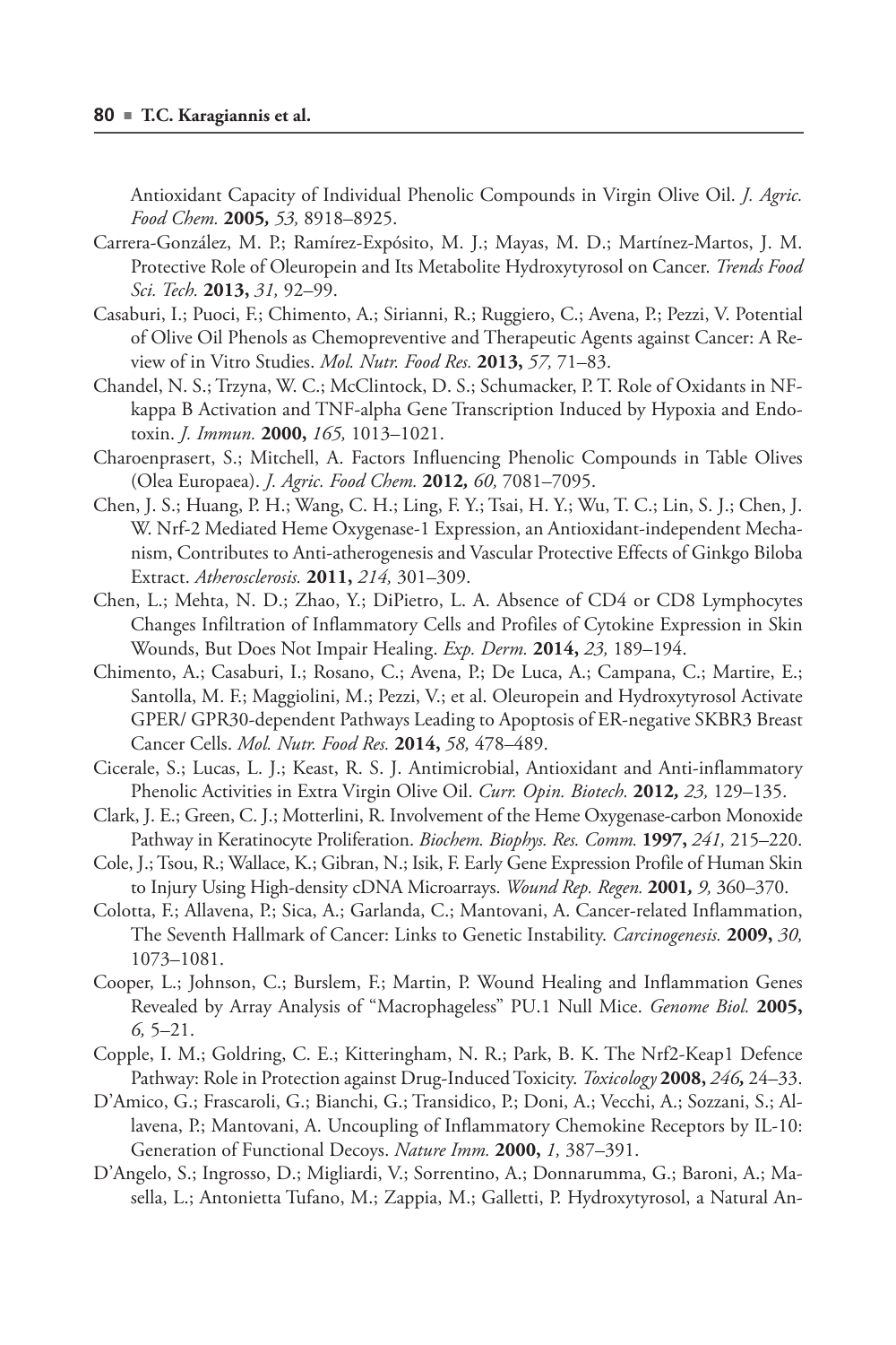Antioxidant Capacity of Individual Phenolic Compounds in Virgin Olive Oil. *J. Agric. Food Chem.* **2005,** *53,* 8918–8925.

Carrera-González, M. P.; Ramírez-Expósito, M. J.; Mayas, M. D.; Martínez-Martos, J. M. Protective Role of Oleuropein and Its Metabolite Hydroxytyrosol on Cancer. *Trends Food Sci. Tech.* **2013,** *31,* 92–99.

Casaburi, I.; Puoci, F.; Chimento, A.; Sirianni, R.; Ruggiero, C.; Avena, P.; Pezzi, V. Potential of Olive Oil Phenols as Chemopreventive and Therapeutic Agents against Cancer: A Review of in Vitro Studies. *Mol. Nutr. Food Res.* **2013,** *57,* 71–83.

Chandel, N. S.; Trzyna, W. C.; McClintock, D. S.; Schumacker, P. T. Role of Oxidants in NF-kappa B Activation and TNF-alpha Gene Transcription Induced by Hypoxia and Endotoxin. *J. Immun.* **2000,** *165,* 1013–1021.

Charoenprasert, S.; Mitchell, A. Factors Influencing Phenolic Compounds in Table Olives (Olea Europaea). *J. Agric. Food Chem.* **2012,** *60,* 7081–7095.

Chen, J. S.; Huang, P. H.; Wang, C. H.; Ling, F. Y.; Tsai, H. Y.; Wu, T. C.; Lin, S. J.; Chen, J. W. Nrf-2 Mediated Heme Oxygenase-1 Expression, an Antioxidant-independent Mechanism, Contributes to Anti-atherogenesis and Vascular Protective Effects of Ginkgo Biloba Extract. *Atherosclerosis.* **2011,** *214,* 301–309.

Chen, L.; Mehta, N. D.; Zhao, Y.; DiPietro, L. A. Absence of CD4 or CD8 Lymphocytes Changes Infiltration of Inflammatory Cells and Profiles of Cytokine Expression in Skin Wounds, But Does Not Impair Healing. *Exp. Derm.* **2014,** *23,* 189–194.

Chimento, A.; Casaburi, I.; Rosano, C.; Avena, P.; De Luca, A.; Campana, C.; Martire, E.; Santolla, M. F.; Maggiolini, M.; Pezzi, V.; et al. Oleuropein and Hydroxytyrosol Activate GPER/ GPR30-dependent Pathways Leading to Apoptosis of ER-negative SKBR3 Breast Cancer Cells. *Mol. Nutr. Food Res.* **2014,** *58,* 478–489.

Cicerale, S.; Lucas, L. J.; Keast, R. S. J. Antimicrobial, Antioxidant and Anti-inflammatory Phenolic Activities in Extra Virgin Olive Oil. *Curr. Opin. Biotech.* **2012,** *23,* 129–135.

Clark, J. E.; Green, C. J.; Motterlini, R. Involvement of the Heme Oxygenase-carbon Monoxide Pathway in Keratinocyte Proliferation. *Biochem. Biophys. Res. Comm.* **1997,** *241,* 215–220.

Cole, J.; Tsou, R.; Wallace, K.; Gibran, N.; Isik, F. Early Gene Expression Profile of Human Skin to Injury Using High-density cDNA Microarrays. *Wound Rep. Regen.* **2001,** *9,* 360–370.

Colotta, F.; Allavena, P.; Sica, A.; Garlanda, C.; Mantovani, A. Cancer-related Inflammation, The Seventh Hallmark of Cancer: Links to Genetic Instability. *Carcinogenesis.* **2009,** *30,* 1073–1081.

Cooper, L.; Johnson, C.; Burslem, F.; Martin, P. Wound Healing and Inflammation Genes Revealed by Array Analysis of "Macrophageless" PU.1 Null Mice. *Genome Biol.* **2005,** *6,* 5–21.

Copple, I. M.; Goldring, C. E.; Kitteringham, N. R.; Park, B. K. The Nrf2-Keap1 Defence Pathway: Role in Protection against Drug-Induced Toxicity. *Toxicology* **2008,** *246,* 24–33.

D'Amico, G.; Frascaroli, G.; Bianchi, G.; Transidico, P.; Doni, A.; Vecchi, A.; Sozzani, S.; Allavena, P.; Mantovani, A. Uncoupling of Inflammatory Chemokine Receptors by IL-10: Generation of Functional Decoys. *Nature Imm.* **2000,** *1,* 387–391.

D'Angelo, S.; Ingrosso, D.; Migliardi, V.; Sorrentino, A.; Donnarumma, G.; Baroni, A.; Masella, L.; Antonietta Tufano, M.; Zappia, M.; Galletti, P. Hydroxytyrosol, a Natural An-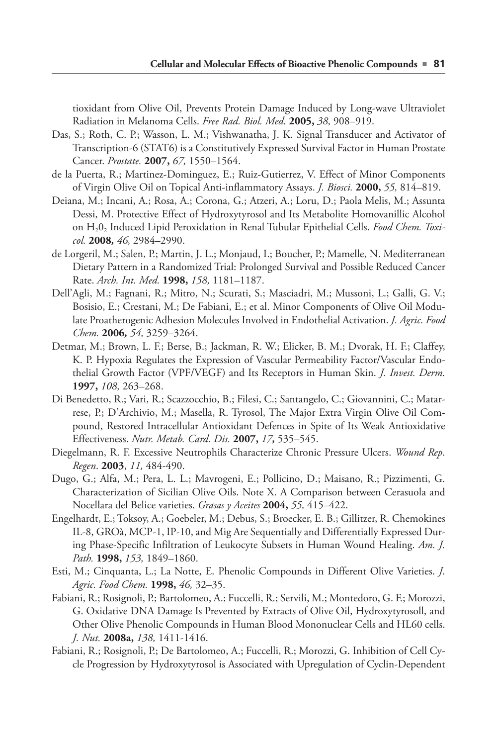tioxidant from Olive Oil, Prevents Protein Damage Induced by Long-wave Ultraviolet Radiation in Melanoma Cells. *Free Rad. Biol. Med.* **2005,** *38,* 908–919.

Das, S.; Roth, C. P.; Wasson, L. M.; Vishwanatha, J. K. Signal Transducer and Activator of Transcription-6 (STAT6) is a Constitutively Expressed Survival Factor in Human Prostate Cancer. *Prostate.* **2007,** *67,* 1550–1564.

de la Puerta, R.; Martinez-Dominguez, E.; Ruiz-Gutierrez, V. Effect of Minor Components of Virgin Olive Oil on Topical Anti-inflammatory Assays. *J. Biosci.* **2000,** *55,* 814–819.

Deiana, M.; Incani, A.; Rosa, A.; Corona, G.; Atzeri, A.; Loru, D.; Paola Melis, M.; Assunta Dessi, M. Protective Effect of Hydroxytyrosol and Its Metabolite Homovanillic Alcohol on $H_2 0_2$ Induced Lipid Peroxidation in Renal Tubular Epithelial Cells. *Food Chem. Toxicol.* **2008,** *46,* 2984–2990.

de Lorgeril, M.; Salen, P.; Martin, J. L.; Monjaud, I.; Boucher, P.; Mamelle, N. Mediterranean Dietary Pattern in a Randomized Trial: Prolonged Survival and Possible Reduced Cancer Rate. *Arch. Int. Med.* **1998,** *158,* 1181–1187.

Dell'Agli, M.; Fagnani, R.; Mitro, N.; Scurati, S.; Masciadri, M.; Mussoni, L.; Galli, G. V.; Bosisio, E.; Crestani, M.; De Fabiani, E.; et al. Minor Components of Olive Oil Modulate Proatherogenic Adhesion Molecules Involved in Endothelial Activation. *J. Agric. Food Chem.* **2006,** *54,* 3259–3264.

Detmar, M.; Brown, L. F.; Berse, B.; Jackman, R. W.; Elicker, B. M.; Dvorak, H. F.; Claffey, K. P. Hypoxia Regulates the Expression of Vascular Permeability Factor/Vascular Endothelial Growth Factor (VPF/VEGF) and Its Receptors in Human Skin. *J. Invest. Derm.* **1997,** *108,* 263–268.

Di Benedetto, R.; Vari, R.; Scazzocchio, B.; Filesi, C.; Santangelo, C.; Giovannini, C.; Matarrese, P.; D'Archivio, M.; Masella, R. Tyrosol, The Major Extra Virgin Olive Oil Compound, Restored Intracellular Antioxidant Defences in Spite of Its Weak Antioxidative Effectiveness. *Nutr. Metab. Card. Dis.* **2007,** *17,* 535–545.

Diegelmann, R. F. Excessive Neutrophils Characterize Chronic Pressure Ulcers. *Wound Rep. Regen*. **2003**, *11,* 484-490.

Dugo, G.; Alfa, M.; Pera, L. L.; Mavrogeni, E.; Pollicino, D.; Maisano, R.; Pizzimenti, G. Characterization of Sicilian Olive Oils. Note X. A Comparison between Cerasuola and Nocellara del Belice varieties. *Grasas y Aceites* **2004,** *55,* 415–422.

Engelhardt, E.; Toksoy, A.; Goebeler, M.; Debus, S.; Broecker, E. B.; Gillitzer, R. Chemokines IL-8, GROà, MCP-1, IP-10, and Mig Are Sequentially and Differentially Expressed During Phase-Specific Infiltration of Leukocyte Subsets in Human Wound Healing. *Am. J. Path.* **1998,** *153,* 1849–1860.

Esti, M.; Cinquanta, L.; La Notte, E. Phenolic Compounds in Different Olive Varieties. *J. Agric. Food Chem.* **1998,** *46,* 32–35.

Fabiani, R.; Rosignoli, P.; Bartolomeo, A.; Fuccelli, R.; Servili, M.; Montedoro, G. F.; Morozzi, G. Oxidative DNA Damage Is Prevented by Extracts of Olive Oil, Hydroxytyrosoll, and Other Olive Phenolic Compounds in Human Blood Mononuclear Cells and HL60 cells. *J. Nut.* **2008a,** *138,* 1411-1416.

Fabiani, R.; Rosignoli, P.; De Bartolomeo, A.; Fuccelli, R.; Morozzi, G. Inhibition of Cell Cycle Progression by Hydroxytyrosol is Associated with Upregulation of Cyclin-Dependent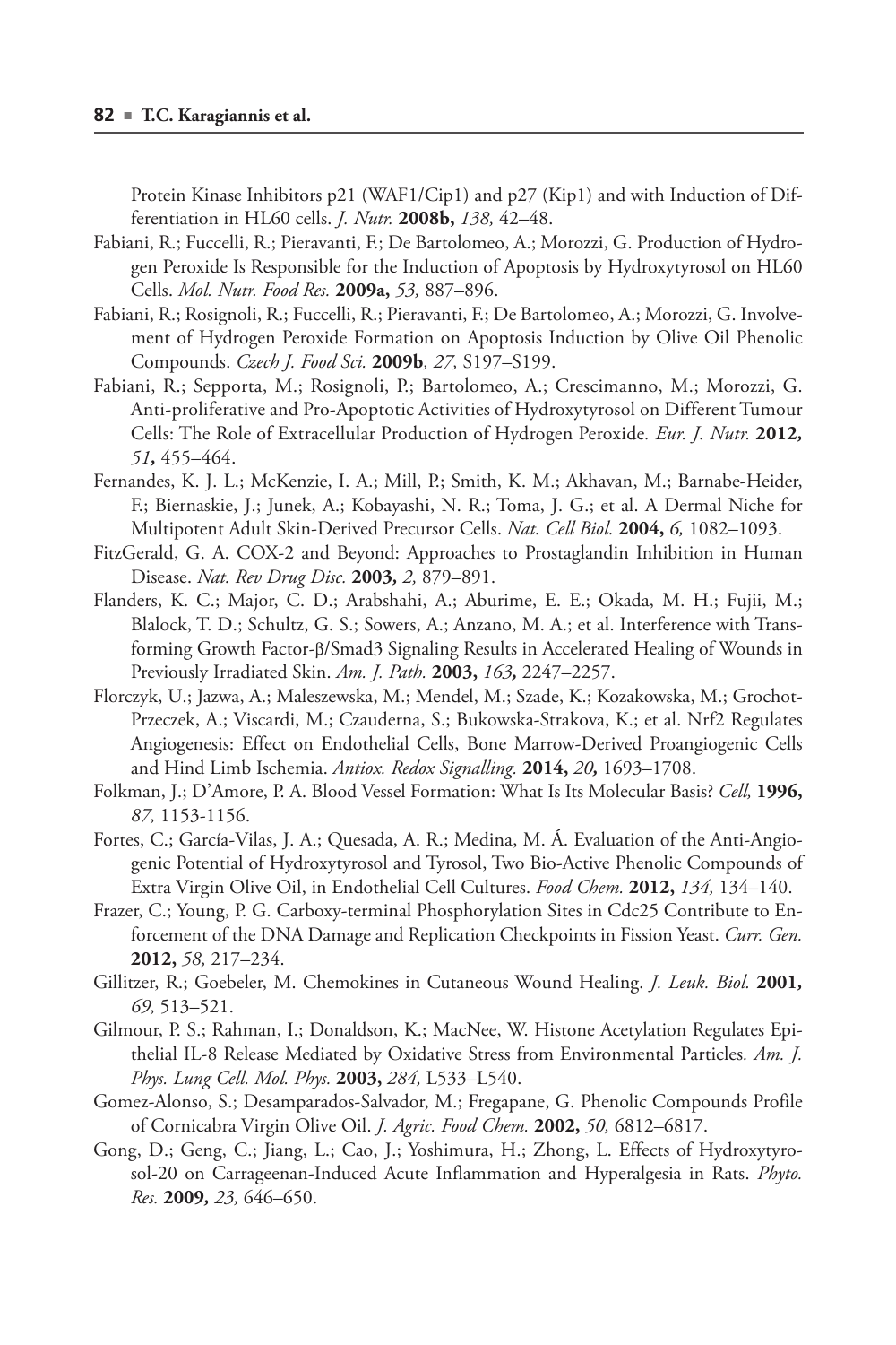Protein Kinase Inhibitors p21 (WAF1/Cip1) and p27 (Kip1) and with Induction of Differentiation in HL60 cells. *J. Nutr.* **2008b,** *138,* 42–48.

Fabiani, R.; Fuccelli, R.; Pieravanti, F.; De Bartolomeo, A.; Morozzi, G. Production of Hydrogen Peroxide Is Responsible for the Induction of Apoptosis by Hydroxytyrosol on HL60 Cells. *Mol. Nutr. Food Res.* **2009a,** *53,* 887–896.

Fabiani, R.; Rosignoli, R.; Fuccelli, R.; Pieravanti, F.; De Bartolomeo, A.; Morozzi, G. Involvement of Hydrogen Peroxide Formation on Apoptosis Induction by Olive Oil Phenolic Compounds. *Czech J. Food Sci.* **2009b***, 27,* S197–S199.

Fabiani, R.; Sepporta, M.; Rosignoli, P.; Bartolomeo, A.; Crescimanno, M.; Morozzi, G. Anti-proliferative and Pro-Apoptotic Activities of Hydroxytyrosol on Different Tumour Cells: The Role of Extracellular Production of Hydrogen Peroxide*. Eur. J. Nutr.* **2012***, 51***,** 455–464.

Fernandes, K. J. L.; McKenzie, I. A.; Mill, P.; Smith, K. M.; Akhavan, M.; Barnabe-Heider, F.; Biernaskie, J.; Junek, A.; Kobayashi, N. R.; Toma, J. G.; et al. A Dermal Niche for Multipotent Adult Skin-Derived Precursor Cells. *Nat. Cell Biol.* **2004,** *6,* 1082–1093.

FitzGerald, G. A. COX-2 and Beyond: Approaches to Prostaglandin Inhibition in Human Disease. *Nat. Rev Drug Disc.* **2003***, 2,* 879–891.

Flanders, K. C.; Major, C. D.; Arabshahi, A.; Aburime, E. E.; Okada, M. H.; Fujii, M.; Blalock, T. D.; Schultz, G. S.; Sowers, A.; Anzano, M. A.; et al. Interference with Transforming Growth Factor-β/Smad3 Signaling Results in Accelerated Healing of Wounds in Previously Irradiated Skin*. Am. J. Path.* **2003,** *163***,** 2247–2257.

Florczyk, U.; Jazwa, A.; Maleszewska, M.; Mendel, M.; Szade, K.; Kozakowska, M.; Grochot-Przeczek, A.; Viscardi, M.; Czauderna, S.; Bukowska-Strakova, K.; et al. Nrf2 Regulates Angiogenesis: Effect on Endothelial Cells, Bone Marrow-Derived Proangiogenic Cells and Hind Limb Ischemia. *Antiox. Redox Signalling.* **2014,** *20***,** 1693–1708.

Folkman, J.; D'Amore, P. A. Blood Vessel Formation: What Is Its Molecular Basis? *Cell,* **1996,** *87,* 1153-1156.

Fortes, C.; García-Vilas, J. A.; Quesada, A. R.; Medina, M. Á. Evaluation of the Anti-Angiogenic Potential of Hydroxytyrosol and Tyrosol, Two Bio-Active Phenolic Compounds of Extra Virgin Olive Oil, in Endothelial Cell Cultures. *Food Chem.* **2012,** *134,* 134–140.

Frazer, C.; Young, P. G. Carboxy-terminal Phosphorylation Sites in Cdc25 Contribute to Enforcement of the DNA Damage and Replication Checkpoints in Fission Yeast. *Curr. Gen.* **2012,** *58,* 217–234.

Gillitzer, R.; Goebeler, M. Chemokines in Cutaneous Wound Healing. *J. Leuk. Biol.* **2001***, 69,* 513–521.

Gilmour, P. S.; Rahman, I.; Donaldson, K.; MacNee, W. Histone Acetylation Regulates Epithelial IL-8 Release Mediated by Oxidative Stress from Environmental Particles*. Am. J. Phys. Lung Cell. Mol. Phys.* **2003,** *284,* L533–L540.

Gomez-Alonso, S.; Desamparados-Salvador, M.; Fregapane, G. Phenolic Compounds Profile of Cornicabra Virgin Olive Oil. *J. Agric. Food Chem.* **2002,** *50,* 6812–6817.

Gong, D.; Geng, C.; Jiang, L.; Cao, J.; Yoshimura, H.; Zhong, L. Effects of Hydroxytyrosol-20 on Carrageenan-Induced Acute Inflammation and Hyperalgesia in Rats. *Phyto. Res.* **2009***, 23,* 646–650.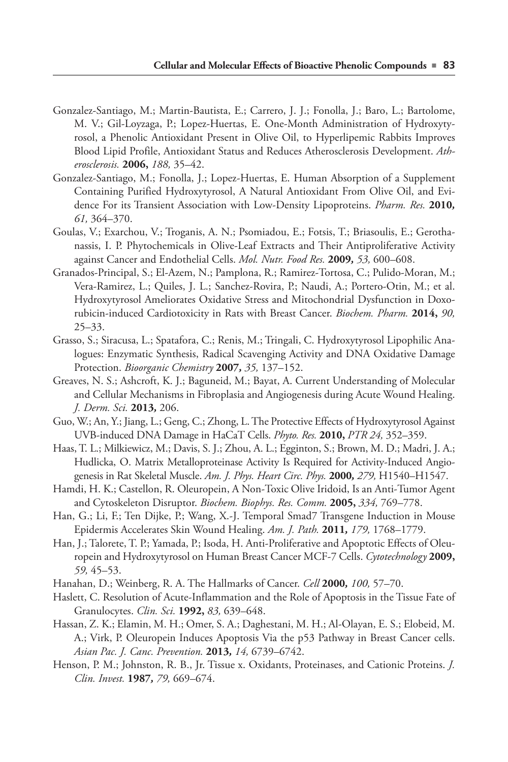Gonzalez-Santiago, M.; Martin-Bautista, E.; Carrero, J. J.; Fonolla, J.; Baro, L.; Bartolome, M. V.; Gil-Loyzaga, P.; Lopez-Huertas, E. One-Month Administration of Hydroxytyrosol, a Phenolic Antioxidant Present in Olive Oil, to Hyperlipemic Rabbits Improves Blood Lipid Profile, Antioxidant Status and Reduces Atherosclerosis Development. *Atherosclerosis.* **2006,** *188,* 35–42.

Gonzalez-Santiago, M.; Fonolla, J.; Lopez-Huertas, E. Human Absorption of a Supplement Containing Purified Hydroxytyrosol, A Natural Antioxidant From Olive Oil, and Evidence For its Transient Association with Low-Density Lipoproteins. *Pharm. Res.* **2010,** *61,* 364–370.

Goulas, V.; Exarchou, V.; Troganis, A. N.; Psomiadou, E.; Fotsis, T.; Briasoulis, E.; Gerothanassis, I. P. Phytochemicals in Olive-Leaf Extracts and Their Antiproliferative Activity against Cancer and Endothelial Cells. *Mol. Nutr. Food Res.* **2009,** *53,* 600–608.

Granados-Principal, S.; El-Azem, N.; Pamplona, R.; Ramirez-Tortosa, C.; Pulido-Moran, M.; Vera-Ramirez, L.; Quiles, J. L.; Sanchez-Rovira, P.; Naudi, A.; Portero-Otin, M.; et al. Hydroxytyrosol Ameliorates Oxidative Stress and Mitochondrial Dysfunction in Doxorubicin-induced Cardiotoxicity in Rats with Breast Cancer. *Biochem. Pharm.* **2014,** *90,* 25–33.

Grasso, S.; Siracusa, L.; Spatafora, C.; Renis, M.; Tringali, C. Hydroxytyrosol Lipophilic Analogues: Enzymatic Synthesis, Radical Scavenging Activity and DNA Oxidative Damage Protection. *Bioorganic Chemistry* **2007,** *35,* 137–152.

Greaves, N. S.; Ashcroft, K. J.; Baguneid, M.; Bayat, A. Current Understanding of Molecular and Cellular Mechanisms in Fibroplasia and Angiogenesis during Acute Wound Healing. *J. Derm. Sci.* **2013,** 206.

Guo, W.; An, Y.; Jiang, L.; Geng, C.; Zhong, L. The Protective Effects of Hydroxytyrosol Against UVB-induced DNA Damage in HaCaT Cells. *Phyto. Res.* **2010,** *PTR 24,* 352–359.

Haas, T. L.; Milkiewicz, M.; Davis, S. J.; Zhou, A. L.; Egginton, S.; Brown, M. D.; Madri, J. A.; Hudlicka, O. Matrix Metalloproteinase Activity Is Required for Activity-Induced Angiogenesis in Rat Skeletal Muscle. *Am. J. Phys. Heart Circ. Phys.* **2000,** *279,* H1540–H1547.

Hamdi, H. K.; Castellon, R. Oleuropein, A Non-Toxic Olive Iridoid, Is an Anti-Tumor Agent and Cytoskeleton Disruptor. *Biochem. Biophys. Res. Comm.* **2005,** *334,* 769–778.

Han, G.; Li, F.; Ten Dijke, P.; Wang, X.-J. Temporal Smad7 Transgene Induction in Mouse Epidermis Accelerates Skin Wound Healing. *Am. J. Path.* **2011,** *179,* 1768–1779.

Han, J.; Talorete, T. P.; Yamada, P.; Isoda, H. Anti-Proliferative and Apoptotic Effects of Oleuropein and Hydroxytyrosol on Human Breast Cancer MCF-7 Cells. *Cytotechnology* **2009,** *59,* 45–53.

Hanahan, D.; Weinberg, R. A. The Hallmarks of Cancer. *Cell* **2000,** *100,* 57–70.

Haslett, C. Resolution of Acute-Inflammation and the Role of Apoptosis in the Tissue Fate of Granulocytes. *Clin. Sci.* **1992,** *83,* 639–648.

Hassan, Z. K.; Elamin, M. H.; Omer, S. A.; Daghestani, M. H.; Al-Olayan, E. S.; Elobeid, M. A.; Virk, P. Oleuropein Induces Apoptosis Via the p53 Pathway in Breast Cancer cells. *Asian Pac. J. Canc. Prevention.* **2013,** *14,* 6739–6742.

Henson, P. M.; Johnston, R. B., Jr. Tissue x. Oxidants, Proteinases, and Cationic Proteins. *J. Clin. Invest.* **1987,** *79,* 669–674.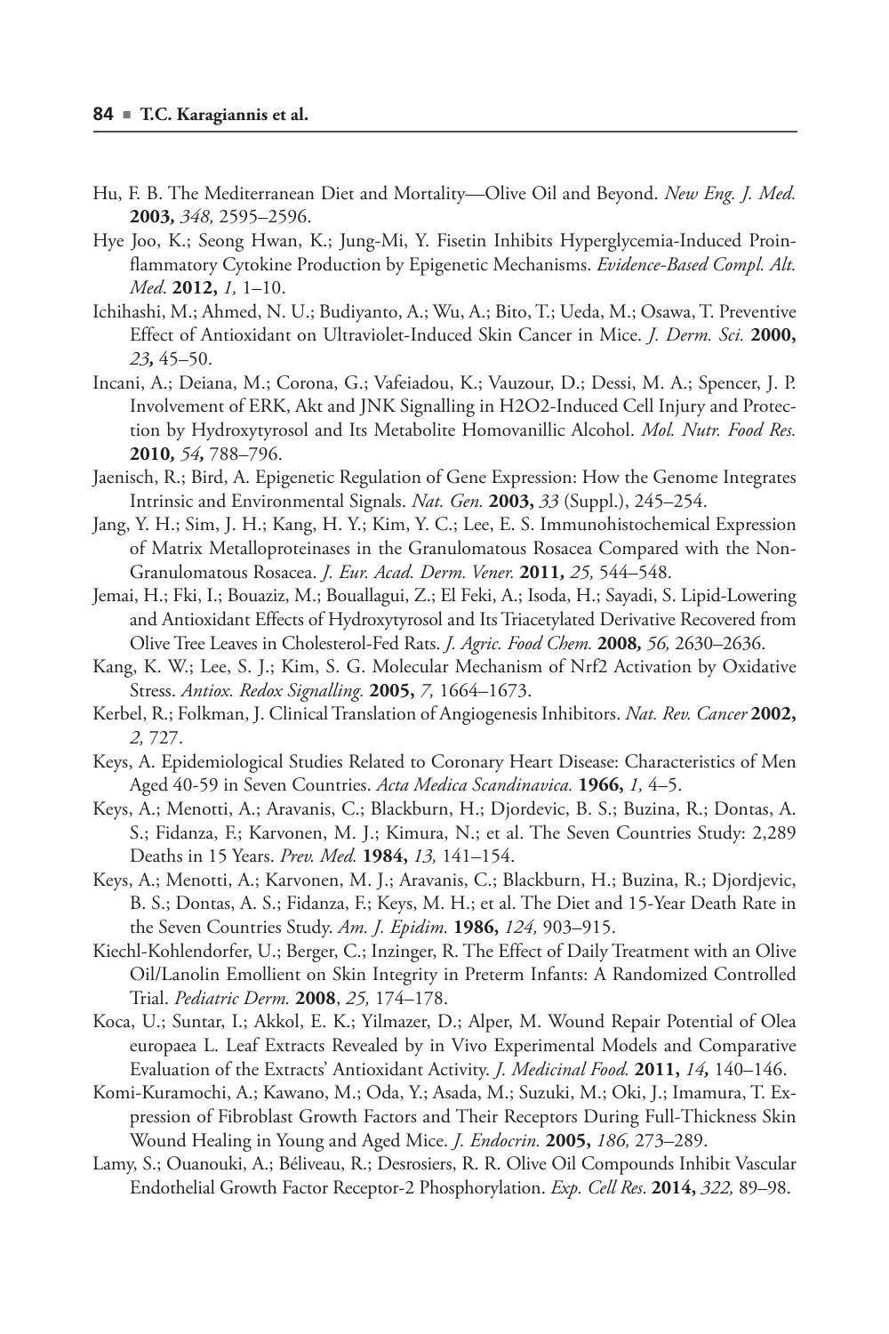Hu, F. B. The Mediterranean Diet and Mortality—Olive Oil and Beyond. *New Eng. J. Med.* **2003,** *348,* 2595–2596.

Hye Joo, K.; Seong Hwan, K.; Jung-Mi, Y. Fisetin Inhibits Hyperglycemia-Induced Proinflammatory Cytokine Production by Epigenetic Mechanisms. *Evidence-Based Compl. Alt. Med*. **2012,** *1,* 1–10.

Ichihashi, M.; Ahmed, N. U.; Budiyanto, A.; Wu, A.; Bito, T.; Ueda, M.; Osawa, T. Preventive Effect of Antioxidant on Ultraviolet-Induced Skin Cancer in Mice. *J. Derm. Sci.* **2000,** *23,* 45–50.

Incani, A.; Deiana, M.; Corona, G.; Vafeiadou, K.; Vauzour, D.; Dessi, M. A.; Spencer, J. P. Involvement of ERK, Akt and JNK Signalling in H2O2-Induced Cell Injury and Protection by Hydroxytyrosol and Its Metabolite Homovanillic Alcohol. *Mol. Nutr. Food Res.* **2010,** *54,* 788–796.

Jaenisch, R.; Bird, A. Epigenetic Regulation of Gene Expression: How the Genome Integrates Intrinsic and Environmental Signals. *Nat. Gen.* **2003,** *33* (Suppl.), 245–254.

Jang, Y. H.; Sim, J. H.; Kang, H. Y.; Kim, Y. C.; Lee, E. S. Immunohistochemical Expression of Matrix Metalloproteinases in the Granulomatous Rosacea Compared with the Non-Granulomatous Rosacea. *J. Eur. Acad. Derm. Vener.* **2011,** *25,* 544–548.

Jemai, H.; Fki, I.; Bouaziz, M.; Bouallagui, Z.; El Feki, A.; Isoda, H.; Sayadi, S. Lipid-Lowering and Antioxidant Effects of Hydroxytyrosol and Its Triacetylated Derivative Recovered from Olive Tree Leaves in Cholesterol-Fed Rats. *J. Agric. Food Chem.* **2008,** *56,* 2630–2636.

Kang, K. W.; Lee, S. J.; Kim, S. G. Molecular Mechanism of Nrf2 Activation by Oxidative Stress. *Antiox. Redox Signalling.* **2005,** *7,* 1664–1673.

Kerbel, R.; Folkman, J. Clinical Translation of Angiogenesis Inhibitors. *Nat. Rev. Cancer* **2002,** *2,* 727.

Keys, A. Epidemiological Studies Related to Coronary Heart Disease: Characteristics of Men Aged 40-59 in Seven Countries. *Acta Medica Scandinavica.* **1966,** *1,* 4–5.

Keys, A.; Menotti, A.; Aravanis, C.; Blackburn, H.; Djordevic, B. S.; Buzina, R.; Dontas, A. S.; Fidanza, F.; Karvonen, M. J.; Kimura, N.; et al. The Seven Countries Study: 2,289 Deaths in 15 Years. *Prev. Med.* **1984,** *13,* 141–154.

Keys, A.; Menotti, A.; Karvonen, M. J.; Aravanis, C.; Blackburn, H.; Buzina, R.; Djordjevic, B. S.; Dontas, A. S.; Fidanza, F.; Keys, M. H.; et al. The Diet and 15-Year Death Rate in the Seven Countries Study. *Am. J. Epidim.* **1986,** *124,* 903–915.

Kiechl-Kohlendorfer, U.; Berger, C.; Inzinger, R. The Effect of Daily Treatment with an Olive Oil/Lanolin Emollient on Skin Integrity in Preterm Infants: A Randomized Controlled Trial. *Pediatric Derm.* **2008**, *25,* 174–178.

Koca, U.; Suntar, I.; Akkol, E. K.; Yilmazer, D.; Alper, M. Wound Repair Potential of Olea europaea L. Leaf Extracts Revealed by in Vivo Experimental Models and Comparative Evaluation of the Extracts' Antioxidant Activity. *J. Medicinal Food.* **2011,** *14,* 140–146.

Komi-Kuramochi, A.; Kawano, M.; Oda, Y.; Asada, M.; Suzuki, M.; Oki, J.; Imamura, T. Expression of Fibroblast Growth Factors and Their Receptors During Full-Thickness Skin Wound Healing in Young and Aged Mice. *J. Endocrin.* **2005,** *186,* 273–289.

Lamy, S.; Ouanouki, A.; Béliveau, R.; Desrosiers, R. R. Olive Oil Compounds Inhibit Vascular Endothelial Growth Factor Receptor-2 Phosphorylation. *Exp. Cell Res*. **2014,** *322,* 89–98.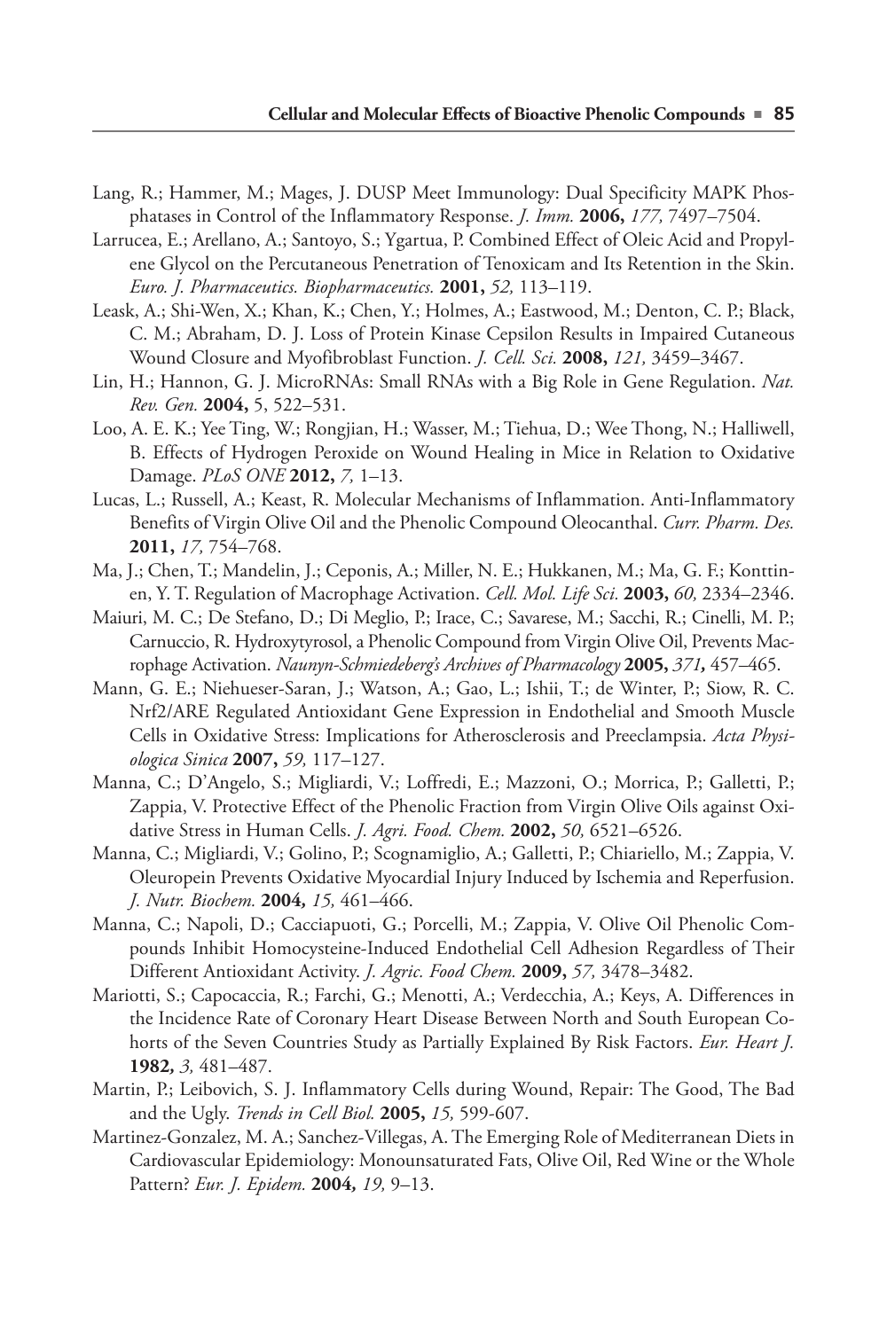Lang, R.; Hammer, M.; Mages, J. DUSP Meet Immunology: Dual Specificity MAPK Phosphatases in Control of the Inflammatory Response. *J. Imm.* **2006,** *177,* 7497–7504.

Larrucea, E.; Arellano, A.; Santoyo, S.; Ygartua, P. Combined Effect of Oleic Acid and Propylene Glycol on the Percutaneous Penetration of Tenoxicam and Its Retention in the Skin. *Euro. J. Pharmaceutics. Biopharmaceutics.* **2001,** *52,* 113–119.

Leask, A.; Shi-Wen, X.; Khan, K.; Chen, Y.; Holmes, A.; Eastwood, M.; Denton, C. P.; Black, C. M.; Abraham, D. J. Loss of Protein Kinase Cepsilon Results in Impaired Cutaneous Wound Closure and Myofibroblast Function. *J. Cell. Sci.* **2008,** *121,* 3459–3467.

Lin, H.; Hannon, G. J. MicroRNAs: Small RNAs with a Big Role in Gene Regulation. *Nat. Rev. Gen.* **2004,** 5, 522–531.

Loo, A. E. K.; Yee Ting, W.; Rongjian, H.; Wasser, M.; Tiehua, D.; Wee Thong, N.; Halliwell, B. Effects of Hydrogen Peroxide on Wound Healing in Mice in Relation to Oxidative Damage. *PLoS ONE* **2012,** *7,* 1–13.

Lucas, L.; Russell, A.; Keast, R. Molecular Mechanisms of Inflammation. Anti-Inflammatory Benefits of Virgin Olive Oil and the Phenolic Compound Oleocanthal. *Curr. Pharm. Des.* **2011,** *17,* 754–768.

Ma, J.; Chen, T.; Mandelin, J.; Ceponis, A.; Miller, N. E.; Hukkanen, M.; Ma, G. F.; Konttinen, Y. T. Regulation of Macrophage Activation. *Cell. Mol. Life Sci.* **2003,** *60,* 2334–2346.

Maiuri, M. C.; De Stefano, D.; Di Meglio, P.; Irace, C.; Savarese, M.; Sacchi, R.; Cinelli, M. P.; Carnuccio, R. Hydroxytyrosol, a Phenolic Compound from Virgin Olive Oil, Prevents Macrophage Activation. *Naunyn-Schmiedeberg's Archives of Pharmacology* **2005,** *371,* 457–465.

Mann, G. E.; Niehueser-Saran, J.; Watson, A.; Gao, L.; Ishii, T.; de Winter, P.; Siow, R. C. Nrf2/ARE Regulated Antioxidant Gene Expression in Endothelial and Smooth Muscle Cells in Oxidative Stress: Implications for Atherosclerosis and Preeclampsia. *Acta Physiologica Sinica* **2007,** *59,* 117–127.

Manna, C.; D'Angelo, S.; Migliardi, V.; Loffredi, E.; Mazzoni, O.; Morrica, P.; Galletti, P.; Zappia, V. Protective Effect of the Phenolic Fraction from Virgin Olive Oils against Oxidative Stress in Human Cells. *J. Agri. Food. Chem.* **2002,** *50,* 6521–6526.

Manna, C.; Migliardi, V.; Golino, P.; Scognamiglio, A.; Galletti, P.; Chiariello, M.; Zappia, V. Oleuropein Prevents Oxidative Myocardial Injury Induced by Ischemia and Reperfusion. *J. Nutr. Biochem.* **2004,** *15,* 461–466.

Manna, C.; Napoli, D.; Cacciapuoti, G.; Porcelli, M.; Zappia, V. Olive Oil Phenolic Compounds Inhibit Homocysteine-Induced Endothelial Cell Adhesion Regardless of Their Different Antioxidant Activity. *J. Agric. Food Chem.* **2009,** *57,* 3478–3482.

Mariotti, S.; Capocaccia, R.; Farchi, G.; Menotti, A.; Verdecchia, A.; Keys, A. Differences in the Incidence Rate of Coronary Heart Disease Between North and South European Cohorts of the Seven Countries Study as Partially Explained By Risk Factors. *Eur. Heart J.* **1982,** *3,* 481–487.

Martin, P.; Leibovich, S. J. Inflammatory Cells during Wound, Repair: The Good, The Bad and the Ugly. *Trends in Cell Biol.* **2005,** *15,* 599-607.

Martinez-Gonzalez, M. A.; Sanchez-Villegas, A. The Emerging Role of Mediterranean Diets in Cardiovascular Epidemiology: Monounsaturated Fats, Olive Oil, Red Wine or the Whole Pattern? *Eur. J. Epidem.* **2004,** *19,* 9–13.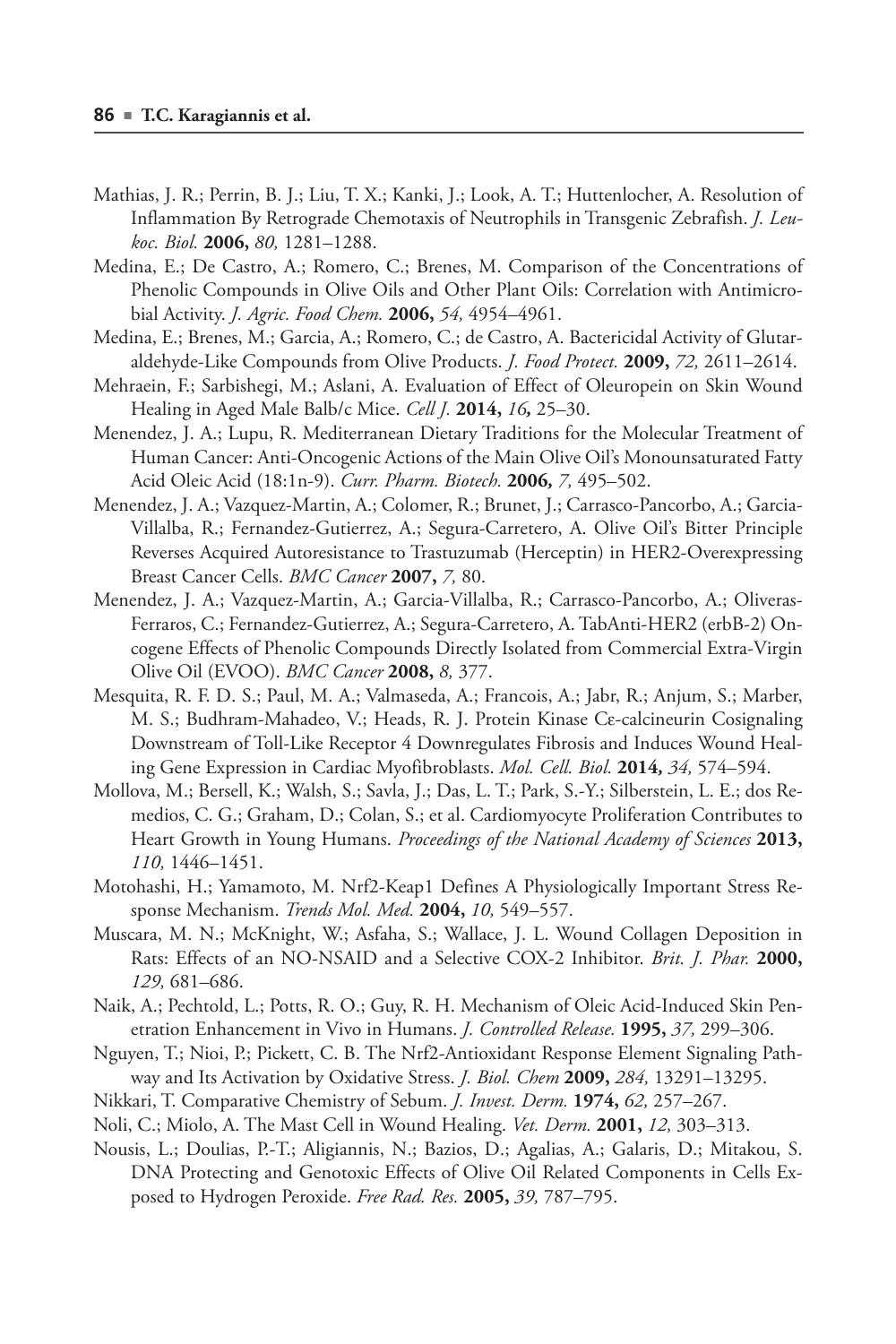Mathias, J. R.; Perrin, B. J.; Liu, T. X.; Kanki, J.; Look, A. T.; Huttenlocher, A. Resolution of Inflammation By Retrograde Chemotaxis of Neutrophils in Transgenic Zebrafish. *J. Leukoc. Biol.* **2006,** *80,* 1281–1288.

Medina, E.; De Castro, A.; Romero, C.; Brenes, M. Comparison of the Concentrations of Phenolic Compounds in Olive Oils and Other Plant Oils: Correlation with Antimicrobial Activity. *J. Agric. Food Chem.* **2006,** *54,* 4954–4961.

Medina, E.; Brenes, M.; Garcia, A.; Romero, C.; de Castro, A. Bactericidal Activity of Glutaraldehyde-Like Compounds from Olive Products. *J. Food Protect.* **2009,** *72,* 2611–2614.

Mehraein, F.; Sarbishegi, M.; Aslani, A. Evaluation of Effect of Oleuropein on Skin Wound Healing in Aged Male Balb/c Mice. *Cell J.* **2014,** *16,* 25–30.

Menendez, J. A.; Lupu, R. Mediterranean Dietary Traditions for the Molecular Treatment of Human Cancer: Anti-Oncogenic Actions of the Main Olive Oil's Monounsaturated Fatty Acid Oleic Acid (18:1n-9). *Curr. Pharm. Biotech.* **2006,** *7,* 495–502.

Menendez, J. A.; Vazquez-Martin, A.; Colomer, R.; Brunet, J.; Carrasco-Pancorbo, A.; Garcia-Villalba, R.; Fernandez-Gutierrez, A.; Segura-Carretero, A. Olive Oil's Bitter Principle Reverses Acquired Autoresistance to Trastuzumab (Herceptin) in HER2-Overexpressing Breast Cancer Cells. *BMC Cancer* **2007,** *7,* 80.

Menendez, J. A.; Vazquez-Martin, A.; Garcia-Villalba, R.; Carrasco-Pancorbo, A.; Oliveras-Ferraros, C.; Fernandez-Gutierrez, A.; Segura-Carretero, A. TabAnti-HER2 (erbB-2) Oncogene Effects of Phenolic Compounds Directly Isolated from Commercial Extra-Virgin Olive Oil (EVOO). *BMC Cancer* **2008,** *8,* 377.

Mesquita, R. F. D. S.; Paul, M. A.; Valmaseda, A.; Francois, A.; Jabr, R.; Anjum, S.; Marber, M. S.; Budhram-Mahadeo, V.; Heads, R. J. Protein Kinase Cε-calcineurin Cosignaling Downstream of Toll-Like Receptor 4 Downregulates Fibrosis and Induces Wound Healing Gene Expression in Cardiac Myofibroblasts. *Mol. Cell. Biol.* **2014,** *34,* 574–594.

Mollova, M.; Bersell, K.; Walsh, S.; Savla, J.; Das, L. T.; Park, S.-Y.; Silberstein, L. E.; dos Remedios, C. G.; Graham, D.; Colan, S.; et al. Cardiomyocyte Proliferation Contributes to Heart Growth in Young Humans. *Proceedings of the National Academy of Sciences* **2013,** *110,* 1446–1451.

Motohashi, H.; Yamamoto, M. Nrf2-Keap1 Defines A Physiologically Important Stress Response Mechanism. *Trends Mol. Med.* **2004,** *10,* 549–557.

Muscara, M. N.; McKnight, W.; Asfaha, S.; Wallace, J. L. Wound Collagen Deposition in Rats: Effects of an NO-NSAID and a Selective COX-2 Inhibitor. *Brit. J. Phar.* **2000,** *129,* 681–686.

Naik, A.; Pechtold, L.; Potts, R. O.; Guy, R. H. Mechanism of Oleic Acid-Induced Skin Penetration Enhancement in Vivo in Humans. *J. Controlled Release.* **1995,** *37,* 299–306.

Nguyen, T.; Nioi, P.; Pickett, C. B. The Nrf2-Antioxidant Response Element Signaling Pathway and Its Activation by Oxidative Stress. *J. Biol. Chem* **2009,** *284,* 13291–13295.

Nikkari, T. Comparative Chemistry of Sebum. *J. Invest. Derm.* **1974,** *62,* 257–267.

Noli, C.; Miolo, A. The Mast Cell in Wound Healing. *Vet. Derm.* **2001,** *12,* 303–313.

Nousis, L.; Doulias, P.-T.; Aligiannis, N.; Bazios, D.; Agalias, A.; Galaris, D.; Mitakou, S. DNA Protecting and Genotoxic Effects of Olive Oil Related Components in Cells Exposed to Hydrogen Peroxide. *Free Rad. Res.* **2005,** *39,* 787–795.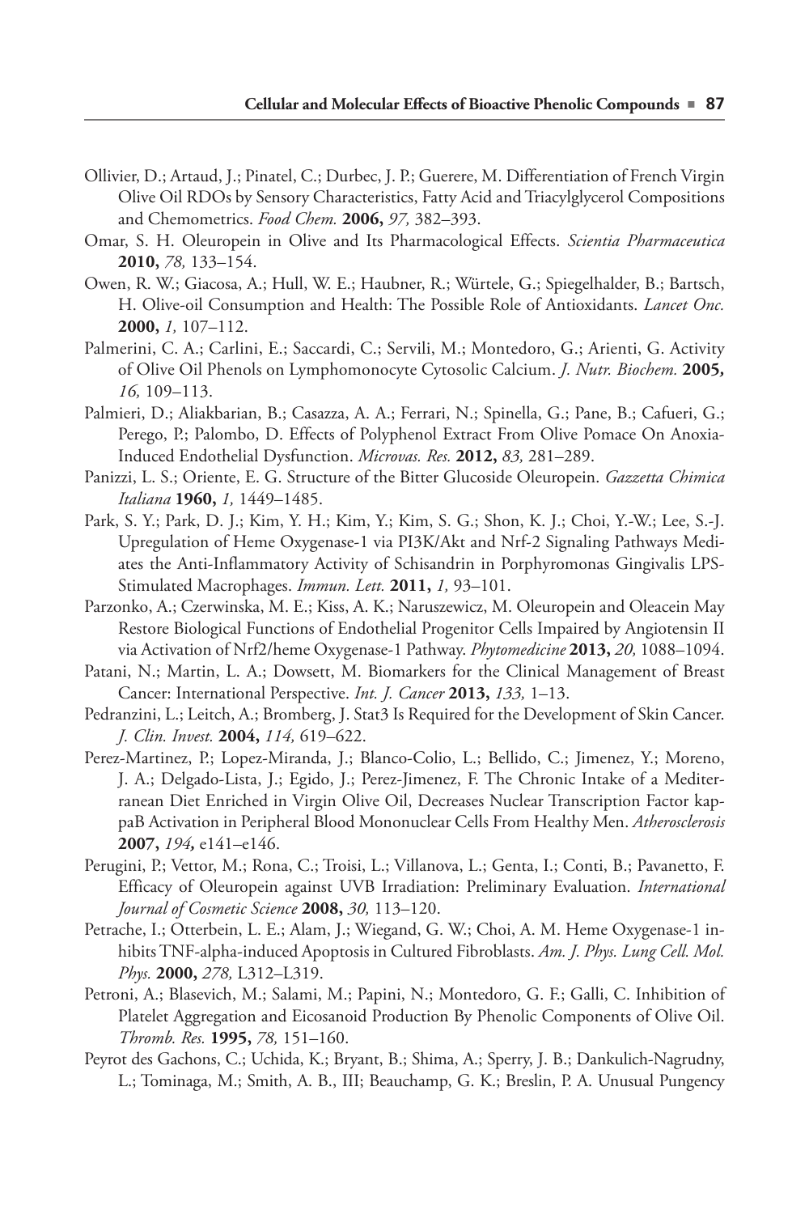Ollivier, D.; Artaud, J.; Pinatel, C.; Durbec, J. P.; Guerere, M. Differentiation of French Virgin Olive Oil RDOs by Sensory Characteristics, Fatty Acid and Triacylglycerol Compositions and Chemometrics. *Food Chem.* **2006,** *97,* 382–393.

Omar, S. H. Oleuropein in Olive and Its Pharmacological Effects. *Scientia Pharmaceutica* **2010,** *78,* 133–154.

Owen, R. W.; Giacosa, A.; Hull, W. E.; Haubner, R.; Würtele, G.; Spiegelhalder, B.; Bartsch, H. Olive-oil Consumption and Health: The Possible Role of Antioxidants. *Lancet Onc.* **2000,** *1,* 107–112.

Palmerini, C. A.; Carlini, E.; Saccardi, C.; Servili, M.; Montedoro, G.; Arienti, G. Activity of Olive Oil Phenols on Lymphomonocyte Cytosolic Calcium. *J. Nutr. Biochem.* **2005,** *16,* 109–113.

Palmieri, D.; Aliakbarian, B.; Casazza, A. A.; Ferrari, N.; Spinella, G.; Pane, B.; Cafueri, G.; Perego, P.; Palombo, D. Effects of Polyphenol Extract From Olive Pomace On Anoxia-Induced Endothelial Dysfunction. *Microvas. Res.* **2012,** *83,* 281–289.

Panizzi, L. S.; Oriente, E. G. Structure of the Bitter Glucoside Oleuropein. *Gazzetta Chimica Italiana* **1960,** *1,* 1449–1485.

Park, S. Y.; Park, D. J.; Kim, Y. H.; Kim, Y.; Kim, S. G.; Shon, K. J.; Choi, Y.-W.; Lee, S.-J. Upregulation of Heme Oxygenase-1 via PI3K/Akt and Nrf-2 Signaling Pathways Mediates the Anti-Inflammatory Activity of Schisandrin in Porphyromonas Gingivalis LPS-Stimulated Macrophages. *Immun. Lett.* **2011,** *1,* 93–101.

Parzonko, A.; Czerwinska, M. E.; Kiss, A. K.; Naruszewicz, M. Oleuropein and Oleacein May Restore Biological Functions of Endothelial Progenitor Cells Impaired by Angiotensin II via Activation of Nrf2/heme Oxygenase-1 Pathway. *Phytomedicine* **2013,** *20,* 1088–1094.

Patani, N.; Martin, L. A.; Dowsett, M. Biomarkers for the Clinical Management of Breast Cancer: International Perspective. *Int. J. Cancer* **2013,** *133,* 1–13.

Pedranzini, L.; Leitch, A.; Bromberg, J. Stat3 Is Required for the Development of Skin Cancer. *J. Clin. Invest.* **2004,** *114,* 619–622.

Perez-Martinez, P.; Lopez-Miranda, J.; Blanco-Colio, L.; Bellido, C.; Jimenez, Y.; Moreno, J. A.; Delgado-Lista, J.; Egido, J.; Perez-Jimenez, F. The Chronic Intake of a Mediterranean Diet Enriched in Virgin Olive Oil, Decreases Nuclear Transcription Factor kappaB Activation in Peripheral Blood Mononuclear Cells From Healthy Men. *Atherosclerosis* **2007,** *194,* e141–e146.

Perugini, P.; Vettor, M.; Rona, C.; Troisi, L.; Villanova, L.; Genta, I.; Conti, B.; Pavanetto, F. Efficacy of Oleuropein against UVB Irradiation: Preliminary Evaluation. *International Journal of Cosmetic Science* **2008,** *30,* 113–120.

Petrache, I.; Otterbein, L. E.; Alam, J.; Wiegand, G. W.; Choi, A. M. Heme Oxygenase-1 inhibits TNF-alpha-induced Apoptosis in Cultured Fibroblasts. *Am. J. Phys. Lung Cell. Mol. Phys.* **2000,** *278,* L312–L319.

Petroni, A.; Blasevich, M.; Salami, M.; Papini, N.; Montedoro, G. F.; Galli, C. Inhibition of Platelet Aggregation and Eicosanoid Production By Phenolic Components of Olive Oil. *Thromb. Res.* **1995,** *78,* 151–160.

Peyrot des Gachons, C.; Uchida, K.; Bryant, B.; Shima, A.; Sperry, J. B.; Dankulich-Nagrudny, L.; Tominaga, M.; Smith, A. B., III; Beauchamp, G. K.; Breslin, P. A. Unusual Pungency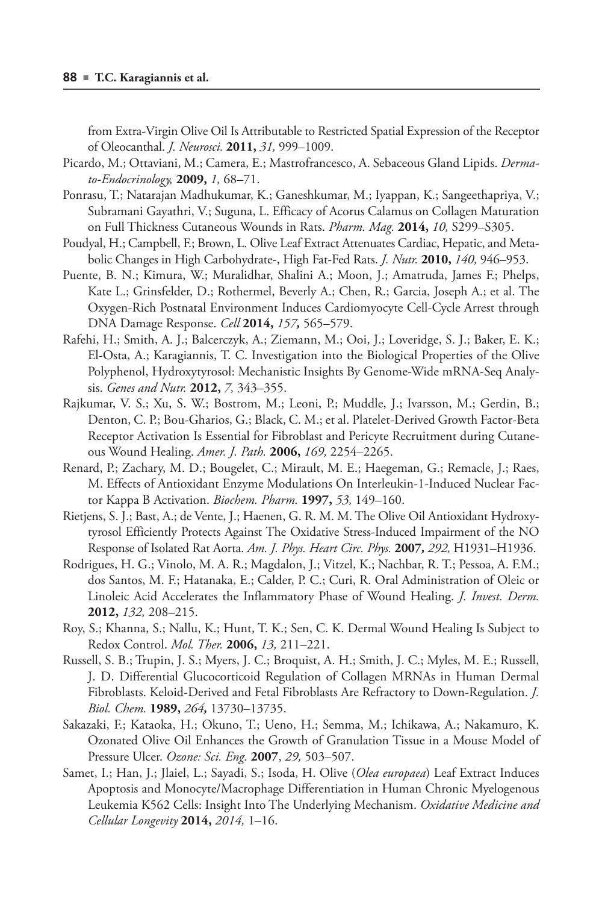from Extra-Virgin Olive Oil Is Attributable to Restricted Spatial Expression of the Receptor of Oleocanthal. *J. Neurosci.* **2011,** *31,* 999–1009.

Picardo, M.; Ottaviani, M.; Camera, E.; Mastrofrancesco, A. Sebaceous Gland Lipids. *Dermato-Endocrinology,* **2009,** *1,* 68–71.

Ponrasu, T.; Natarajan Madhukumar, K.; Ganeshkumar, M.; Iyappan, K.; Sangeethapriya, V.; Subramani Gayathri, V.; Suguna, L. Efficacy of Acorus Calamus on Collagen Maturation on Full Thickness Cutaneous Wounds in Rats. *Pharm. Mag.* **2014,** *10,* S299–S305.

Poudyal, H.; Campbell, F.; Brown, L. Olive Leaf Extract Attenuates Cardiac, Hepatic, and Metabolic Changes in High Carbohydrate-, High Fat-Fed Rats. *J. Nutr.* **2010,** *140,* 946–953.

Puente, B. N.; Kimura, W.; Muralidhar, Shalini A.; Moon, J.; Amatruda, James F.; Phelps, Kate L.; Grinsfelder, D.; Rothermel, Beverly A.; Chen, R.; Garcia, Joseph A.; et al. The Oxygen-Rich Postnatal Environment Induces Cardiomyocyte Cell-Cycle Arrest through DNA Damage Response. *Cell* **2014,** *157,* 565–579.

Rafehi, H.; Smith, A. J.; Balcerczyk, A.; Ziemann, M.; Ooi, J.; Loveridge, S. J.; Baker, E. K.; El-Osta, A.; Karagiannis, T. C. Investigation into the Biological Properties of the Olive Polyphenol, Hydroxytyrosol: Mechanistic Insights By Genome-Wide mRNA-Seq Analysis. *Genes and Nutr.* **2012,** *7,* 343–355.

Rajkumar, V. S.; Xu, S. W.; Bostrom, M.; Leoni, P.; Muddle, J.; Ivarsson, M.; Gerdin, B.; Denton, C. P.; Bou-Gharios, G.; Black, C. M.; et al. Platelet-Derived Growth Factor-Beta Receptor Activation Is Essential for Fibroblast and Pericyte Recruitment during Cutaneous Wound Healing. *Amer. J. Path.* **2006,** *169,* 2254–2265.

Renard, P.; Zachary, M. D.; Bougelet, C.; Mirault, M. E.; Haegeman, G.; Remacle, J.; Raes, M. Effects of Antioxidant Enzyme Modulations On Interleukin-1-Induced Nuclear Factor Kappa B Activation. *Biochem. Pharm.* **1997,** *53,* 149–160.

Rietjens, S. J.; Bast, A.; de Vente, J.; Haenen, G. R. M. M. The Olive Oil Antioxidant Hydroxytyrosol Efficiently Protects Against The Oxidative Stress-Induced Impairment of the NO Response of Isolated Rat Aorta. *Am. J. Phys. Heart Circ. Phys.* **2007,** *292,* H1931–H1936.

Rodrigues, H. G.; Vinolo, M. A. R.; Magdalon, J.; Vitzel, K.; Nachbar, R. T.; Pessoa, A. F.M.; dos Santos, M. F.; Hatanaka, E.; Calder, P. C.; Curi, R. Oral Administration of Oleic or Linoleic Acid Accelerates the Inflammatory Phase of Wound Healing. *J. Invest. Derm.* **2012,** *132,* 208–215.

Roy, S.; Khanna, S.; Nallu, K.; Hunt, T. K.; Sen, C. K. Dermal Wound Healing Is Subject to Redox Control. *Mol. Ther.* **2006,** *13,* 211–221.

Russell, S. B.; Trupin, J. S.; Myers, J. C.; Broquist, A. H.; Smith, J. C.; Myles, M. E.; Russell, J. D. Differential Glucocorticoid Regulation of Collagen MRNAs in Human Dermal Fibroblasts. Keloid-Derived and Fetal Fibroblasts Are Refractory to Down-Regulation. *J. Biol. Chem.* **1989,** *264,* 13730–13735.

Sakazaki, F.; Kataoka, H.; Okuno, T.; Ueno, H.; Semma, M.; Ichikawa, A.; Nakamuro, K. Ozonated Olive Oil Enhances the Growth of Granulation Tissue in a Mouse Model of Pressure Ulcer. *Ozone: Sci. Eng.* **2007**, *29,* 503–507.

Samet, I.; Han, J.; Jlaiel, L.; Sayadi, S.; Isoda, H. Olive (*Olea europaea*) Leaf Extract Induces Apoptosis and Monocyte/Macrophage Differentiation in Human Chronic Myelogenous Leukemia K562 Cells: Insight Into The Underlying Mechanism. *Oxidative Medicine and Cellular Longevity* **2014,** *2014,* 1–16.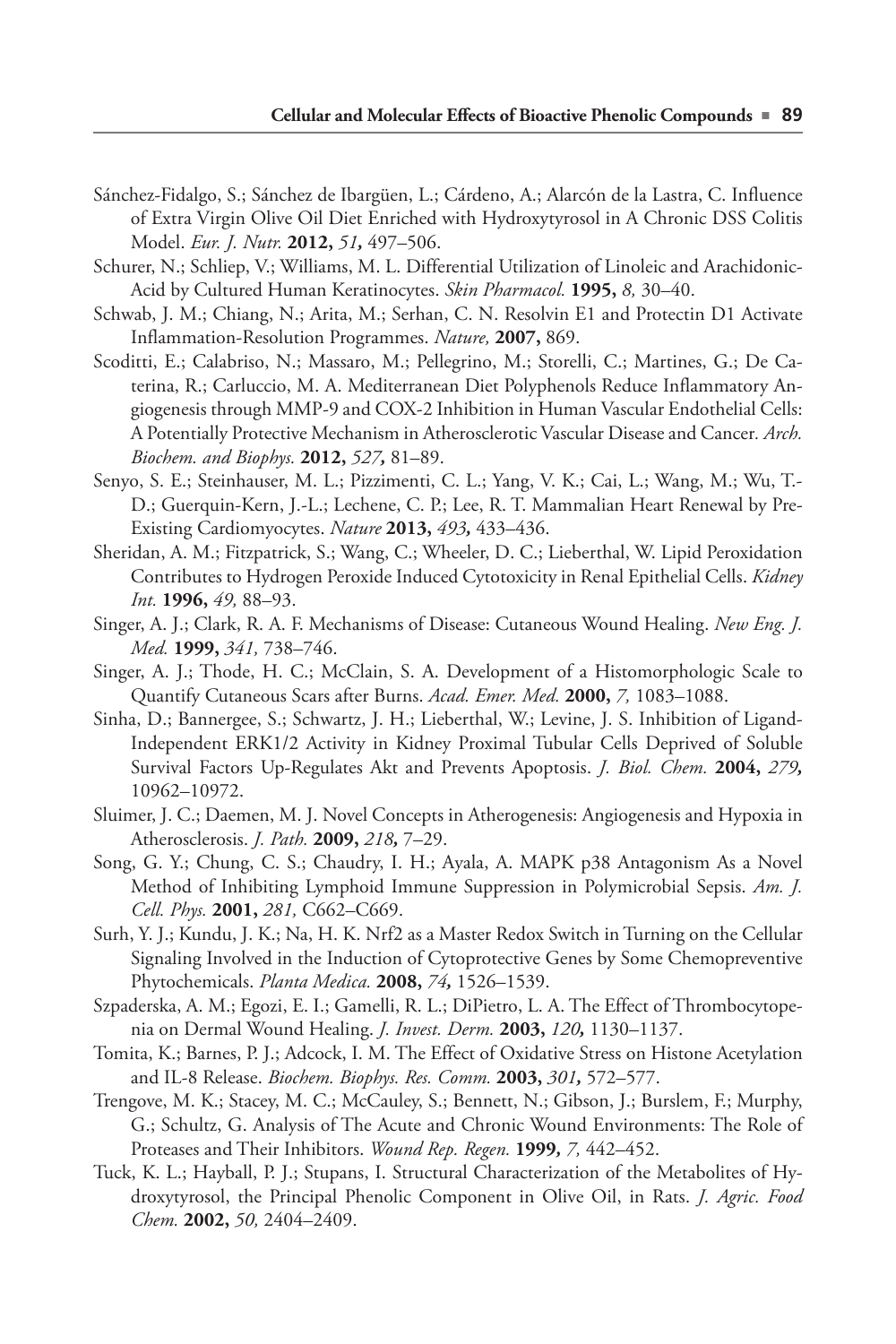Sánchez-Fidalgo, S.; Sánchez de Ibargüen, L.; Cárdeno, A.; Alarcón de la Lastra, C. Influence of Extra Virgin Olive Oil Diet Enriched with Hydroxytyrosol in A Chronic DSS Colitis Model. *Eur. J. Nutr.* **2012,** *51,* 497–506.

Schurer, N.; Schliep, V.; Williams, M. L. Differential Utilization of Linoleic and Arachidonic-Acid by Cultured Human Keratinocytes. *Skin Pharmacol.* **1995,** *8,* 30–40.

Schwab, J. M.; Chiang, N.; Arita, M.; Serhan, C. N. Resolvin E1 and Protectin D1 Activate Inflammation-Resolution Programmes. *Nature,* **2007,** 869.

Scoditti, E.; Calabriso, N.; Massaro, M.; Pellegrino, M.; Storelli, C.; Martines, G.; De Caterina, R.; Carluccio, M. A. Mediterranean Diet Polyphenols Reduce Inflammatory Angiogenesis through MMP-9 and COX-2 Inhibition in Human Vascular Endothelial Cells: A Potentially Protective Mechanism in Atherosclerotic Vascular Disease and Cancer. *Arch. Biochem. and Biophys.* **2012,** *527,* 81–89.

Senyo, S. E.; Steinhauser, M. L.; Pizzimenti, C. L.; Yang, V. K.; Cai, L.; Wang, M.; Wu, T.-D.; Guerquin-Kern, J.-L.; Lechene, C. P.; Lee, R. T. Mammalian Heart Renewal by Pre-Existing Cardiomyocytes. *Nature* **2013,** *493,* 433–436.

Sheridan, A. M.; Fitzpatrick, S.; Wang, C.; Wheeler, D. C.; Lieberthal, W. Lipid Peroxidation Contributes to Hydrogen Peroxide Induced Cytotoxicity in Renal Epithelial Cells. *Kidney Int.* **1996,** *49,* 88–93.

Singer, A. J.; Clark, R. A. F. Mechanisms of Disease: Cutaneous Wound Healing. *New Eng. J. Med.* **1999,** *341,* 738–746.

Singer, A. J.; Thode, H. C.; McClain, S. A. Development of a Histomorphologic Scale to Quantify Cutaneous Scars after Burns. *Acad. Emer. Med.* **2000,** *7,* 1083–1088.

Sinha, D.; Bannergee, S.; Schwartz, J. H.; Lieberthal, W.; Levine, J. S. Inhibition of Ligand-Independent ERK1/2 Activity in Kidney Proximal Tubular Cells Deprived of Soluble Survival Factors Up-Regulates Akt and Prevents Apoptosis. *J. Biol. Chem.* **2004,** *279,* 10962–10972.

Sluimer, J. C.; Daemen, M. J. Novel Concepts in Atherogenesis: Angiogenesis and Hypoxia in Atherosclerosis. *J. Path.* **2009,** *218,* 7–29.

Song, G. Y.; Chung, C. S.; Chaudry, I. H.; Ayala, A. MAPK p38 Antagonism As a Novel Method of Inhibiting Lymphoid Immune Suppression in Polymicrobial Sepsis. *Am. J. Cell. Phys.* **2001,** *281,* C662–C669.

Surh, Y. J.; Kundu, J. K.; Na, H. K. Nrf2 as a Master Redox Switch in Turning on the Cellular Signaling Involved in the Induction of Cytoprotective Genes by Some Chemopreventive Phytochemicals. *Planta Medica.* **2008,** *74,* 1526–1539.

Szpaderska, A. M.; Egozi, E. I.; Gamelli, R. L.; DiPietro, L. A. The Effect of Thrombocytopenia on Dermal Wound Healing. *J. Invest. Derm.* **2003,** *120,* 1130–1137.

Tomita, K.; Barnes, P. J.; Adcock, I. M. The Effect of Oxidative Stress on Histone Acetylation and IL-8 Release. *Biochem. Biophys. Res. Comm.* **2003,** *301,* 572–577.

Trengove, M. K.; Stacey, M. C.; McCauley, S.; Bennett, N.; Gibson, J.; Burslem, F.; Murphy, G.; Schultz, G. Analysis of The Acute and Chronic Wound Environments: The Role of Proteases and Their Inhibitors. *Wound Rep. Regen.* **1999,** *7,* 442–452.

Tuck, K. L.; Hayball, P. J.; Stupans, I. Structural Characterization of the Metabolites of Hydroxytyrosol, the Principal Phenolic Component in Olive Oil, in Rats. *J. Agric. Food Chem.* **2002,** *50,* 2404–2409.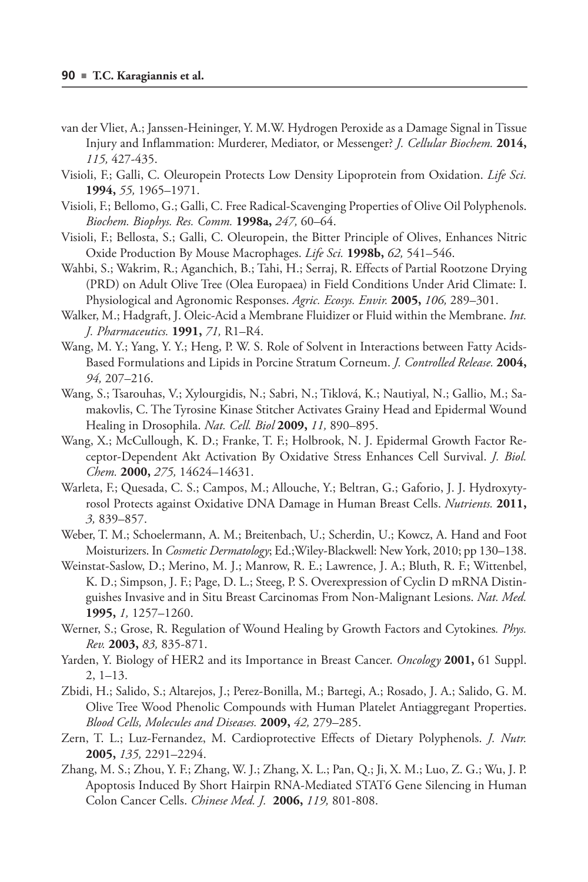van der Vliet, A.; Janssen-Heininger, Y. M.W. Hydrogen Peroxide as a Damage Signal in Tissue Injury and Inflammation: Murderer, Mediator, or Messenger? *J. Cellular Biochem.* **2014,** *115,* 427-435.

Visioli, F.; Galli, C. Oleuropein Protects Low Density Lipoprotein from Oxidation. *Life Sci.* **1994,** *55,* 1965–1971.

Visioli, F.; Bellomo, G.; Galli, C. Free Radical-Scavenging Properties of Olive Oil Polyphenols. *Biochem. Biophys. Res. Comm.* **1998a,** *247,* 60–64.

Visioli, F.; Bellosta, S.; Galli, C. Oleuropein, the Bitter Principle of Olives, Enhances Nitric Oxide Production By Mouse Macrophages. *Life Sci.* **1998b,** *62,* 541–546.

Wahbi, S.; Wakrim, R.; Aganchich, B.; Tahi, H.; Serraj, R. Effects of Partial Rootzone Drying (PRD) on Adult Olive Tree (Olea Europaea) in Field Conditions Under Arid Climate: I. Physiological and Agronomic Responses. *Agric. Ecosys. Envir.* **2005,** *106,* 289–301.

Walker, M.; Hadgraft, J. Oleic-Acid a Membrane Fluidizer or Fluid within the Membrane. *Int. J. Pharmaceutics.* **1991,** *71,* R1–R4.

Wang, M. Y.; Yang, Y. Y.; Heng, P. W. S. Role of Solvent in Interactions between Fatty Acids-Based Formulations and Lipids in Porcine Stratum Corneum. *J. Controlled Release.* **2004,** *94,* 207–216.

Wang, S.; Tsarouhas, V.; Xylourgidis, N.; Sabri, N.; Tiklová, K.; Nautiyal, N.; Gallio, M.; Samakovlis, C. The Tyrosine Kinase Stitcher Activates Grainy Head and Epidermal Wound Healing in Drosophila. *Nat. Cell. Biol* **2009,** *11,* 890–895.

Wang, X.; McCullough, K. D.; Franke, T. F.; Holbrook, N. J. Epidermal Growth Factor Receptor-Dependent Akt Activation By Oxidative Stress Enhances Cell Survival. *J. Biol. Chem.* **2000,** *275,* 14624–14631.

Warleta, F.; Quesada, C. S.; Campos, M.; Allouche, Y.; Beltran, G.; Gaforio, J. J. Hydroxytyrosol Protects against Oxidative DNA Damage in Human Breast Cells. *Nutrients.* **2011,** *3,* 839–857.

Weber, T. M.; Schoelermann, A. M.; Breitenbach, U.; Scherdin, U.; Kowcz, A. Hand and Foot Moisturizers. In *Cosmetic Dermatology*; Ed.;Wiley-Blackwell: New York, 2010; pp 130–138.

Weinstat-Saslow, D.; Merino, M. J.; Manrow, R. E.; Lawrence, J. A.; Bluth, R. F.; Wittenbel, K. D.; Simpson, J. F.; Page, D. L.; Steeg, P. S. Overexpression of Cyclin D mRNA Distinguishes Invasive and in Situ Breast Carcinomas From Non-Malignant Lesions. *Nat. Med.* **1995,** *1,* 1257–1260.

Werner, S.; Grose, R. Regulation of Wound Healing by Growth Factors and Cytokines*. Phys. Rev.* **2003,** *83,* 835-871.

Yarden, Y. Biology of HER2 and its Importance in Breast Cancer. *Oncology* **2001,** 61 Suppl. 2, 1–13.

Zbidi, H.; Salido, S.; Altarejos, J.; Perez-Bonilla, M.; Bartegi, A.; Rosado, J. A.; Salido, G. M. Olive Tree Wood Phenolic Compounds with Human Platelet Antiaggregant Properties. *Blood Cells, Molecules and Diseases.* **2009,** *42,* 279–285.

Zern, T. L.; Luz-Fernandez, M. Cardioprotective Effects of Dietary Polyphenols. *J. Nutr.* **2005,** *135,* 2291–2294.

Zhang, M. S.; Zhou, Y. F.; Zhang, W. J.; Zhang, X. L.; Pan, Q.; Ji, X. M.; Luo, Z. G.; Wu, J. P. Apoptosis Induced By Short Hairpin RNA-Mediated STAT6 Gene Silencing in Human Colon Cancer Cells. *Chinese Med. J.* **2006,** *119,* 801-808.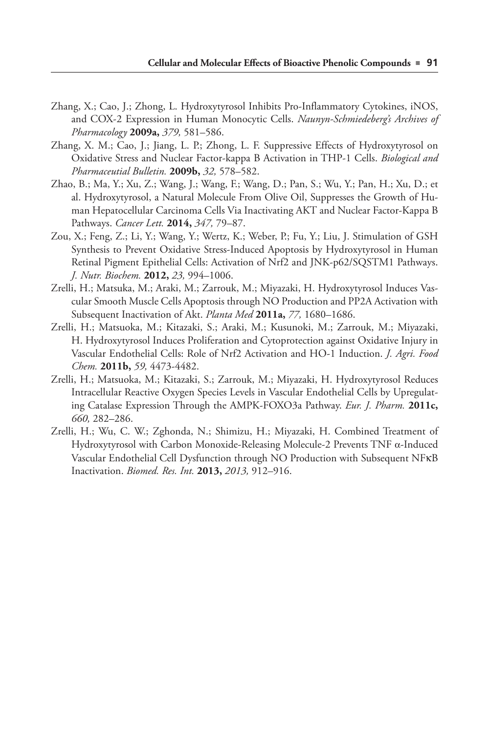Zhang, X.; Cao, J.; Zhong, L. Hydroxytyrosol Inhibits Pro-Inflammatory Cytokines, iNOS, and COX-2 Expression in Human Monocytic Cells. *Naunyn-Schmiedeberg's Archives of Pharmacology* **2009a,** *379,* 581–586.

Zhang, X. M.; Cao, J.; Jiang, L. P.; Zhong, L. F. Suppressive Effects of Hydroxytyrosol on Oxidative Stress and Nuclear Factor-kappa B Activation in THP-1 Cells. *Biological and Pharmaceutial Bulletin.* **2009b,** *32,* 578–582.

Zhao, B.; Ma, Y.; Xu, Z.; Wang, J.; Wang, F.; Wang, D.; Pan, S.; Wu, Y.; Pan, H.; Xu, D.; et al. Hydroxytyrosol, a Natural Molecule From Olive Oil, Suppresses the Growth of Human Hepatocellular Carcinoma Cells Via Inactivating AKT and Nuclear Factor-Kappa B Pathways. *Cancer Lett.* **2014,** *347,* 79–87.

Zou, X.; Feng, Z.; Li, Y.; Wang, Y.; Wertz, K.; Weber, P.; Fu, Y.; Liu, J. Stimulation of GSH Synthesis to Prevent Oxidative Stress-Induced Apoptosis by Hydroxytyrosol in Human Retinal Pigment Epithelial Cells: Activation of Nrf2 and JNK-p62/SQSTM1 Pathways. *J. Nutr. Biochem.* **2012,** *23,* 994–1006.

Zrelli, H.; Matsuka, M.; Araki, M.; Zarrouk, M.; Miyazaki, H. Hydroxytyrosol Induces Vascular Smooth Muscle Cells Apoptosis through NO Production and PP2A Activation with Subsequent Inactivation of Akt. *Planta Med* **2011a,** *77,* 1680–1686.

Zrelli, H.; Matsuoka, M.; Kitazaki, S.; Araki, M.; Kusunoki, M.; Zarrouk, M.; Miyazaki, H. Hydroxytyrosol Induces Proliferation and Cytoprotection against Oxidative Injury in Vascular Endothelial Cells: Role of Nrf2 Activation and HO-1 Induction. *J. Agri. Food Chem.* **2011b,** *59,* 4473-4482.

Zrelli, H.; Matsuoka, M.; Kitazaki, S.; Zarrouk, M.; Miyazaki, H. Hydroxytyrosol Reduces Intracellular Reactive Oxygen Species Levels in Vascular Endothelial Cells by Upregulating Catalase Expression Through the AMPK-FOXO3a Pathway. *Eur. J. Pharm.* **2011c,** *660,* 282–286.

Zrelli, H.; Wu, C. W.; Zghonda, N.; Shimizu, H.; Miyazaki, H. Combined Treatment of Hydroxytyrosol with Carbon Monoxide-Releasing Molecule-2 Prevents TNF α-Induced Vascular Endothelial Cell Dysfunction through NO Production with Subsequent NFκB Inactivation. *Biomed. Res. Int.* **2013,** *2013,* 912–916.